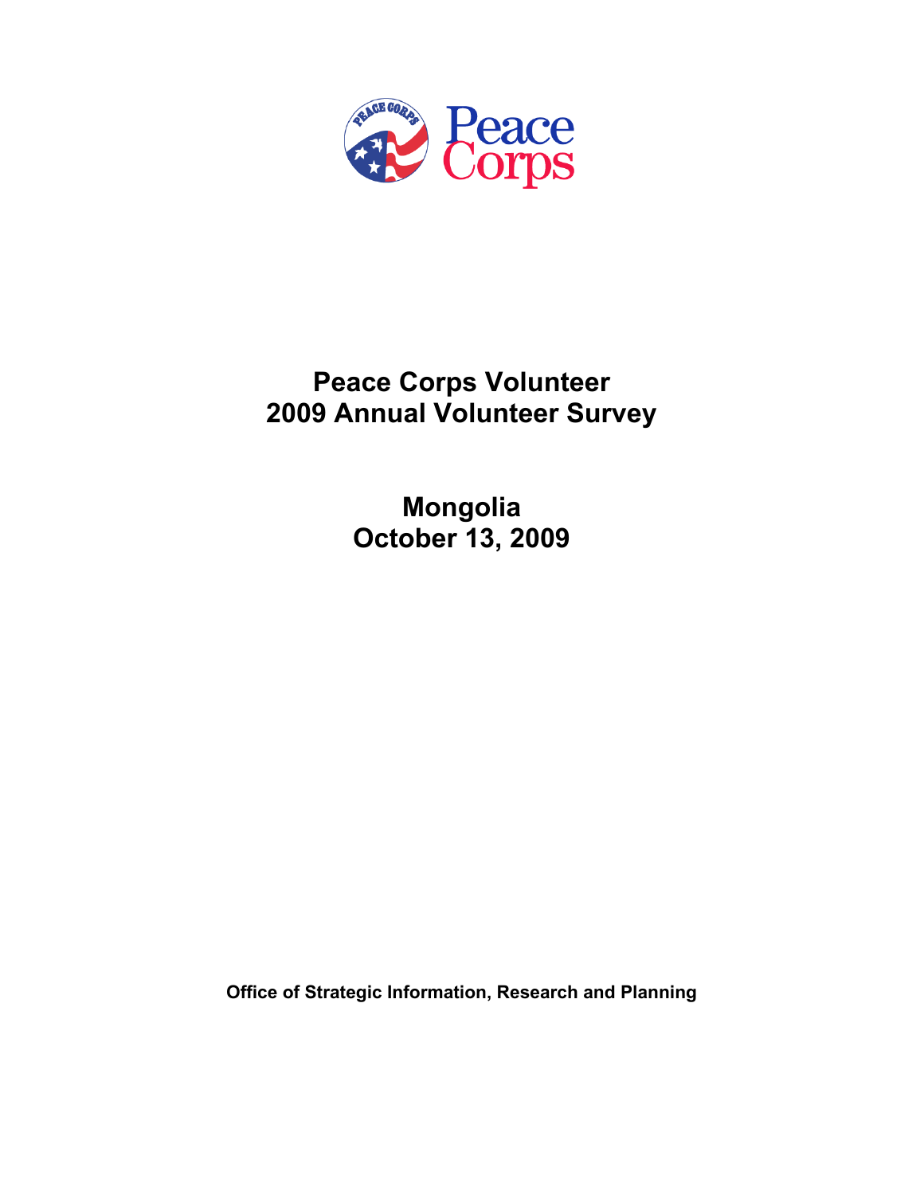# Peace Corps Volunteer
# 2009 Annual Volunteer Survey

## Mongolia
## October 13, 2009

**Office of Strategic Information, Research and Planning**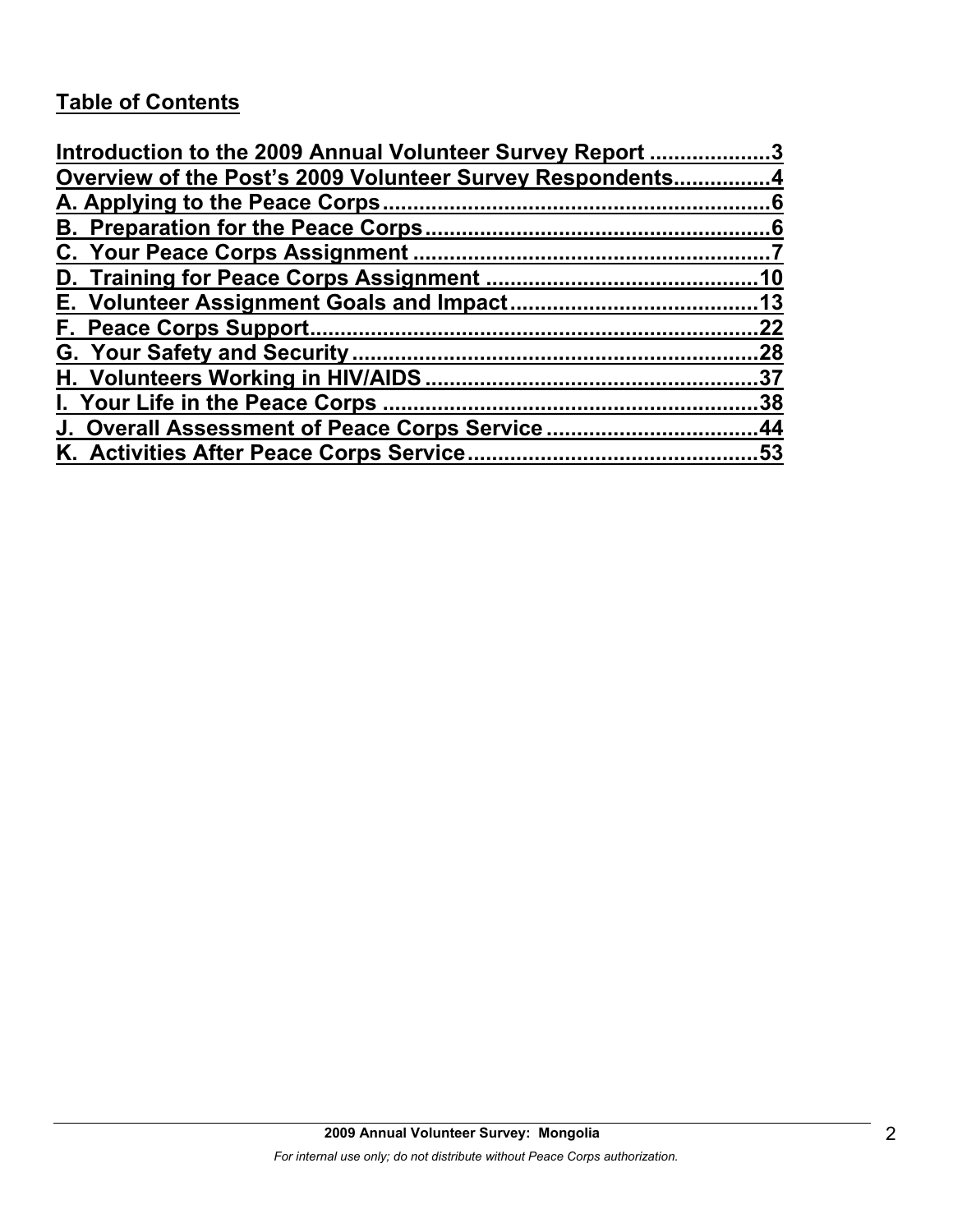**Table of Contents**

Introduction to the 2009 Annual Volunteer Survey Report ....................3
Overview of the Post's 2009 Volunteer Survey Respondents................4
A. Applying to the Peace Corps................................................................6
B. Preparation for the Peace Corps.........................................................6
C. Your Peace Corps Assignment ..........................................................7
D. Training for Peace Corps Assignment ............................................10
E. Volunteer Assignment Goals and Impact........................................13
F. Peace Corps Support.........................................................................22
G. Your Safety and Security...................................................................28
H. Volunteers Working in HIV/AIDS.......................................................37
I. Your Life in the Peace Corps .............................................................38
J. Overall Assessment of Peace Corps Service ..................................44
K. Activities After Peace Corps Service...............................................53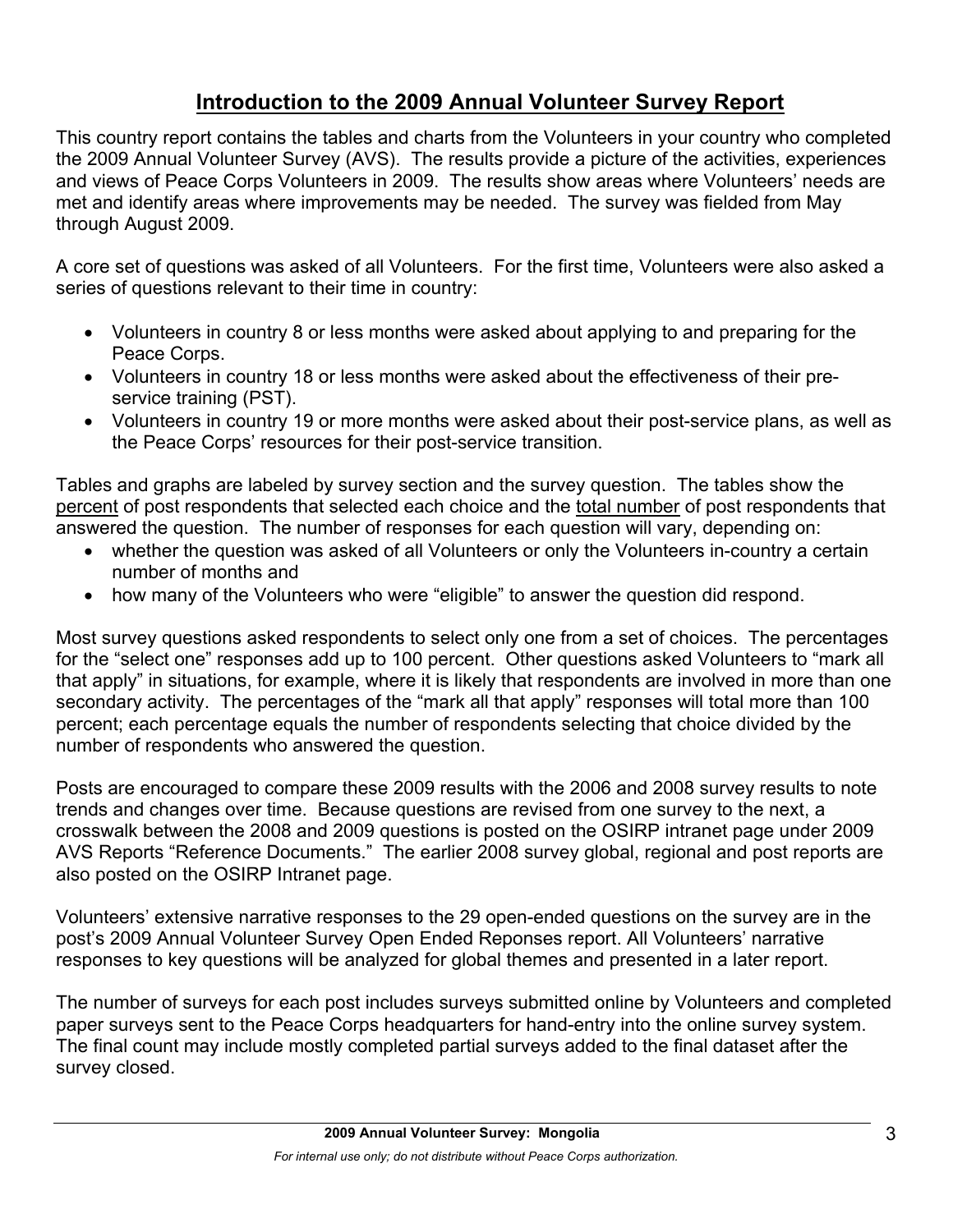# Introduction to the 2009 Annual Volunteer Survey Report

This country report contains the tables and charts from the Volunteers in your country who completed the 2009 Annual Volunteer Survey (AVS). The results provide a picture of the activities, experiences and views of Peace Corps Volunteers in 2009. The results show areas where Volunteers' needs are met and identify areas where improvements may be needed. The survey was fielded from May through August 2009.

A core set of questions was asked of all Volunteers. For the first time, Volunteers were also asked a series of questions relevant to their time in country:

- Volunteers in country 8 or less months were asked about applying to and preparing for the Peace Corps.
- Volunteers in country 18 or less months were asked about the effectiveness of their pre-service training (PST).
- Volunteers in country 19 or more months were asked about their post-service plans, as well as the Peace Corps' resources for their post-service transition.

Tables and graphs are labeled by survey section and the survey question. The tables show the percent of post respondents that selected each choice and the total number of post respondents that answered the question. The number of responses for each question will vary, depending on:

- whether the question was asked of all Volunteers or only the Volunteers in-country a certain number of months and
- how many of the Volunteers who were "eligible" to answer the question did respond.

Most survey questions asked respondents to select only one from a set of choices. The percentages for the "select one" responses add up to 100 percent. Other questions asked Volunteers to "mark all that apply" in situations, for example, where it is likely that respondents are involved in more than one secondary activity. The percentages of the "mark all that apply" responses will total more than 100 percent; each percentage equals the number of respondents selecting that choice divided by the number of respondents who answered the question.

Posts are encouraged to compare these 2009 results with the 2006 and 2008 survey results to note trends and changes over time. Because questions are revised from one survey to the next, a crosswalk between the 2008 and 2009 questions is posted on the OSIRP intranet page under 2009 AVS Reports "Reference Documents." The earlier 2008 survey global, regional and post reports are also posted on the OSIRP Intranet page.

Volunteers' extensive narrative responses to the 29 open-ended questions on the survey are in the post's 2009 Annual Volunteer Survey Open Ended Reponses report. All Volunteers' narrative responses to key questions will be analyzed for global themes and presented in a later report.

The number of surveys for each post includes surveys submitted online by Volunteers and completed paper surveys sent to the Peace Corps headquarters for hand-entry into the online survey system. The final count may include mostly completed partial surveys added to the final dataset after the survey closed.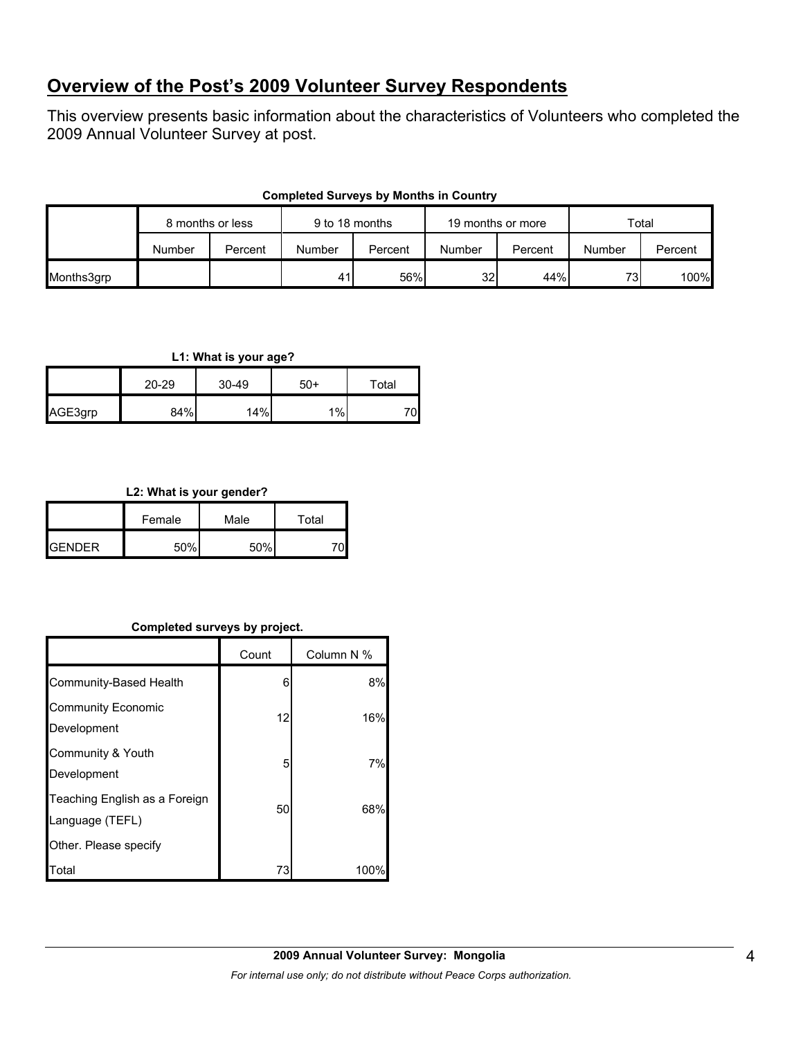## Overview of the Post's 2009 Volunteer Survey Respondents

This overview presents basic information about the characteristics of Volunteers who completed the 2009 Annual Volunteer Survey at post.

**Completed Surveys by Months in Country**

| | 8 months or less | | 9 to 18 months | | 19 months or more | | Total | |
|---|---|---|---|---|---|---|---|---|
| | Number | Percent | Number | Percent | Number | Percent | Number | Percent |
| Months3grp | | | 41 | 56% | 32 | 44% | 73 | 100% |

**L1: What is your age?**

| | 20-29 | 30-49 | 50+ | Total |
|---|---|---|---|---|
| AGE3grp | 84% | 14% | 1% | 70 |

**L2: What is your gender?**

| | Female | Male | Total |
|---|---|---|---|
| GENDER | 50% | 50% | 70 |

**Completed surveys by project.**

| | Count | Column N % |
|---|---|---|
| Community-Based Health | 6 | 8% |
| Community Economic Development | 12 | 16% |
| Community & Youth Development | 5 | 7% |
| Teaching English as a Foreign Language (TEFL) | 50 | 68% |
| Other. Please specify | | |
| Total | 73 | 100% |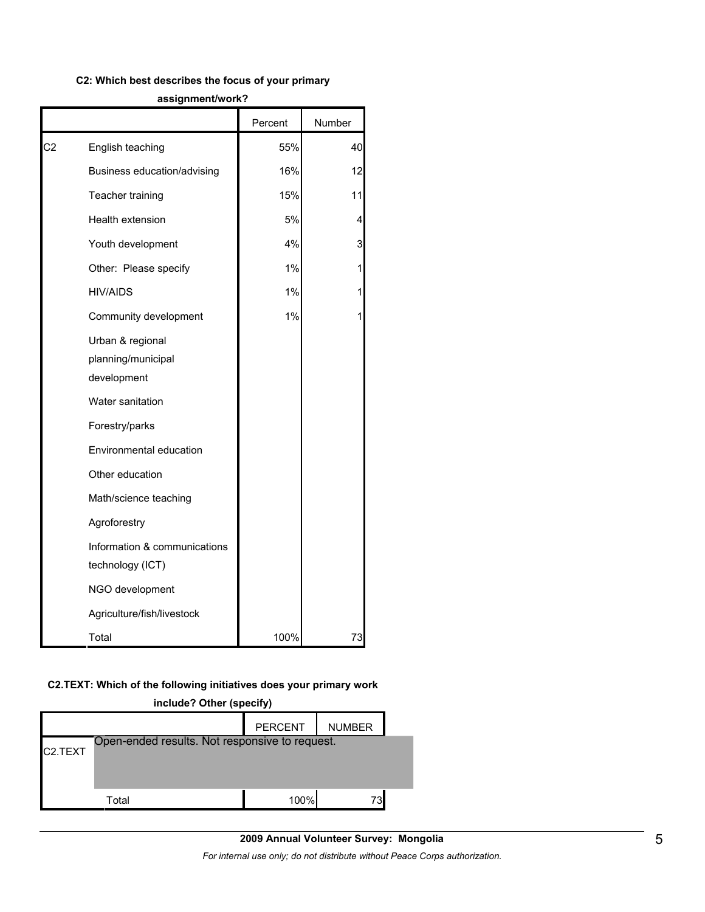**C2: Which best describes the focus of your primary assignment/work?**

| | | Percent | Number |
|---|---|---|---|
| C2 | English teaching | 55% | 40 |
| | Business education/advising | 16% | 12 |
| | Teacher training | 15% | 11 |
| | Health extension | 5% | 4 |
| | Youth development | 4% | 3 |
| | Other: Please specify | 1% | 1 |
| | HIV/AIDS | 1% | 1 |
| | Community development | 1% | 1 |
| | Urban & regional planning/municipal development | | |
| | Water sanitation | | |
| | Forestry/parks | | |
| | Environmental education | | |
| | Other education | | |
| | Math/science teaching | | |
| | Agroforestry | | |
| | Information & communications technology (ICT) | | |
| | NGO development | | |
| | Agriculture/fish/livestock | | |
| | Total | 100% | 73 |

**C2.TEXT: Which of the following initiatives does your primary work include? Other (specify)**

| | | PERCENT | NUMBER |
|---|---|---|---|
| C2.TEXT | Open-ended results. Not responsive to request. | | |
| | Total | 100% | 73 |

**2009 Annual Volunteer Survey: Mongolia**

*For internal use only; do not distribute without Peace Corps authorization.*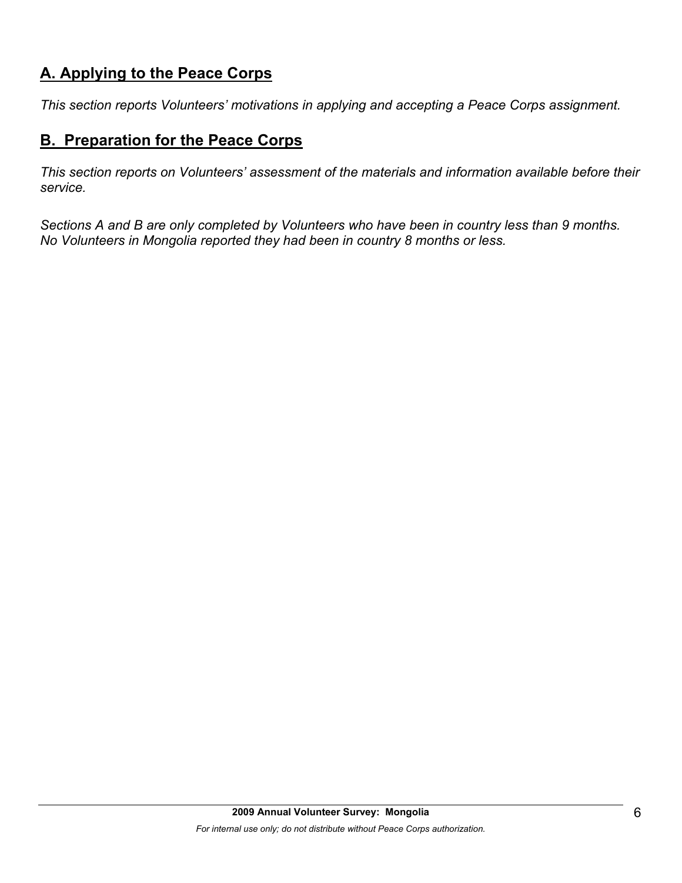## A. Applying to the Peace Corps

*This section reports Volunteers' motivations in applying and accepting a Peace Corps assignment.*

## B. Preparation for the Peace Corps

*This section reports on Volunteers' assessment of the materials and information available before their service.*

*Sections A and B are only completed by Volunteers who have been in country less than 9 months. No Volunteers in Mongolia reported they had been in country 8 months or less.*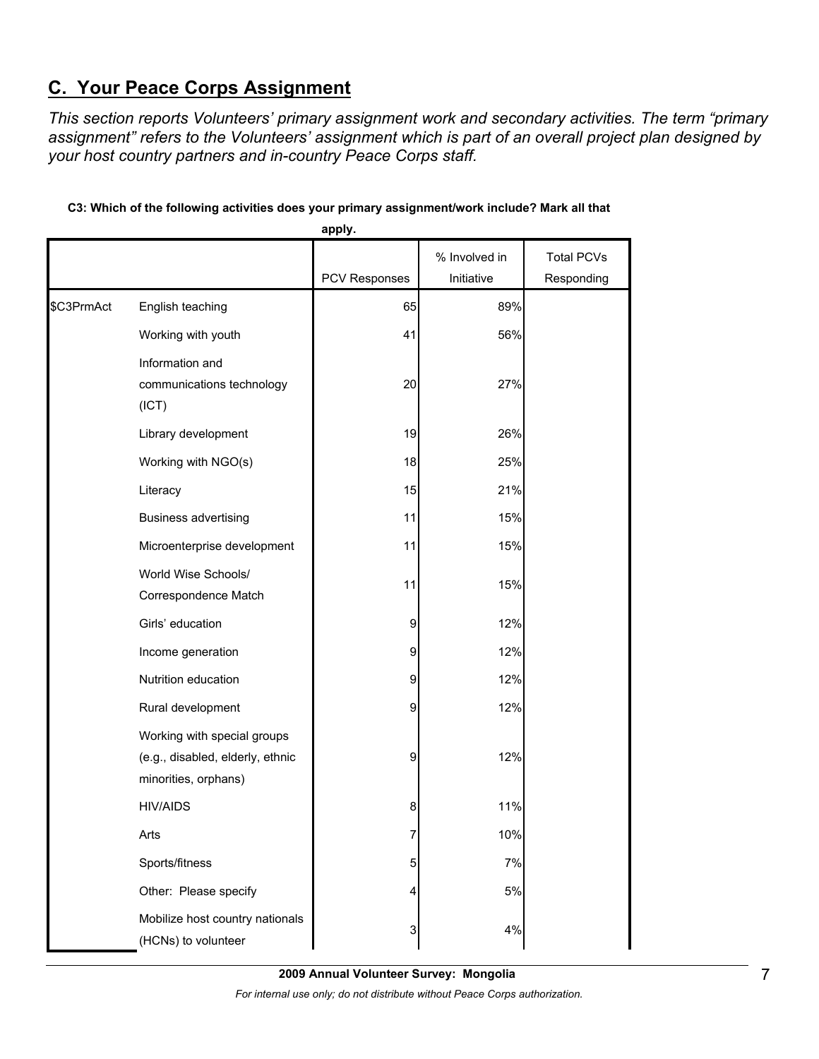## C.  Your Peace Corps Assignment

*This section reports Volunteers' primary assignment work and secondary activities. The term "primary assignment" refers to the Volunteers' assignment which is part of an overall project plan designed by your host country partners and in-country Peace Corps staff.*

**C3: Which of the following activities does your primary assignment/work include? Mark all that apply.**

| | | PCV Responses | % Involved in Initiative | Total PCVs Responding |
|---|---|---|---|---|
| $C3PrmAct | English teaching | 65 | 89% | |
| | Working with youth | 41 | 56% | |
| | Information and communications technology (ICT) | 20 | 27% | |
| | Library development | 19 | 26% | |
| | Working with NGO(s) | 18 | 25% | |
| | Literacy | 15 | 21% | |
| | Business advertising | 11 | 15% | |
| | Microenterprise development | 11 | 15% | |
| | World Wise Schools/ Correspondence Match | 11 | 15% | |
| | Girls' education | 9 | 12% | |
| | Income generation | 9 | 12% | |
| | Nutrition education | 9 | 12% | |
| | Rural development | 9 | 12% | |
| | Working with special groups (e.g., disabled, elderly, ethnic minorities, orphans) | 9 | 12% | |
| | HIV/AIDS | 8 | 11% | |
| | Arts | 7 | 10% | |
| | Sports/fitness | 5 | 7% | |
| | Other: Please specify | 4 | 5% | |
| | Mobilize host country nationals (HCNs) to volunteer | 3 | 4% | |

2009 Annual Volunteer Survey: Mongolia

*For internal use only; do not distribute without Peace Corps authorization.*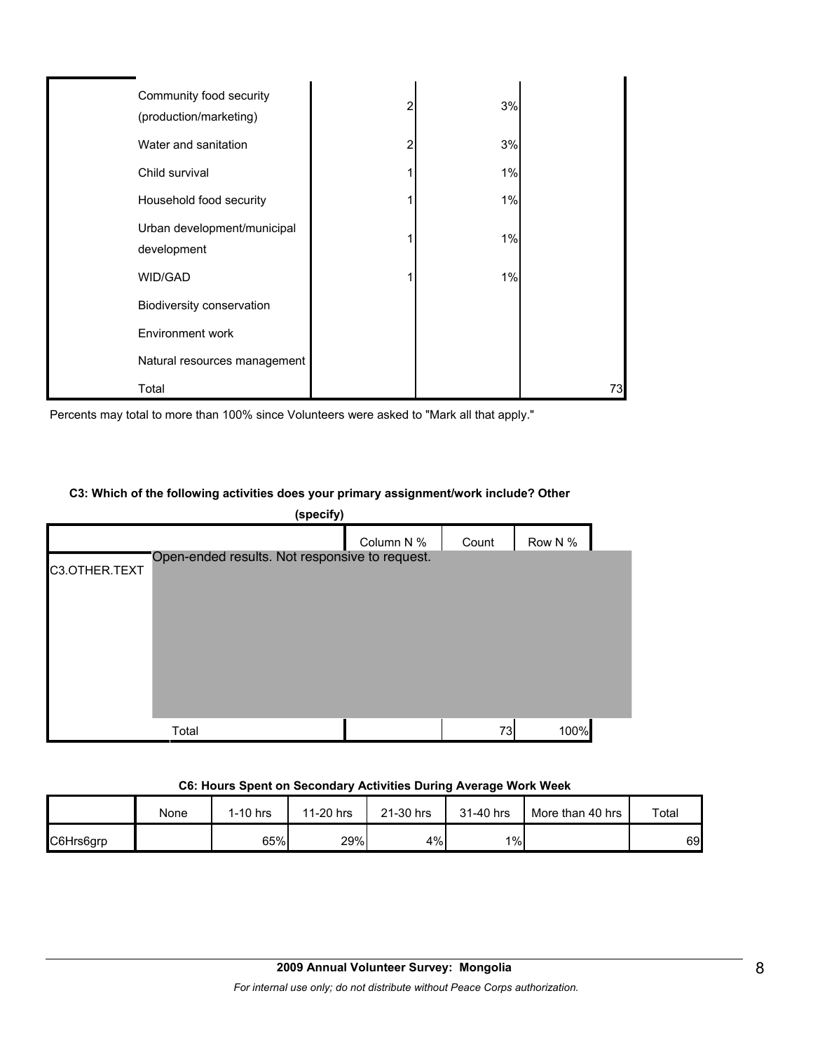| | | | | |
|---|---|---|---|---|
| | Community food security (production/marketing) | 2 | 3% | |
| | Water and sanitation | 2 | 3% | |
| | Child survival | 1 | 1% | |
| | Household food security | 1 | 1% | |
| | Urban development/municipal development | 1 | 1% | |
| | WID/GAD | 1 | 1% | |
| | Biodiversity conservation | | | |
| | Environment work | | | |
| | Natural resources management | | | |
| | Total | | | 73 |

Percents may total to more than 100% since Volunteers were asked to "Mark all that apply."

**C3: Which of the following activities does your primary assignment/work include? Other (specify)**

| | | Column N % | Count | Row N % |
|---|---|---|---|---|
| C3.OTHER.TEXT | Open-ended results. Not responsive to request. | | | |
| | Total | | 73 | 100% |

**C6: Hours Spent on Secondary Activities During Average Work Week**

| | None | 1-10 hrs | 11-20 hrs | 21-30 hrs | 31-40 hrs | More than 40 hrs | Total |
|---|---|---|---|---|---|---|---|
| C6Hrs6grp | | 65% | 29% | 4% | 1% | | 69 |

**2009 Annual Volunteer Survey: Mongolia**

*For internal use only; do not distribute without Peace Corps authorization.*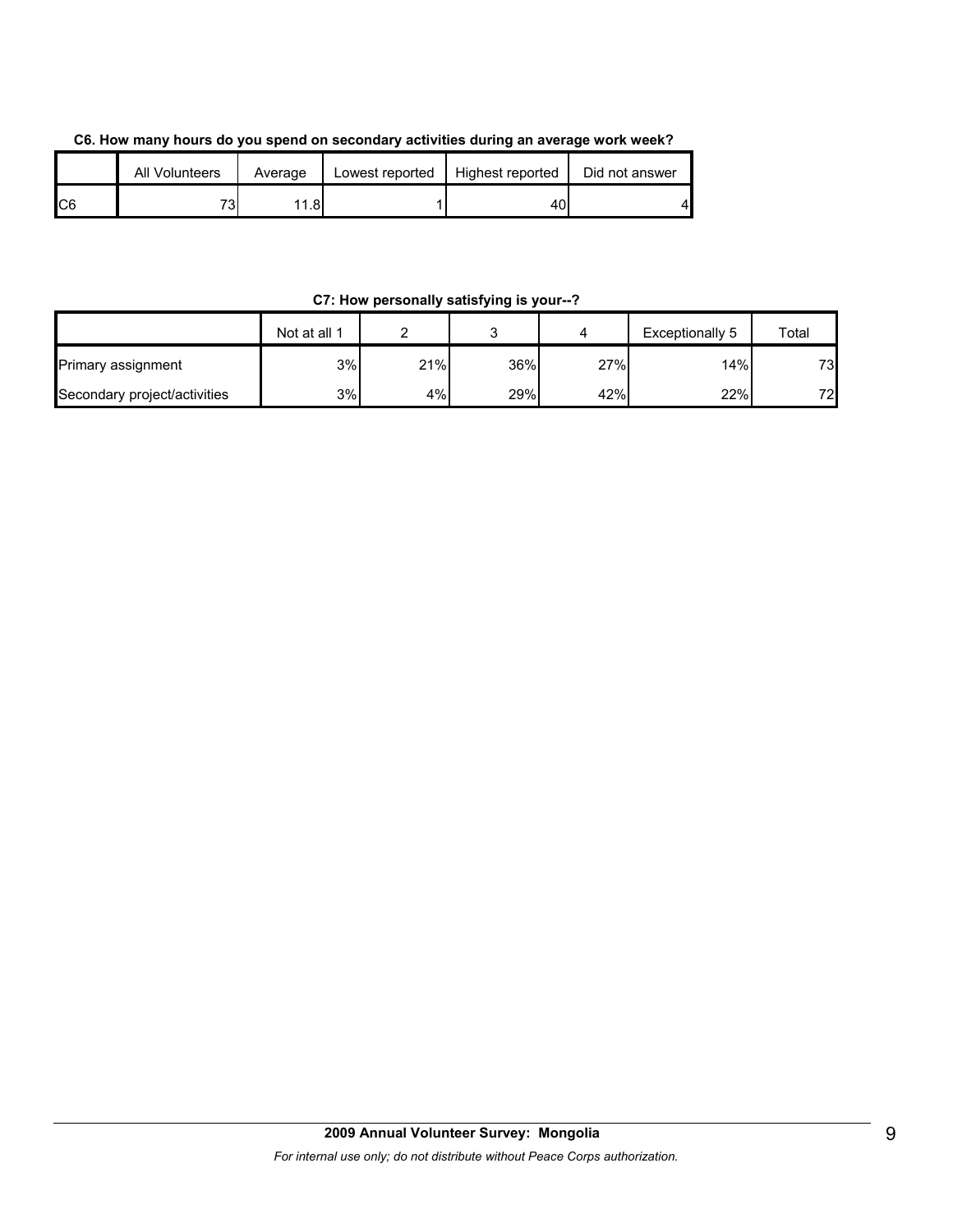**C6. How many hours do you spend on secondary activities during an average work week?**

| | All Volunteers | Average | Lowest reported | Highest reported | Did not answer |
|---|---|---|---|---|---|
| C6 | 73 | 11.8 | 1 | 40 | 4 |

**C7: How personally satisfying is your--?**

| | Not at all 1 | 2 | 3 | 4 | Exceptionally 5 | Total |
|---|---|---|---|---|---|---|
| Primary assignment | 3% | 21% | 36% | 27% | 14% | 73 |
| Secondary project/activities | 3% | 4% | 29% | 42% | 22% | 72 |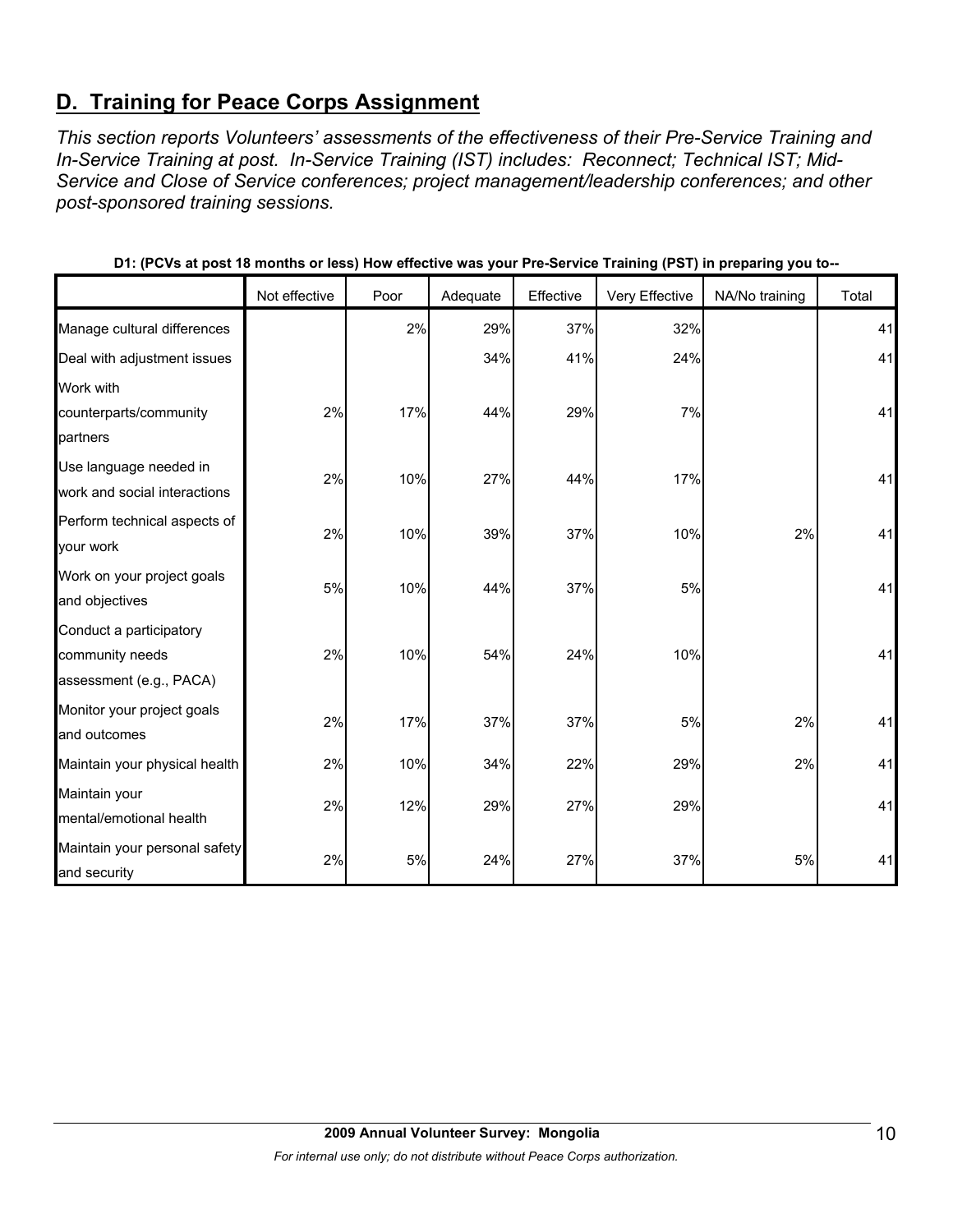## D. Training for Peace Corps Assignment

*This section reports Volunteers' assessments of the effectiveness of their Pre-Service Training and In-Service Training at post. In-Service Training (IST) includes: Reconnect; Technical IST; Mid-Service and Close of Service conferences; project management/leadership conferences; and other post-sponsored training sessions.*

**D1: (PCVs at post 18 months or less) How effective was your Pre-Service Training (PST) in preparing you to--**

| | Not effective | Poor | Adequate | Effective | Very Effective | NA/No training | Total |
|---|---|---|---|---|---|---|---|
| Manage cultural differences | | 2% | 29% | 37% | 32% | | 41 |
| Deal with adjustment issues | | | 34% | 41% | 24% | | 41 |
| Work with counterparts/community partners | 2% | 17% | 44% | 29% | 7% | | 41 |
| Use language needed in work and social interactions | 2% | 10% | 27% | 44% | 17% | | 41 |
| Perform technical aspects of your work | 2% | 10% | 39% | 37% | 10% | 2% | 41 |
| Work on your project goals and objectives | 5% | 10% | 44% | 37% | 5% | | 41 |
| Conduct a participatory community needs assessment (e.g., PACA) | 2% | 10% | 54% | 24% | 10% | | 41 |
| Monitor your project goals and outcomes | 2% | 17% | 37% | 37% | 5% | 2% | 41 |
| Maintain your physical health | 2% | 10% | 34% | 22% | 29% | 2% | 41 |
| Maintain your mental/emotional health | 2% | 12% | 29% | 27% | 29% | | 41 |
| Maintain your personal safety and security | 2% | 5% | 24% | 27% | 37% | 5% | 41 |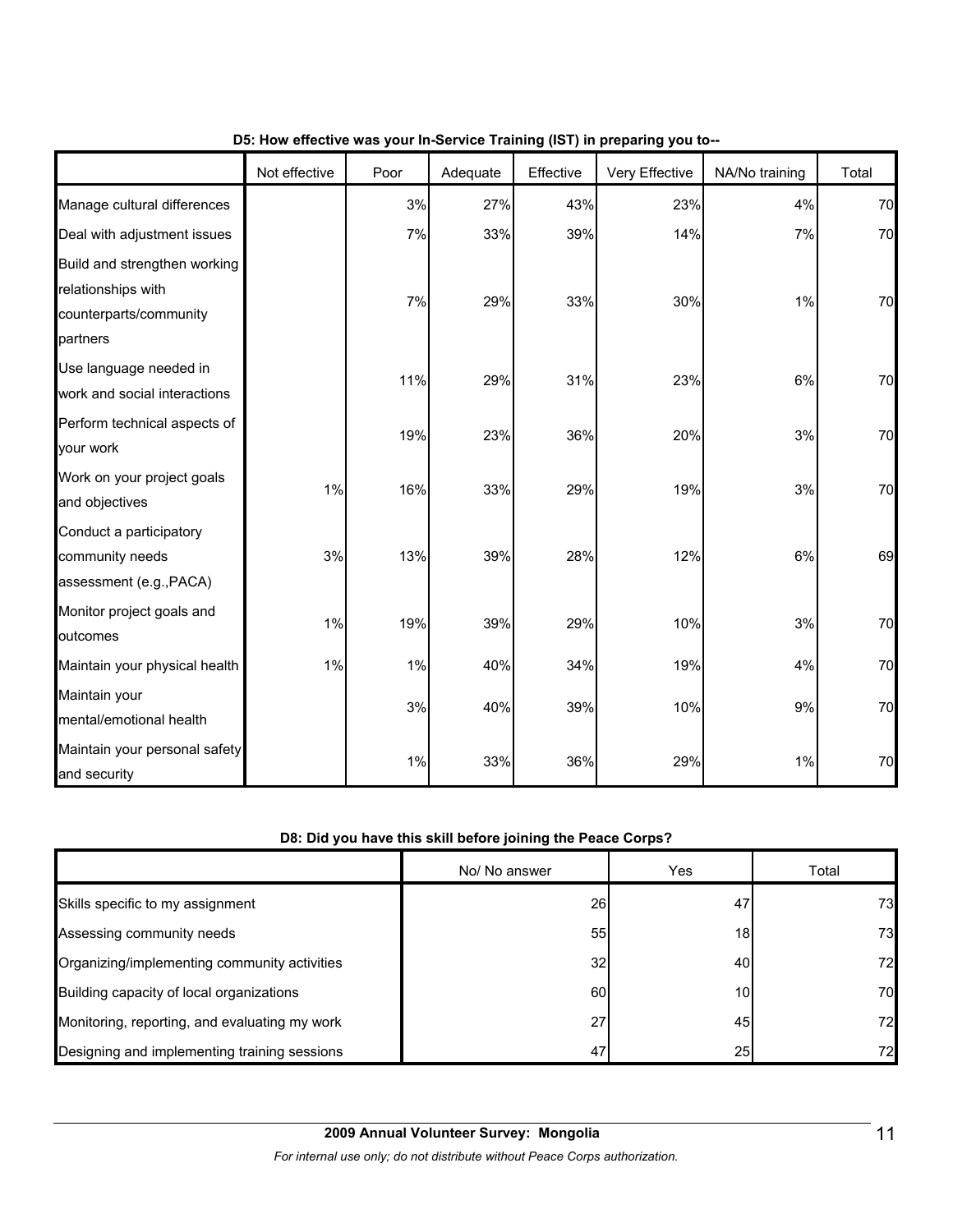**D5: How effective was your In-Service Training (IST) in preparing you to--**

| | Not effective | Poor | Adequate | Effective | Very Effective | NA/No training | Total |
|---|---|---|---|---|---|---|---|
| Manage cultural differences | | 3% | 27% | 43% | 23% | 4% | 70 |
| Deal with adjustment issues | | 7% | 33% | 39% | 14% | 7% | 70 |
| Build and strengthen working relationships with counterparts/community partners | | 7% | 29% | 33% | 30% | 1% | 70 |
| Use language needed in work and social interactions | | 11% | 29% | 31% | 23% | 6% | 70 |
| Perform technical aspects of your work | | 19% | 23% | 36% | 20% | 3% | 70 |
| Work on your project goals and objectives | 1% | 16% | 33% | 29% | 19% | 3% | 70 |
| Conduct a participatory community needs assessment (e.g.,PACA) | 3% | 13% | 39% | 28% | 12% | 6% | 69 |
| Monitor project goals and outcomes | 1% | 19% | 39% | 29% | 10% | 3% | 70 |
| Maintain your physical health | 1% | 1% | 40% | 34% | 19% | 4% | 70 |
| Maintain your mental/emotional health | | 3% | 40% | 39% | 10% | 9% | 70 |
| Maintain your personal safety and security | | 1% | 33% | 36% | 29% | 1% | 70 |

**D8: Did you have this skill before joining the Peace Corps?**

| | No/ No answer | Yes | Total |
|---|---|---|---|
| Skills specific to my assignment | 26 | 47 | 73 |
| Assessing community needs | 55 | 18 | 73 |
| Organizing/implementing community activities | 32 | 40 | 72 |
| Building capacity of local organizations | 60 | 10 | 70 |
| Monitoring, reporting, and evaluating my work | 27 | 45 | 72 |
| Designing and implementing training sessions | 47 | 25 | 72 |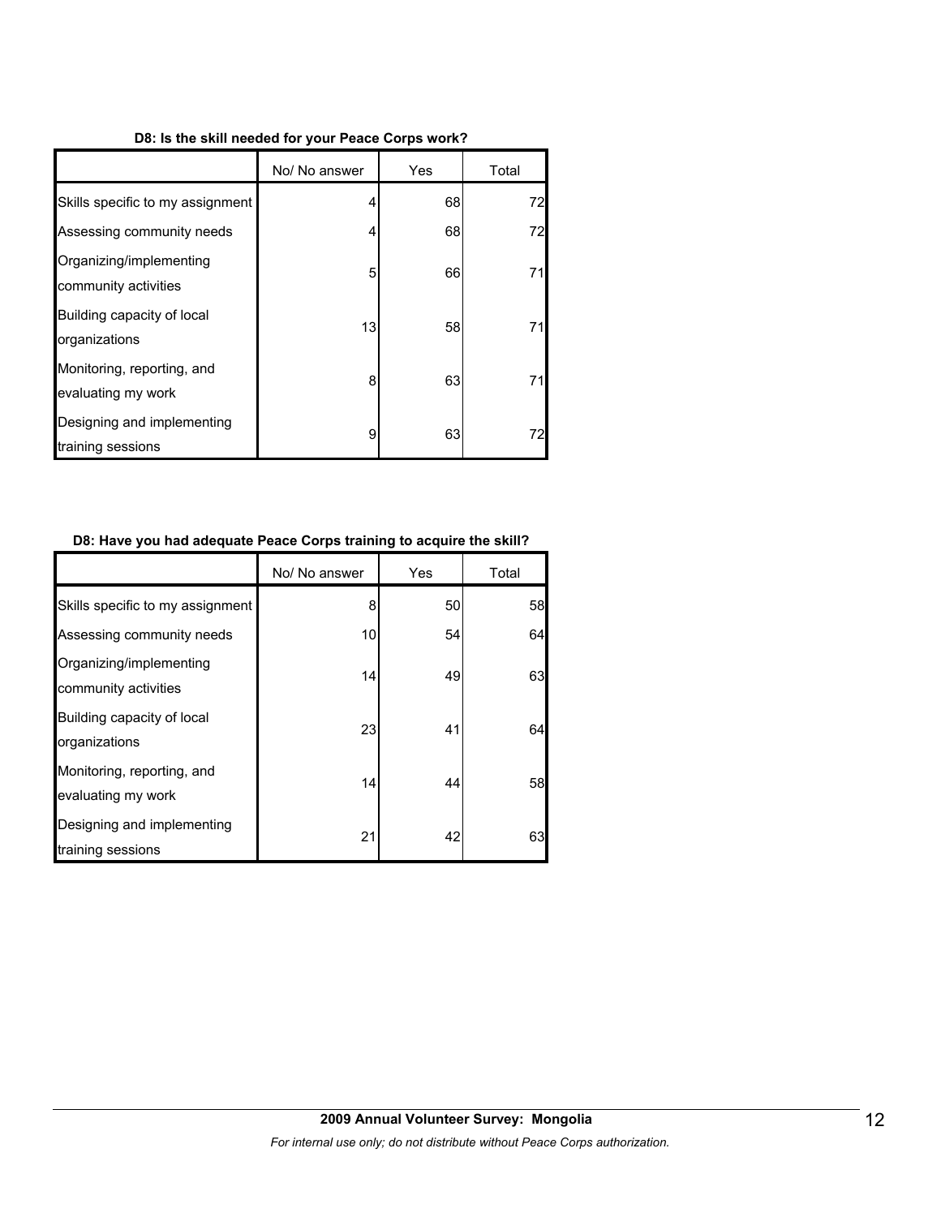**D8: Is the skill needed for your Peace Corps work?**

| | No/ No answer | Yes | Total |
|---|---|---|---|
| Skills specific to my assignment | 4 | 68 | 72 |
| Assessing community needs | 4 | 68 | 72 |
| Organizing/implementing community activities | 5 | 66 | 71 |
| Building capacity of local organizations | 13 | 58 | 71 |
| Monitoring, reporting, and evaluating my work | 8 | 63 | 71 |
| Designing and implementing training sessions | 9 | 63 | 72 |

**D8: Have you had adequate Peace Corps training to acquire the skill?**

| | No/ No answer | Yes | Total |
|---|---|---|---|
| Skills specific to my assignment | 8 | 50 | 58 |
| Assessing community needs | 10 | 54 | 64 |
| Organizing/implementing community activities | 14 | 49 | 63 |
| Building capacity of local organizations | 23 | 41 | 64 |
| Monitoring, reporting, and evaluating my work | 14 | 44 | 58 |
| Designing and implementing training sessions | 21 | 42 | 63 |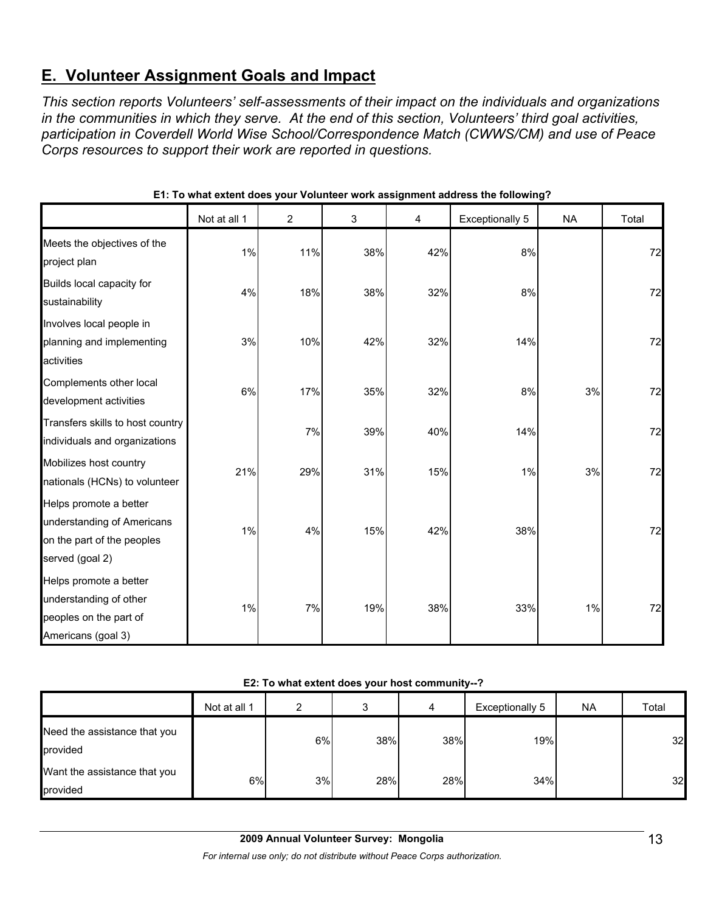## E. Volunteer Assignment Goals and Impact

*This section reports Volunteers' self-assessments of their impact on the individuals and organizations in the communities in which they serve. At the end of this section, Volunteers' third goal activities, participation in Coverdell World Wise School/Correspondence Match (CWWS/CM) and use of Peace Corps resources to support their work are reported in questions.*

**E1: To what extent does your Volunteer work assignment address the following?**

| | Not at all 1 | 2 | 3 | 4 | Exceptionally 5 | NA | Total |
|---|---|---|---|---|---|---|---|
| Meets the objectives of the project plan | 1% | 11% | 38% | 42% | 8% | | 72 |
| Builds local capacity for sustainability | 4% | 18% | 38% | 32% | 8% | | 72 |
| Involves local people in planning and implementing activities | 3% | 10% | 42% | 32% | 14% | | 72 |
| Complements other local development activities | 6% | 17% | 35% | 32% | 8% | 3% | 72 |
| Transfers skills to host country individuals and organizations | | 7% | 39% | 40% | 14% | | 72 |
| Mobilizes host country nationals (HCNs) to volunteer | 21% | 29% | 31% | 15% | 1% | 3% | 72 |
| Helps promote a better understanding of Americans on the part of the peoples served (goal 2) | 1% | 4% | 15% | 42% | 38% | | 72 |
| Helps promote a better understanding of other peoples on the part of Americans (goal 3) | 1% | 7% | 19% | 38% | 33% | 1% | 72 |

**E2: To what extent does your host community--?**

| | Not at all 1 | 2 | 3 | 4 | Exceptionally 5 | NA | Total |
|---|---|---|---|---|---|---|---|
| Need the assistance that you provided | | 6% | 38% | 38% | 19% | | 32 |
| Want the assistance that you provided | 6% | 3% | 28% | 28% | 34% | | 32 |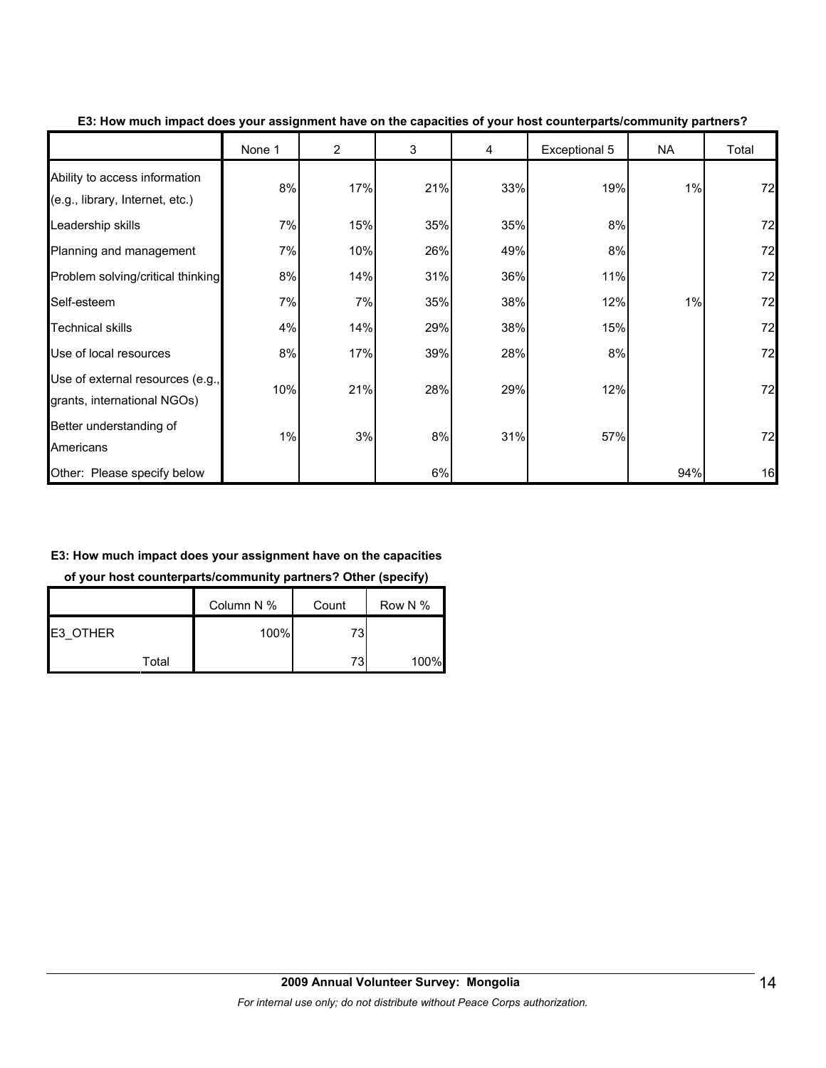**E3: How much impact does your assignment have on the capacities of your host counterparts/community partners?**

| | None 1 | 2 | 3 | 4 | Exceptional 5 | NA | Total |
|---|---|---|---|---|---|---|---|
| Ability to access information (e.g., library, Internet, etc.) | 8% | 17% | 21% | 33% | 19% | 1% | 72 |
| Leadership skills | 7% | 15% | 35% | 35% | 8% | | 72 |
| Planning and management | 7% | 10% | 26% | 49% | 8% | | 72 |
| Problem solving/critical thinking | 8% | 14% | 31% | 36% | 11% | | 72 |
| Self-esteem | 7% | 7% | 35% | 38% | 12% | 1% | 72 |
| Technical skills | 4% | 14% | 29% | 38% | 15% | | 72 |
| Use of local resources | 8% | 17% | 39% | 28% | 8% | | 72 |
| Use of external resources (e.g., grants, international NGOs) | 10% | 21% | 28% | 29% | 12% | | 72 |
| Better understanding of Americans | 1% | 3% | 8% | 31% | 57% | | 72 |
| Other: Please specify below | | | 6% | | | 94% | 16 |

**E3: How much impact does your assignment have on the capacities of your host counterparts/community partners? Other (specify)**

| | | Column N % | Count | Row N % |
|---|---|---|---|---|
| E3_OTHER | | 100% | 73 | |
| | Total | | 73 | 100% |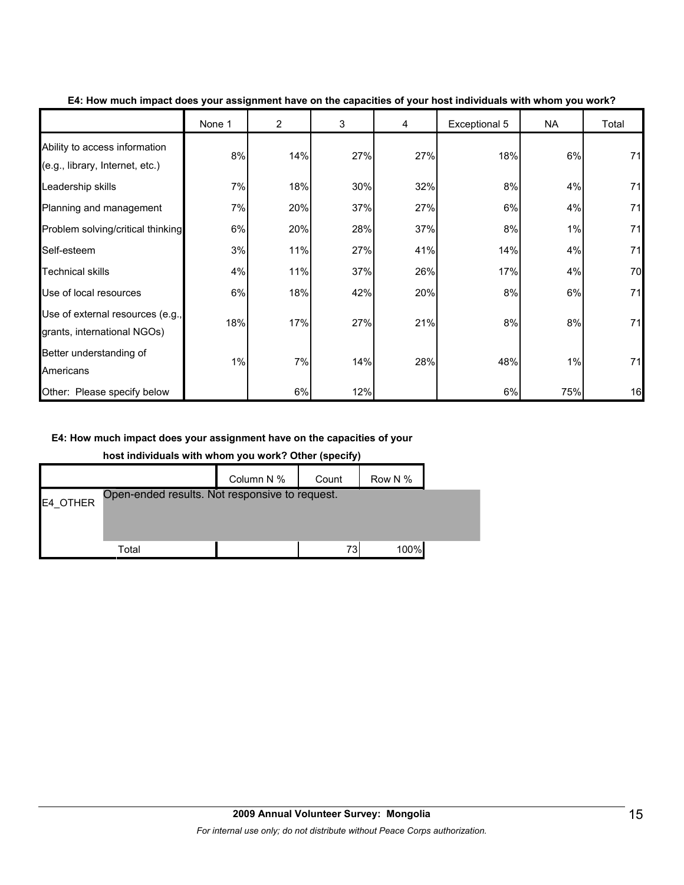**E4: How much impact does your assignment have on the capacities of your host individuals with whom you work?**

| | None 1 | 2 | 3 | 4 | Exceptional 5 | NA | Total |
|---|---|---|---|---|---|---|---|
| Ability to access information (e.g., library, Internet, etc.) | 8% | 14% | 27% | 27% | 18% | 6% | 71 |
| Leadership skills | 7% | 18% | 30% | 32% | 8% | 4% | 71 |
| Planning and management | 7% | 20% | 37% | 27% | 6% | 4% | 71 |
| Problem solving/critical thinking | 6% | 20% | 28% | 37% | 8% | 1% | 71 |
| Self-esteem | 3% | 11% | 27% | 41% | 14% | 4% | 71 |
| Technical skills | 4% | 11% | 37% | 26% | 17% | 4% | 70 |
| Use of local resources | 6% | 18% | 42% | 20% | 8% | 6% | 71 |
| Use of external resources (e.g., grants, international NGOs) | 18% | 17% | 27% | 21% | 8% | 8% | 71 |
| Better understanding of Americans | 1% | 7% | 14% | 28% | 48% | 1% | 71 |
| Other: Please specify below | | 6% | 12% | | 6% | 75% | 16 |

**E4: How much impact does your assignment have on the capacities of your host individuals with whom you work? Other (specify)**

| | | Column N % | Count | Row N % |
|---|---|---|---|---|
| E4_OTHER | Open-ended results. Not responsive to request. | | | |
| | Total | | 73 | 100% |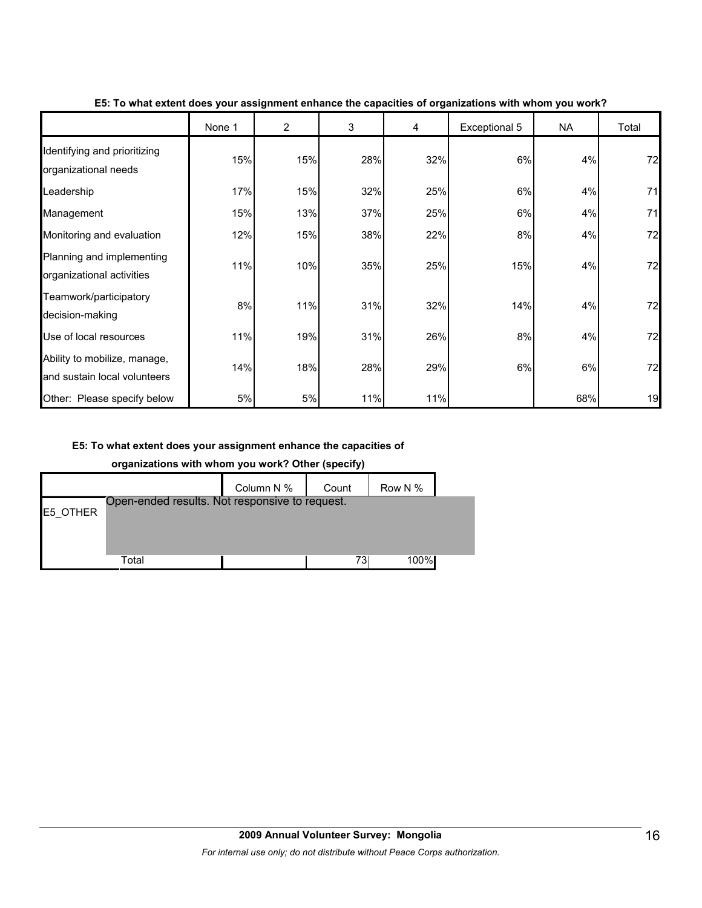**E5: To what extent does your assignment enhance the capacities of organizations with whom you work?**

| | None 1 | 2 | 3 | 4 | Exceptional 5 | NA | Total |
|---|---|---|---|---|---|---|---|
| Identifying and prioritizing organizational needs | 15% | 15% | 28% | 32% | 6% | 4% | 72 |
| Leadership | 17% | 15% | 32% | 25% | 6% | 4% | 71 |
| Management | 15% | 13% | 37% | 25% | 6% | 4% | 71 |
| Monitoring and evaluation | 12% | 15% | 38% | 22% | 8% | 4% | 72 |
| Planning and implementing organizational activities | 11% | 10% | 35% | 25% | 15% | 4% | 72 |
| Teamwork/participatory decision-making | 8% | 11% | 31% | 32% | 14% | 4% | 72 |
| Use of local resources | 11% | 19% | 31% | 26% | 8% | 4% | 72 |
| Ability to mobilize, manage, and sustain local volunteers | 14% | 18% | 28% | 29% | 6% | 6% | 72 |
| Other: Please specify below | 5% | 5% | 11% | 11% | | 68% | 19 |

**E5: To what extent does your assignment enhance the capacities of organizations with whom you work? Other (specify)**

| | | Column N % | Count | Row N % |
|---|---|---|---|---|
| E5_OTHER | Open-ended results. Not responsive to request. | | | |
| | Total | | 73 | 100% |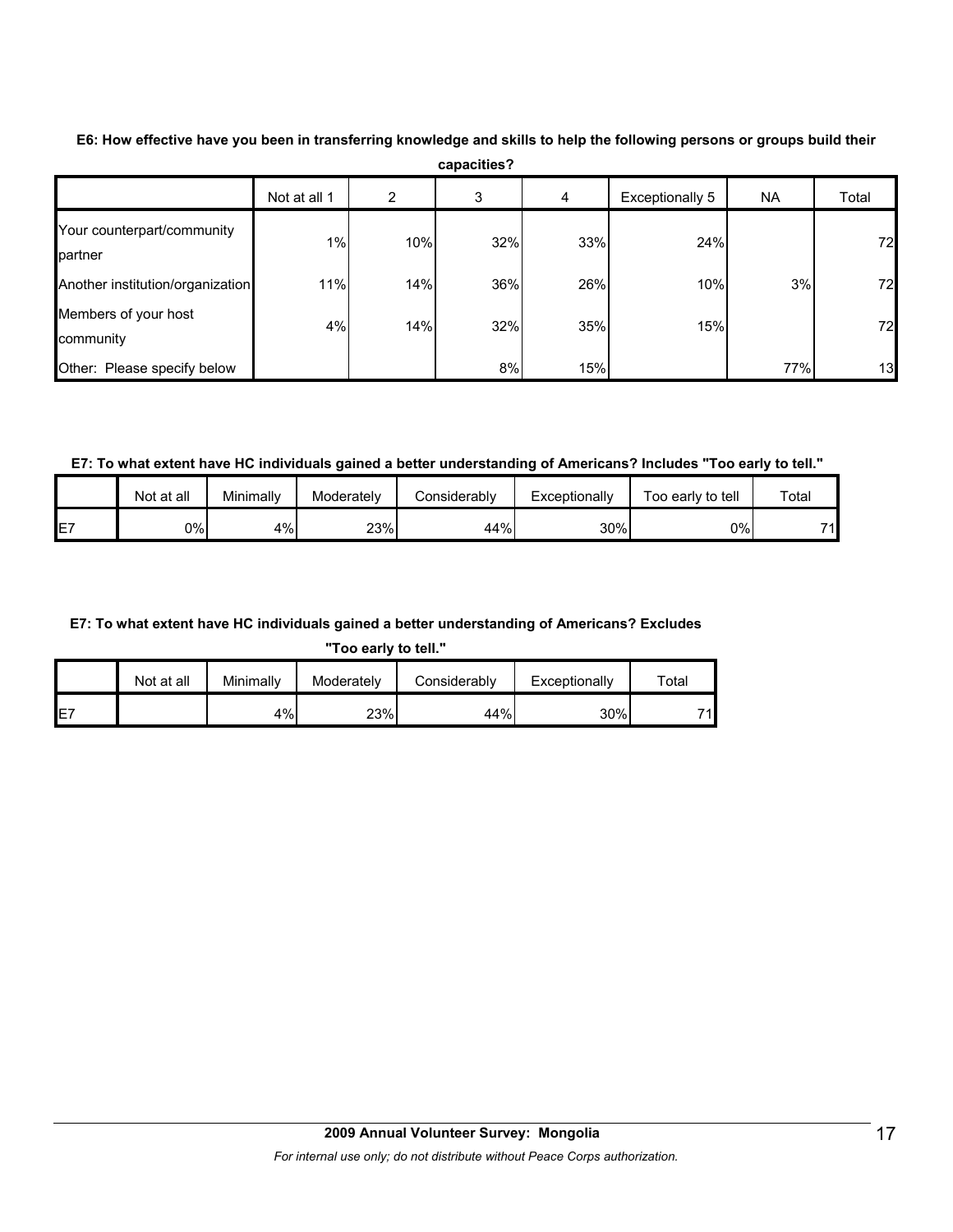**E6: How effective have you been in transferring knowledge and skills to help the following persons or groups build their capacities?**

| | Not at all 1 | 2 | 3 | 4 | Exceptionally 5 | NA | Total |
|---|---|---|---|---|---|---|---|
| Your counterpart/community partner | 1% | 10% | 32% | 33% | 24% | | 72 |
| Another institution/organization | 11% | 14% | 36% | 26% | 10% | 3% | 72 |
| Members of your host community | 4% | 14% | 32% | 35% | 15% | | 72 |
| Other: Please specify below | | | 8% | 15% | | 77% | 13 |

**E7: To what extent have HC individuals gained a better understanding of Americans? Includes "Too early to tell."**

| | Not at all | Minimally | Moderately | Considerably | Exceptionally | Too early to tell | Total |
|---|---|---|---|---|---|---|---|
| E7 | 0% | 4% | 23% | 44% | 30% | 0% | 71 |

**E7: To what extent have HC individuals gained a better understanding of Americans? Excludes "Too early to tell."**

| | Not at all | Minimally | Moderately | Considerably | Exceptionally | Total |
|---|---|---|---|---|---|---|
| E7 | | 4% | 23% | 44% | 30% | 71 |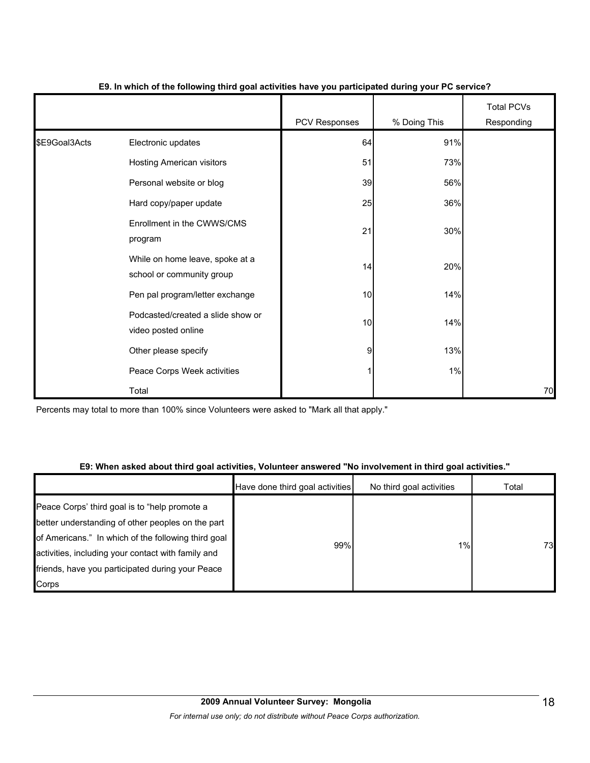**E9. In which of the following third goal activities have you participated during your PC service?**

| | | PCV Responses | % Doing This | Total PCVs Responding |
|---|---|---|---|---|
| $E9Goal3Acts | Electronic updates | 64 | 91% | |
| | Hosting American visitors | 51 | 73% | |
| | Personal website or blog | 39 | 56% | |
| | Hard copy/paper update | 25 | 36% | |
| | Enrollment in the CWWS/CMS program | 21 | 30% | |
| | While on home leave, spoke at a school or community group | 14 | 20% | |
| | Pen pal program/letter exchange | 10 | 14% | |
| | Podcasted/created a slide show or video posted online | 10 | 14% | |
| | Other please specify | 9 | 13% | |
| | Peace Corps Week activities | 1 | 1% | |
| | Total | | | 70 |

Percents may total to more than 100% since Volunteers were asked to "Mark all that apply."

**E9: When asked about third goal activities, Volunteer answered "No involvement in third goal activities."**

| | Have done third goal activities | No third goal activities | Total |
|---|---|---|---|
| Peace Corps' third goal is to "help promote a better understanding of other peoples on the part of Americans." In which of the following third goal activities, including your contact with family and friends, have you participated during your Peace Corps | 99% | 1% | 73 |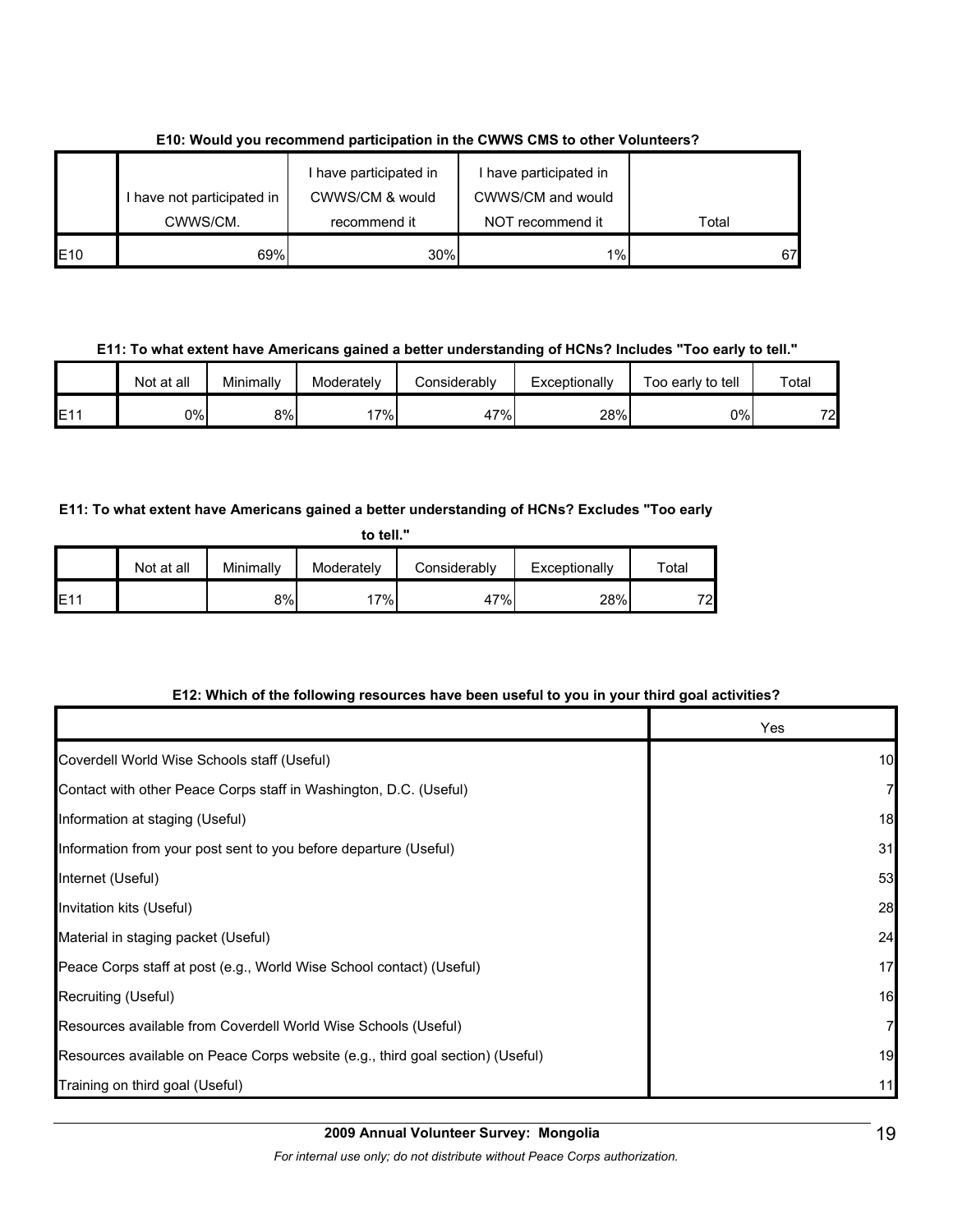**E10: Would you recommend participation in the CWWS CMS to other Volunteers?**

| | I have not participated in CWWS/CM. | I have participated in CWWS/CM & would recommend it | I have participated in CWWS/CM and would NOT recommend it | Total |
|---|---|---|---|---|
| E10 | 69% | 30% | 1% | 67 |

**E11: To what extent have Americans gained a better understanding of HCNs? Includes "Too early to tell."**

| | Not at all | Minimally | Moderately | Considerably | Exceptionally | Too early to tell | Total |
|---|---|---|---|---|---|---|---|
| E11 | 0% | 8% | 17% | 47% | 28% | 0% | 72 |

**E11: To what extent have Americans gained a better understanding of HCNs? Excludes "Too early to tell."**

| | Not at all | Minimally | Moderately | Considerably | Exceptionally | Total |
|---|---|---|---|---|---|---|
| E11 | | 8% | 17% | 47% | 28% | 72 |

**E12: Which of the following resources have been useful to you in your third goal activities?**

| | Yes |
|---|---|
| Coverdell World Wise Schools staff (Useful) | 10 |
| Contact with other Peace Corps staff in Washington, D.C. (Useful) | 7 |
| Information at staging (Useful) | 18 |
| Information from your post sent to you before departure (Useful) | 31 |
| Internet (Useful) | 53 |
| Invitation kits (Useful) | 28 |
| Material in staging packet (Useful) | 24 |
| Peace Corps staff at post (e.g., World Wise School contact) (Useful) | 17 |
| Recruiting (Useful) | 16 |
| Resources available from Coverdell World Wise Schools (Useful) | 7 |
| Resources available on Peace Corps website (e.g., third goal section) (Useful) | 19 |
| Training on third goal (Useful) | 11 |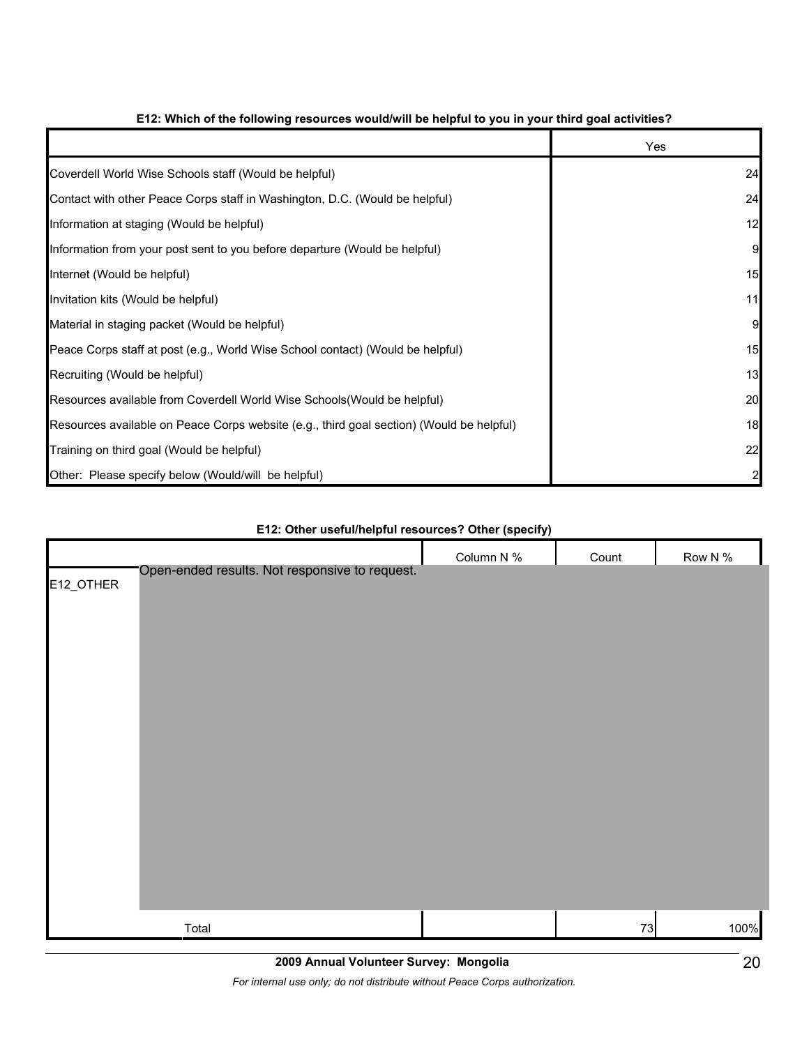**E12: Which of the following resources would/will be helpful to you in your third goal activities?**

| | Yes |
|---|---|
| Coverdell World Wise Schools staff (Would be helpful) | 24 |
| Contact with other Peace Corps staff in Washington, D.C. (Would be helpful) | 24 |
| Information at staging (Would be helpful) | 12 |
| Information from your post sent to you before departure (Would be helpful) | 9 |
| Internet (Would be helpful) | 15 |
| Invitation kits (Would be helpful) | 11 |
| Material in staging packet (Would be helpful) | 9 |
| Peace Corps staff at post (e.g., World Wise School contact) (Would be helpful) | 15 |
| Recruiting (Would be helpful) | 13 |
| Resources available from Coverdell World Wise Schools(Would be helpful) | 20 |
| Resources available on Peace Corps website (e.g., third goal section) (Would be helpful) | 18 |
| Training on third goal (Would be helpful) | 22 |
| Other: Please specify below (Would/will be helpful) | 2 |

**E12: Other useful/helpful resources? Other (specify)**

| | | Column N % | Count | Row N % |
|---|---|---|---|---|
| E12_OTHER | Open-ended results. Not responsive to request. | | | |
| | Total | | 73 | 100% |

**2009 Annual Volunteer Survey: Mongolia**

*For internal use only; do not distribute without Peace Corps authorization.*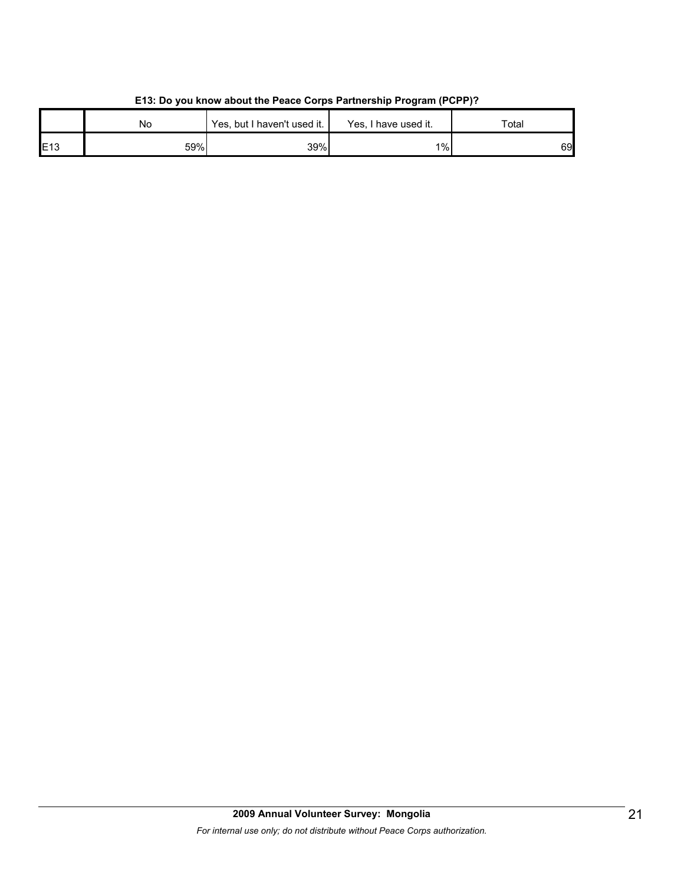**E13: Do you know about the Peace Corps Partnership Program (PCPP)?**

| | No | Yes, but I haven't used it. | Yes, I have used it. | Total |
|---|---|---|---|---|
| E13 | 59% | 39% | 1% | 69 |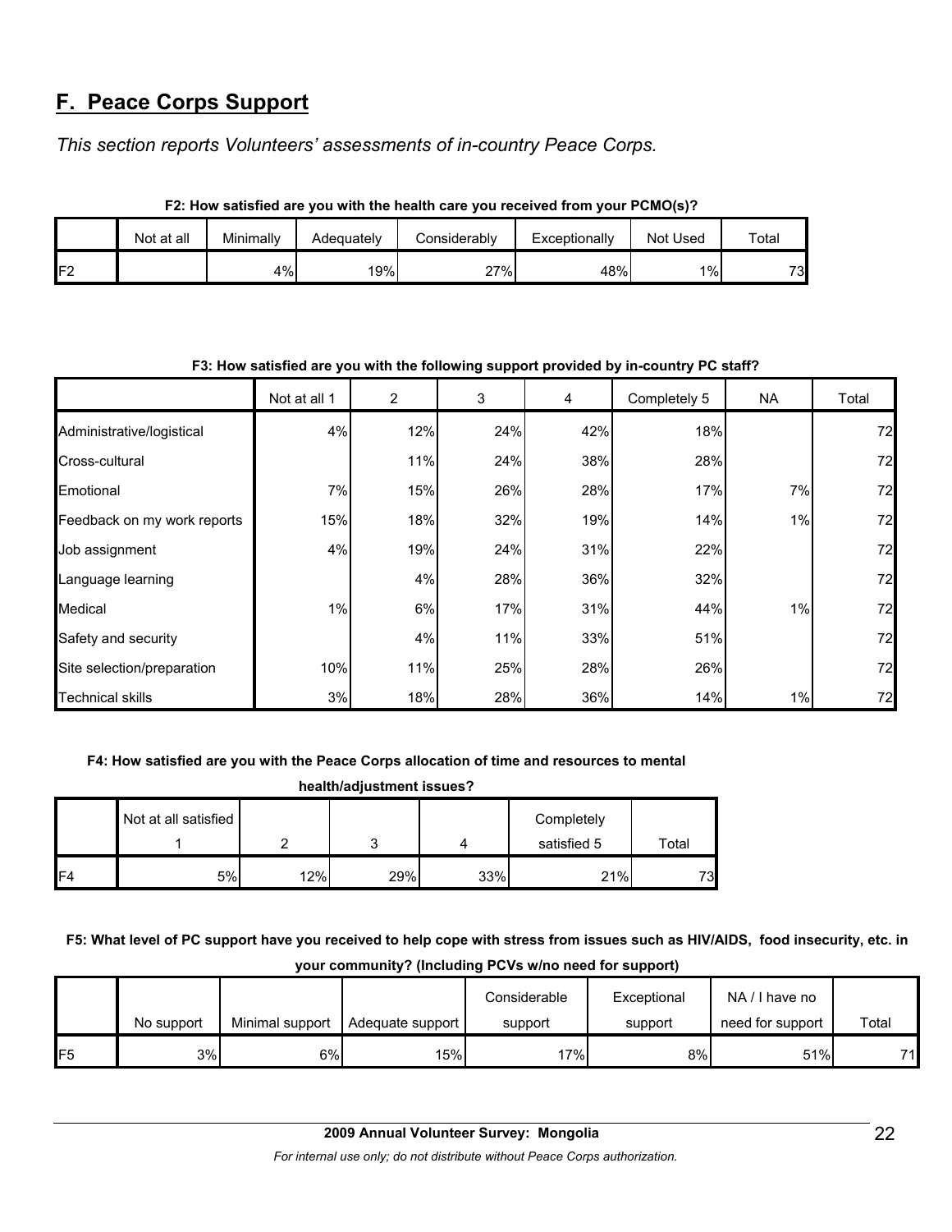## F. Peace Corps Support

*This section reports Volunteers' assessments of in-country Peace Corps.*

**F2: How satisfied are you with the health care you received from your PCMO(s)?**

| | Not at all | Minimally | Adequately | Considerably | Exceptionally | Not Used | Total |
|---|---|---|---|---|---|---|---|
| F2 | | 4% | 19% | 27% | 48% | 1% | 73 |

**F3: How satisfied are you with the following support provided by in-country PC staff?**

| | Not at all 1 | 2 | 3 | 4 | Completely 5 | NA | Total |
|---|---|---|---|---|---|---|---|
| Administrative/logistical | 4% | 12% | 24% | 42% | 18% | | 72 |
| Cross-cultural | | 11% | 24% | 38% | 28% | | 72 |
| Emotional | 7% | 15% | 26% | 28% | 17% | 7% | 72 |
| Feedback on my work reports | 15% | 18% | 32% | 19% | 14% | 1% | 72 |
| Job assignment | 4% | 19% | 24% | 31% | 22% | | 72 |
| Language learning | | 4% | 28% | 36% | 32% | | 72 |
| Medical | 1% | 6% | 17% | 31% | 44% | 1% | 72 |
| Safety and security | | 4% | 11% | 33% | 51% | | 72 |
| Site selection/preparation | 10% | 11% | 25% | 28% | 26% | | 72 |
| Technical skills | 3% | 18% | 28% | 36% | 14% | 1% | 72 |

**F4: How satisfied are you with the Peace Corps allocation of time and resources to mental health/adjustment issues?**

| | Not at all satisfied 1 | 2 | 3 | 4 | Completely satisfied 5 | Total |
|---|---|---|---|---|---|---|
| F4 | 5% | 12% | 29% | 33% | 21% | 73 |

**F5: What level of PC support have you received to help cope with stress from issues such as HIV/AIDS, food insecurity, etc. in your community? (Including PCVs w/no need for support)**

| | No support | Minimal support | Adequate support | Considerable support | Exceptional support | NA / I have no need for support | Total |
|---|---|---|---|---|---|---|---|
| F5 | 3% | 6% | 15% | 17% | 8% | 51% | 71 |

**2009 Annual Volunteer Survey: Mongolia**

*For internal use only; do not distribute without Peace Corps authorization.*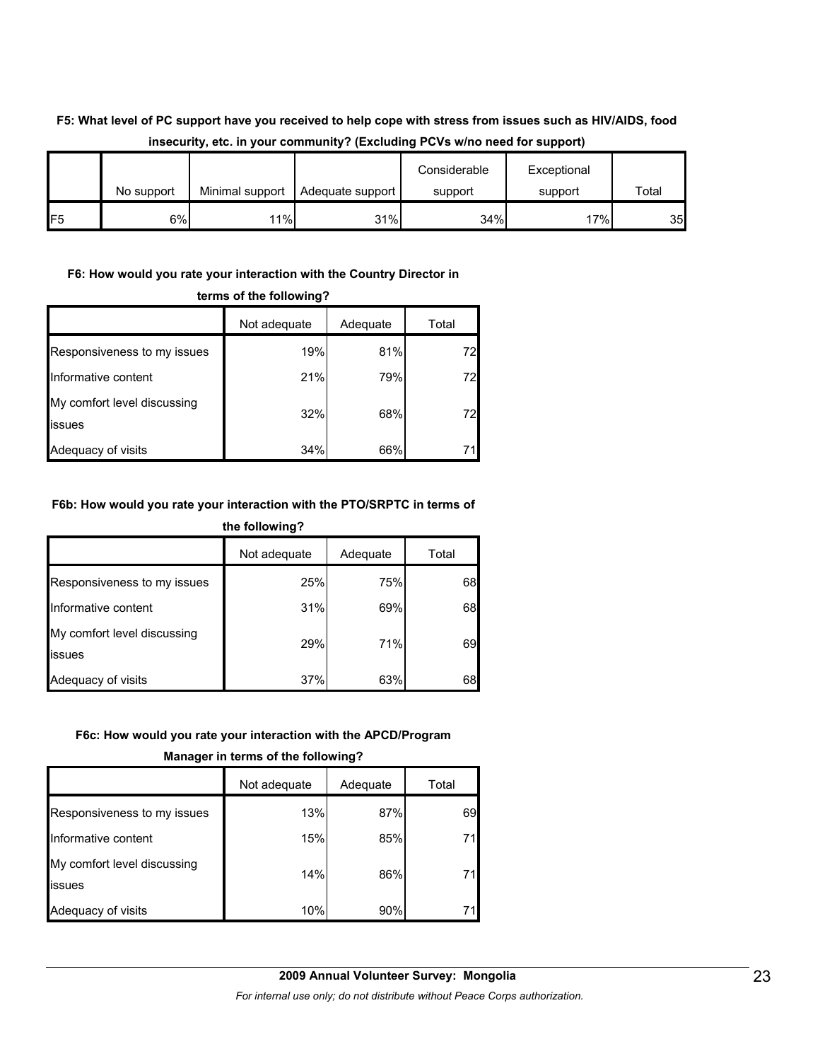**F5: What level of PC support have you received to help cope with stress from issues such as HIV/AIDS, food insecurity, etc. in your community? (Excluding PCVs w/no need for support)**

| | No support | Minimal support | Adequate support | Considerable support | Exceptional support | Total |
|---|---|---|---|---|---|---|
| F5 | 6% | 11% | 31% | 34% | 17% | 35 |

**F6: How would you rate your interaction with the Country Director in terms of the following?**

| | Not adequate | Adequate | Total |
|---|---|---|---|
| Responsiveness to my issues | 19% | 81% | 72 |
| Informative content | 21% | 79% | 72 |
| My comfort level discussing issues | 32% | 68% | 72 |
| Adequacy of visits | 34% | 66% | 71 |

**F6b: How would you rate your interaction with the PTO/SRPTC in terms of the following?**

| | Not adequate | Adequate | Total |
|---|---|---|---|
| Responsiveness to my issues | 25% | 75% | 68 |
| Informative content | 31% | 69% | 68 |
| My comfort level discussing issues | 29% | 71% | 69 |
| Adequacy of visits | 37% | 63% | 68 |

**F6c: How would you rate your interaction with the APCD/Program Manager in terms of the following?**

| | Not adequate | Adequate | Total |
|---|---|---|---|
| Responsiveness to my issues | 13% | 87% | 69 |
| Informative content | 15% | 85% | 71 |
| My comfort level discussing issues | 14% | 86% | 71 |
| Adequacy of visits | 10% | 90% | 71 |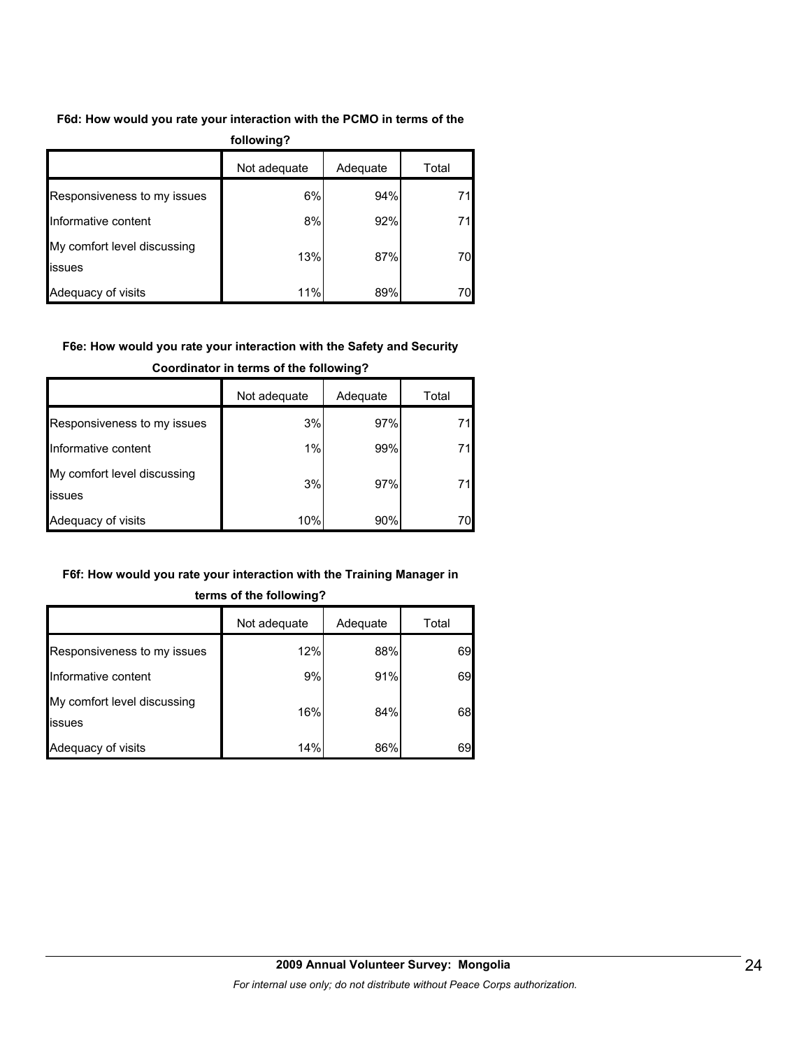**F6d: How would you rate your interaction with the PCMO in terms of the following?**

| | Not adequate | Adequate | Total |
|---|---|---|---|
| Responsiveness to my issues | 6% | 94% | 71 |
| Informative content | 8% | 92% | 71 |
| My comfort level discussing issues | 13% | 87% | 70 |
| Adequacy of visits | 11% | 89% | 70 |

**F6e: How would you rate your interaction with the Safety and Security Coordinator in terms of the following?**

| | Not adequate | Adequate | Total |
|---|---|---|---|
| Responsiveness to my issues | 3% | 97% | 71 |
| Informative content | 1% | 99% | 71 |
| My comfort level discussing issues | 3% | 97% | 71 |
| Adequacy of visits | 10% | 90% | 70 |

**F6f: How would you rate your interaction with the Training Manager in terms of the following?**

| | Not adequate | Adequate | Total |
|---|---|---|---|
| Responsiveness to my issues | 12% | 88% | 69 |
| Informative content | 9% | 91% | 69 |
| My comfort level discussing issues | 16% | 84% | 68 |
| Adequacy of visits | 14% | 86% | 69 |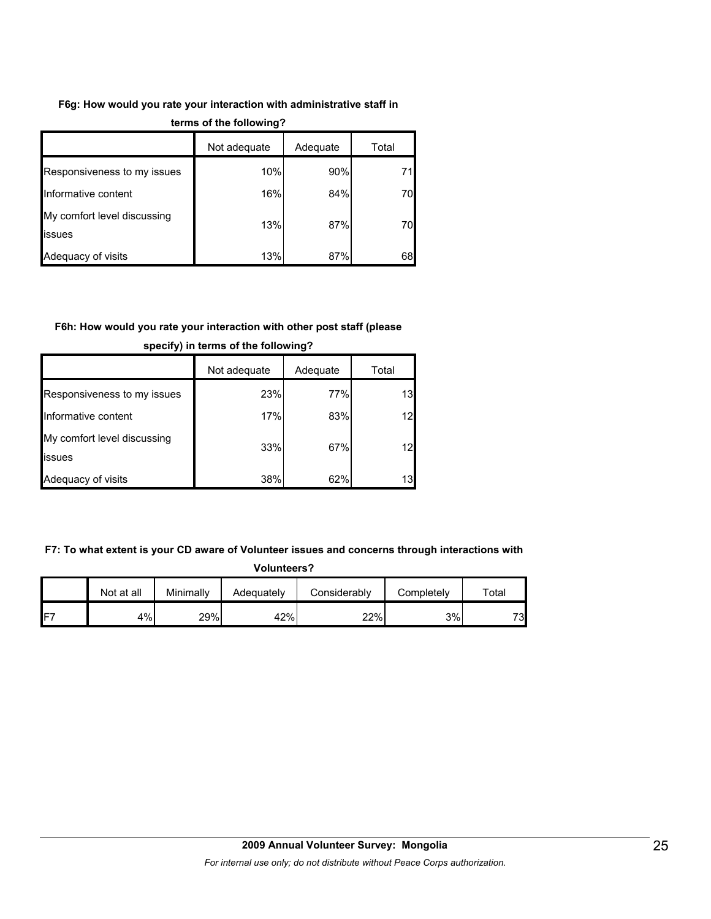**F6g: How would you rate your interaction with administrative staff in terms of the following?**

| | Not adequate | Adequate | Total |
|---|---|---|---|
| Responsiveness to my issues | 10% | 90% | 71 |
| Informative content | 16% | 84% | 70 |
| My comfort level discussing issues | 13% | 87% | 70 |
| Adequacy of visits | 13% | 87% | 68 |

**F6h: How would you rate your interaction with other post staff (please specify) in terms of the following?**

| | Not adequate | Adequate | Total |
|---|---|---|---|
| Responsiveness to my issues | 23% | 77% | 13 |
| Informative content | 17% | 83% | 12 |
| My comfort level discussing issues | 33% | 67% | 12 |
| Adequacy of visits | 38% | 62% | 13 |

**F7: To what extent is your CD aware of Volunteer issues and concerns through interactions with Volunteers?**

| | Not at all | Minimally | Adequately | Considerably | Completely | Total |
|---|---|---|---|---|---|---|
| F7 | 4% | 29% | 42% | 22% | 3% | 73 |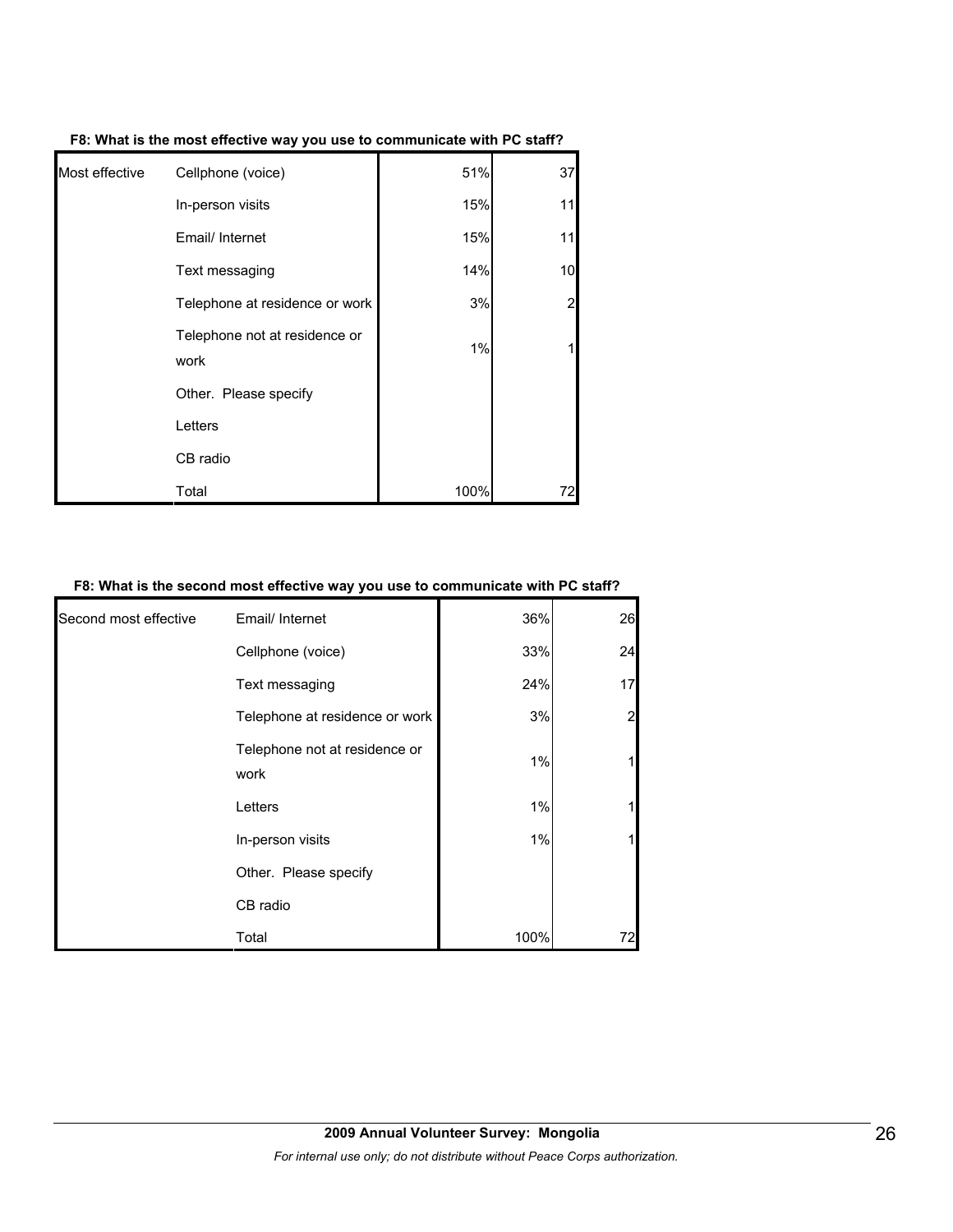**F8: What is the most effective way you use to communicate with PC staff?**

| | | | |
|---|---|---|---|
| Most effective | Cellphone (voice) | 51% | 37 |
| | In-person visits | 15% | 11 |
| | Email/ Internet | 15% | 11 |
| | Text messaging | 14% | 10 |
| | Telephone at residence or work | 3% | 2 |
| | Telephone not at residence or work | 1% | 1 |
| | Other. Please specify | | |
| | Letters | | |
| | CB radio | | |
| | Total | 100% | 72 |

**F8: What is the second most effective way you use to communicate with PC staff?**

| | | | |
|---|---|---|---|
| Second most effective | Email/ Internet | 36% | 26 |
| | Cellphone (voice) | 33% | 24 |
| | Text messaging | 24% | 17 |
| | Telephone at residence or work | 3% | 2 |
| | Telephone not at residence or work | 1% | 1 |
| | Letters | 1% | 1 |
| | In-person visits | 1% | 1 |
| | Other. Please specify | | |
| | CB radio | | |
| | Total | 100% | 72 |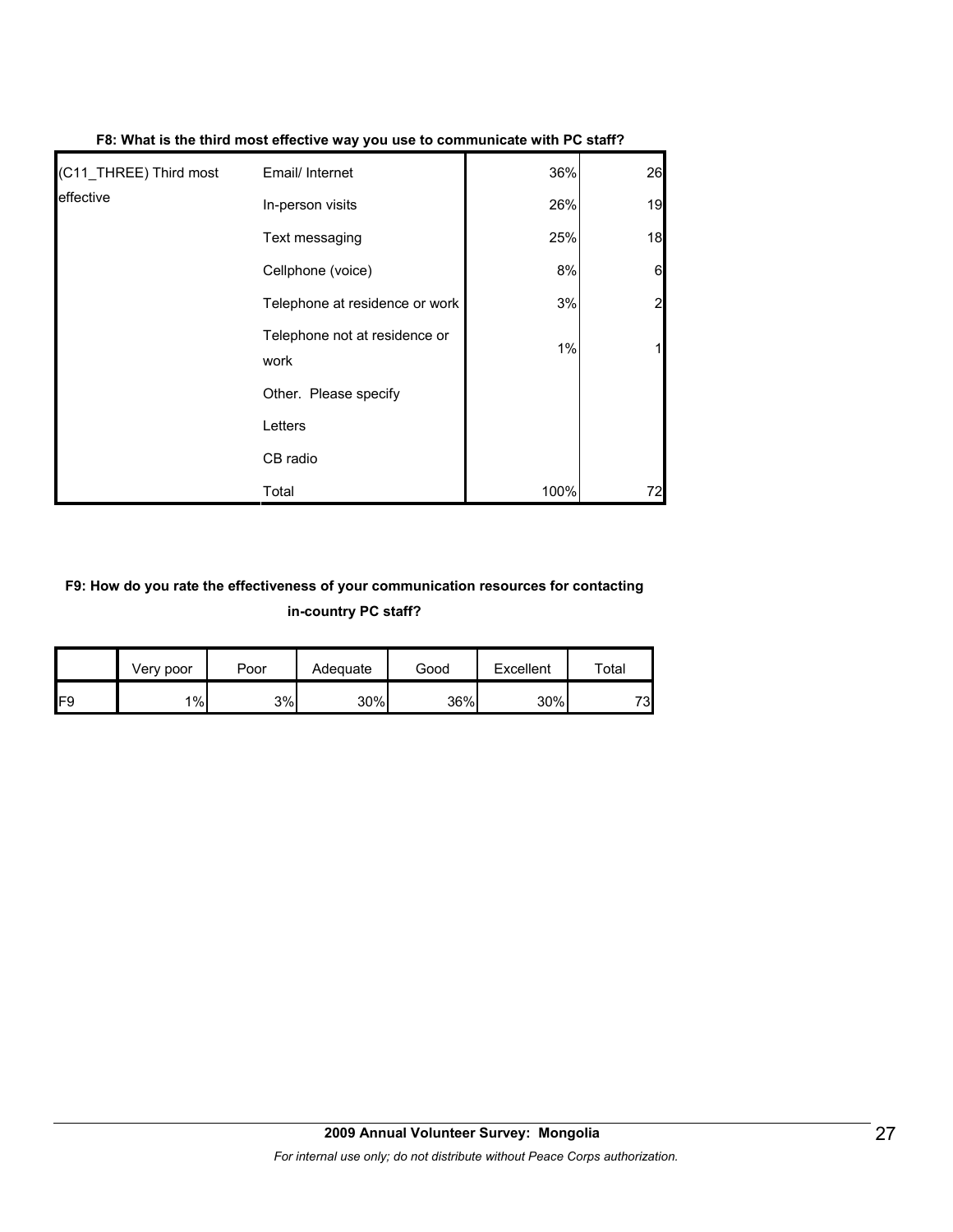**F8: What is the third most effective way you use to communicate with PC staff?**

| | | | |
|---|---|---|---|
| (C11_THREE) Third most effective | Email/ Internet | 36% | 26 |
| | In-person visits | 26% | 19 |
| | Text messaging | 25% | 18 |
| | Cellphone (voice) | 8% | 6 |
| | Telephone at residence or work | 3% | 2 |
| | Telephone not at residence or work | 1% | 1 |
| | Other. Please specify | | |
| | Letters | | |
| | CB radio | | |
| | Total | 100% | 72 |

**F9: How do you rate the effectiveness of your communication resources for contacting in-country PC staff?**

| | Very poor | Poor | Adequate | Good | Excellent | Total |
|---|---|---|---|---|---|---|
| F9 | 1% | 3% | 30% | 36% | 30% | 73 |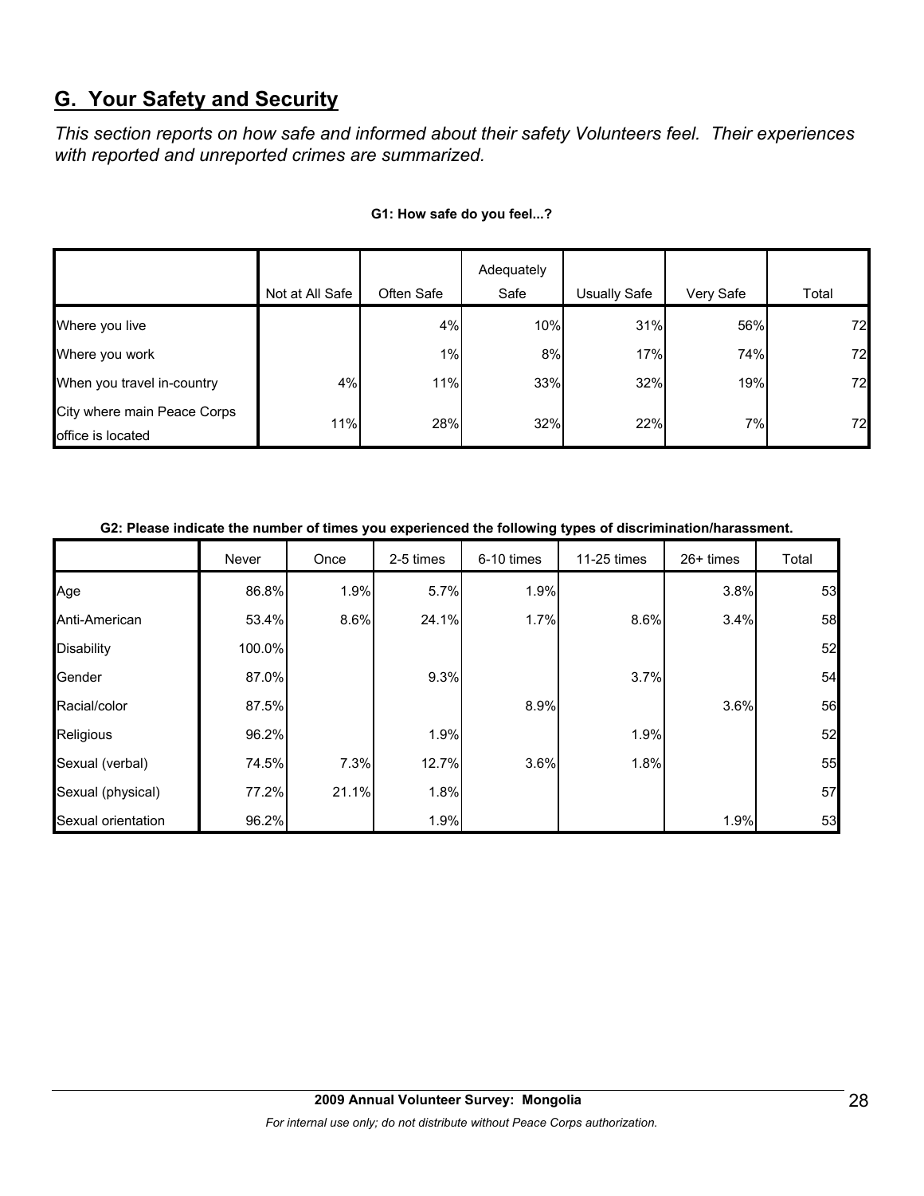## G. Your Safety and Security

*This section reports on how safe and informed about their safety Volunteers feel. Their experiences with reported and unreported crimes are summarized.*

**G1: How safe do you feel...?**

| | Not at All Safe | Often Safe | Adequately Safe | Usually Safe | Very Safe | Total |
|---|---|---|---|---|---|---|
| Where you live | | 4% | 10% | 31% | 56% | 72 |
| Where you work | | 1% | 8% | 17% | 74% | 72 |
| When you travel in-country | 4% | 11% | 33% | 32% | 19% | 72 |
| City where main Peace Corps office is located | 11% | 28% | 32% | 22% | 7% | 72 |

**G2: Please indicate the number of times you experienced the following types of discrimination/harassment.**

| | Never | Once | 2-5 times | 6-10 times | 11-25 times | 26+ times | Total |
|---|---|---|---|---|---|---|---|
| Age | 86.8% | 1.9% | 5.7% | 1.9% | | 3.8% | 53 |
| Anti-American | 53.4% | 8.6% | 24.1% | 1.7% | 8.6% | 3.4% | 58 |
| Disability | 100.0% | | | | | | 52 |
| Gender | 87.0% | | 9.3% | | 3.7% | | 54 |
| Racial/color | 87.5% | | | 8.9% | | 3.6% | 56 |
| Religious | 96.2% | | 1.9% | | 1.9% | | 52 |
| Sexual (verbal) | 74.5% | 7.3% | 12.7% | 3.6% | 1.8% | | 55 |
| Sexual (physical) | 77.2% | 21.1% | 1.8% | | | | 57 |
| Sexual orientation | 96.2% | | 1.9% | | | 1.9% | 53 |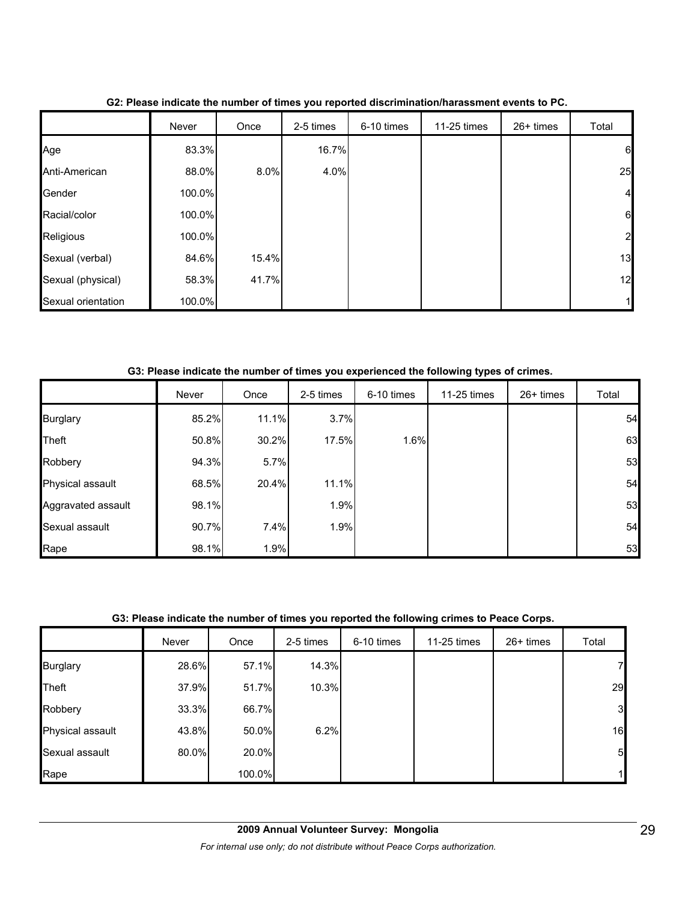**G2: Please indicate the number of times you reported discrimination/harassment events to PC.**

| | Never | Once | 2-5 times | 6-10 times | 11-25 times | 26+ times | Total |
|---|---|---|---|---|---|---|---|
| Age | 83.3% | | 16.7% | | | | 6 |
| Anti-American | 88.0% | 8.0% | 4.0% | | | | 25 |
| Gender | 100.0% | | | | | | 4 |
| Racial/color | 100.0% | | | | | | 6 |
| Religious | 100.0% | | | | | | 2 |
| Sexual (verbal) | 84.6% | 15.4% | | | | | 13 |
| Sexual (physical) | 58.3% | 41.7% | | | | | 12 |
| Sexual orientation | 100.0% | | | | | | 1 |

**G3: Please indicate the number of times you experienced the following types of crimes.**

| | Never | Once | 2-5 times | 6-10 times | 11-25 times | 26+ times | Total |
|---|---|---|---|---|---|---|---|
| Burglary | 85.2% | 11.1% | 3.7% | | | | 54 |
| Theft | 50.8% | 30.2% | 17.5% | 1.6% | | | 63 |
| Robbery | 94.3% | 5.7% | | | | | 53 |
| Physical assault | 68.5% | 20.4% | 11.1% | | | | 54 |
| Aggravated assault | 98.1% | | 1.9% | | | | 53 |
| Sexual assault | 90.7% | 7.4% | 1.9% | | | | 54 |
| Rape | 98.1% | 1.9% | | | | | 53 |

**G3: Please indicate the number of times you reported the following crimes to Peace Corps.**

| | Never | Once | 2-5 times | 6-10 times | 11-25 times | 26+ times | Total |
|---|---|---|---|---|---|---|---|
| Burglary | 28.6% | 57.1% | 14.3% | | | | 7 |
| Theft | 37.9% | 51.7% | 10.3% | | | | 29 |
| Robbery | 33.3% | 66.7% | | | | | 3 |
| Physical assault | 43.8% | 50.0% | 6.2% | | | | 16 |
| Sexual assault | 80.0% | 20.0% | | | | | 5 |
| Rape | | 100.0% | | | | | 1 |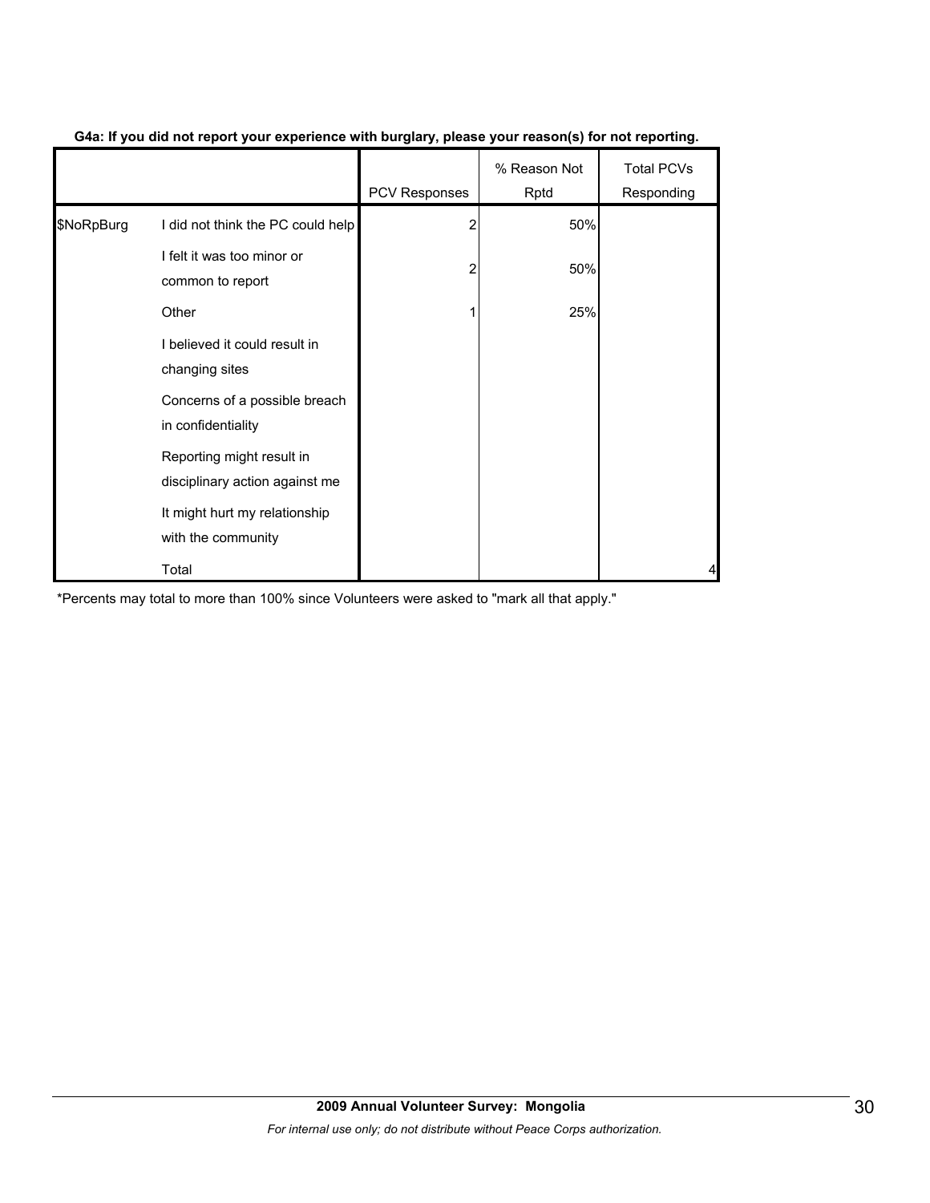**G4a: If you did not report your experience with burglary, please your reason(s) for not reporting.**

| | | PCV Responses | % Reason Not Rptd | Total PCVs Responding |
|---|---|---|---|---|
| $NoRpBurg | I did not think the PC could help | 2 | 50% | |
| | I felt it was too minor or common to report | 2 | 50% | |
| | Other | 1 | 25% | |
| | I believed it could result in changing sites | | | |
| | Concerns of a possible breach in confidentiality | | | |
| | Reporting might result in disciplinary action against me | | | |
| | It might hurt my relationship with the community | | | |
| | Total | | | 4 |

*Percents may total to more than 100% since Volunteers were asked to "mark all that apply."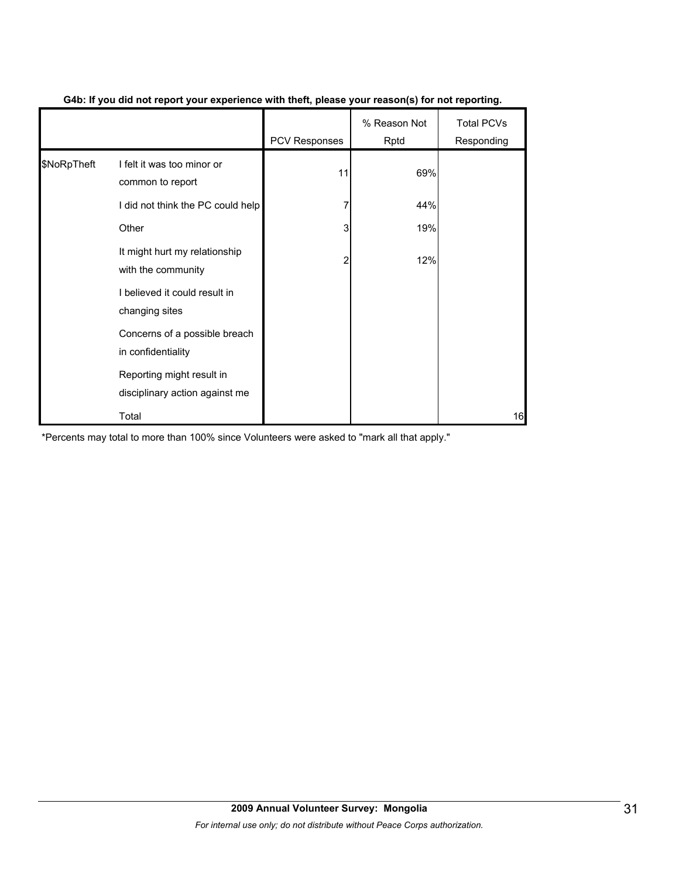**G4b: If you did not report your experience with theft, please your reason(s) for not reporting.**

| | | PCV Responses | % Reason Not Rptd | Total PCVs Responding |
|---|---|---|---|---|
| $NoRpTheft | I felt it was too minor or common to report | 11 | 69% | |
| | I did not think the PC could help | 7 | 44% | |
| | Other | 3 | 19% | |
| | It might hurt my relationship with the community | 2 | 12% | |
| | I believed it could result in changing sites | | | |
| | Concerns of a possible breach in confidentiality | | | |
| | Reporting might result in disciplinary action against me | | | |
| | Total | | | 16 |

*Percents may total to more than 100% since Volunteers were asked to "mark all that apply."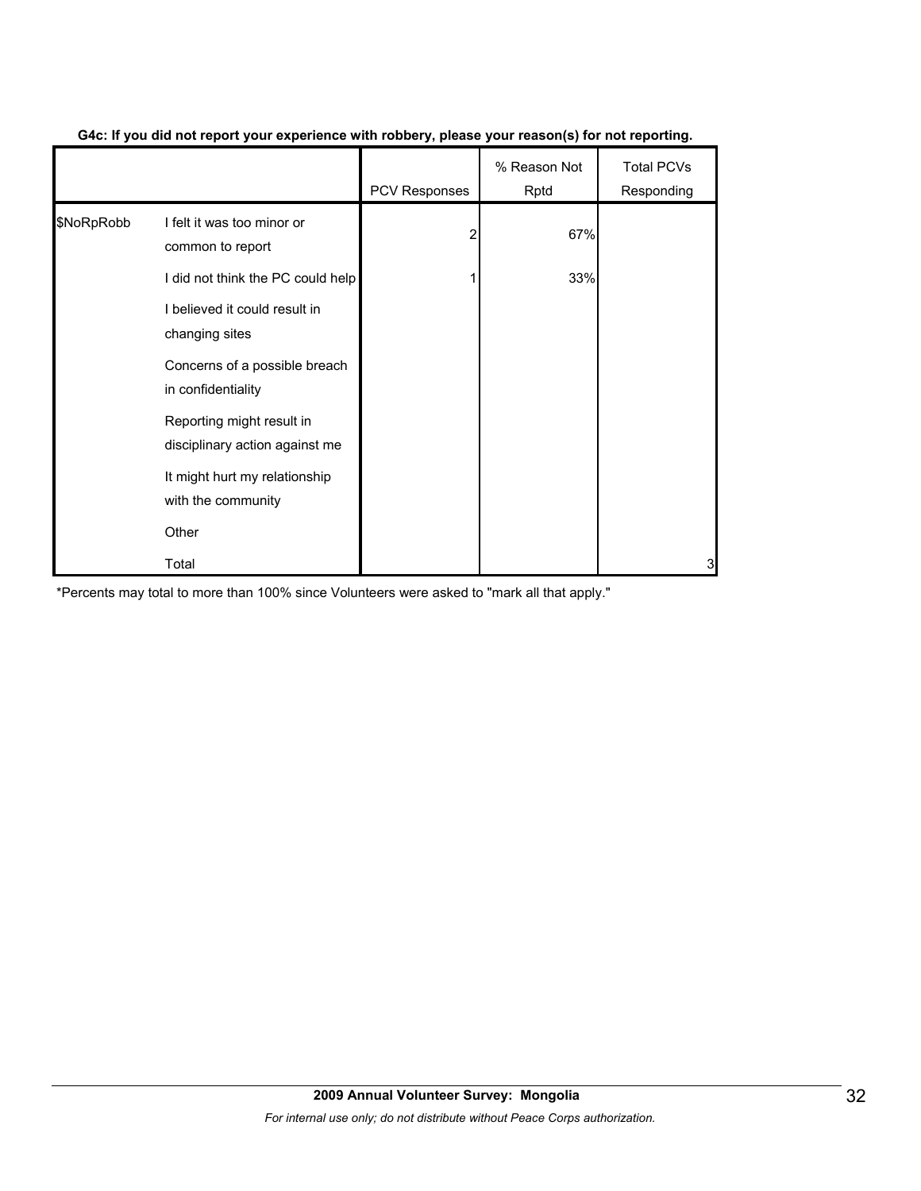**G4c: If you did not report your experience with robbery, please your reason(s) for not reporting.**

| | | PCV Responses | % Reason Not Rptd | Total PCVs Responding |
|---|---|---|---|---|
| $NoRpRobb | I felt it was too minor or common to report | 2 | 67% | |
| | I did not think the PC could help | 1 | 33% | |
| | I believed it could result in changing sites | | | |
| | Concerns of a possible breach in confidentiality | | | |
| | Reporting might result in disciplinary action against me | | | |
| | It might hurt my relationship with the community | | | |
| | Other | | | |
| | Total | | | 3 |

*Percents may total to more than 100% since Volunteers were asked to "mark all that apply."

**2009 Annual Volunteer Survey: Mongolia**

*For internal use only; do not distribute without Peace Corps authorization.*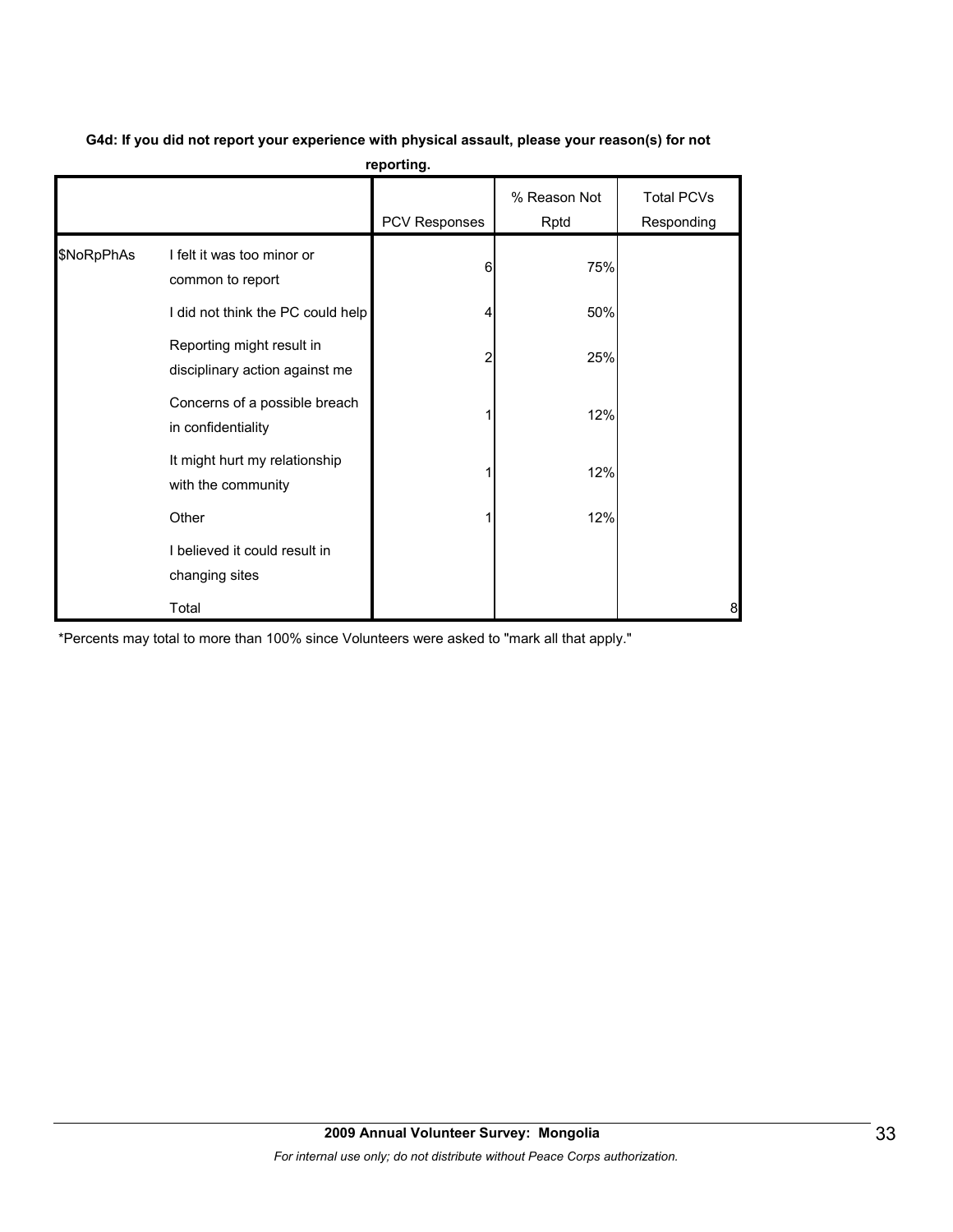**G4d: If you did not report your experience with physical assault, please your reason(s) for not reporting.**

| | | PCV Responses | % Reason Not Rptd | Total PCVs Responding |
|---|---|---|---|---|
| $NoRpPhAs | I felt it was too minor or common to report | 6 | 75% | |
| | I did not think the PC could help | 4 | 50% | |
| | Reporting might result in disciplinary action against me | 2 | 25% | |
| | Concerns of a possible breach in confidentiality | 1 | 12% | |
| | It might hurt my relationship with the community | 1 | 12% | |
| | Other | 1 | 12% | |
| | I believed it could result in changing sites | | | |
| | Total | | | 8 |

*Percents may total to more than 100% since Volunteers were asked to "mark all that apply."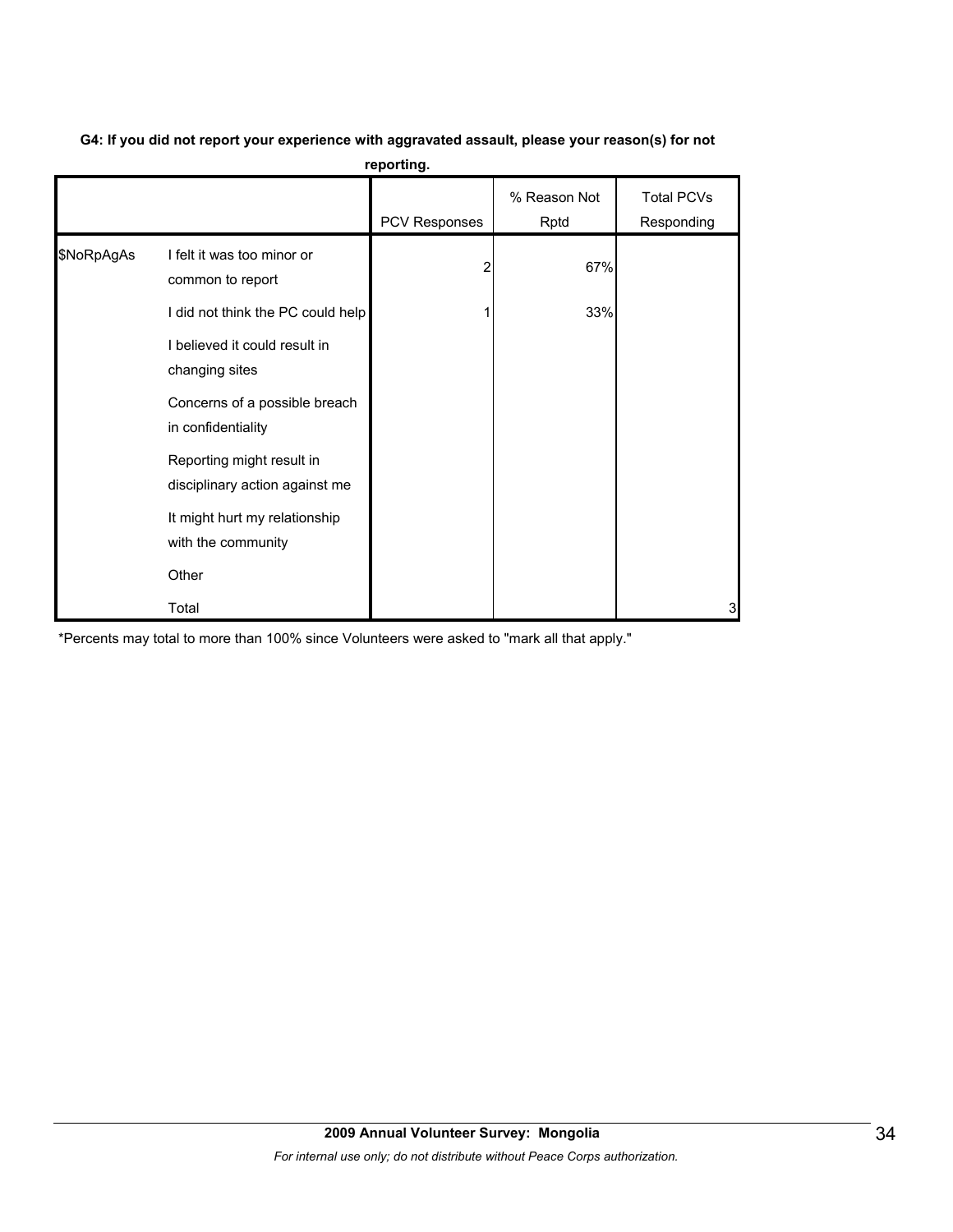**G4: If you did not report your experience with aggravated assault, please your reason(s) for not reporting.**

| | | PCV Responses | % Reason Not Rptd | Total PCVs Responding |
|---|---|---|---|---|
| $NoRpAgAs | I felt it was too minor or common to report | 2 | 67% | |
| | I did not think the PC could help | 1 | 33% | |
| | I believed it could result in changing sites | | | |
| | Concerns of a possible breach in confidentiality | | | |
| | Reporting might result in disciplinary action against me | | | |
| | It might hurt my relationship with the community | | | |
| | Other | | | |
| | Total | | | 3 |

*Percents may total to more than 100% since Volunteers were asked to "mark all that apply."

**2009 Annual Volunteer Survey: Mongolia**

*For internal use only; do not distribute without Peace Corps authorization.*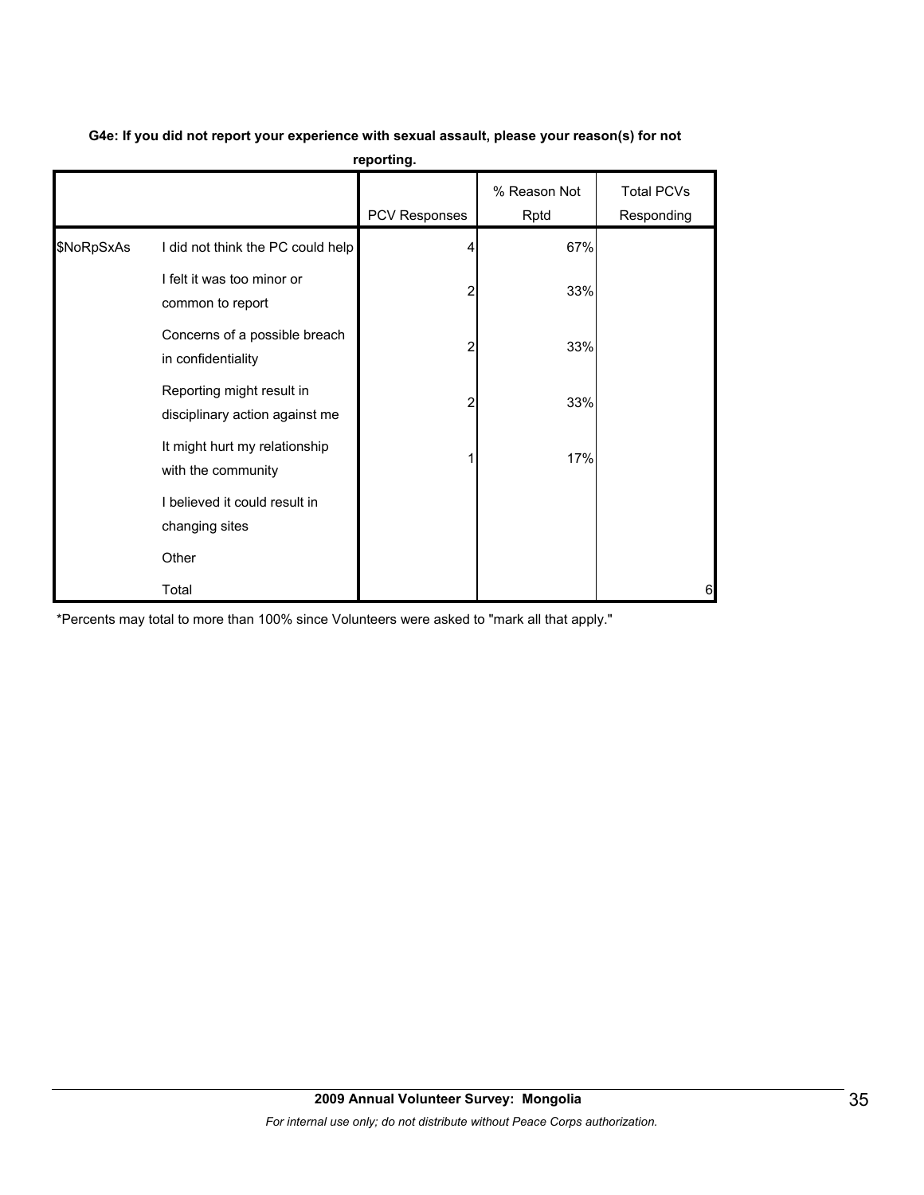**G4e: If you did not report your experience with sexual assault, please your reason(s) for not reporting.**

| | | PCV Responses | % Reason Not Rptd | Total PCVs Responding |
|---|---|---|---|---|
| $NoRpSxAs | I did not think the PC could help | 4 | 67% | |
| | I felt it was too minor or common to report | 2 | 33% | |
| | Concerns of a possible breach in confidentiality | 2 | 33% | |
| | Reporting might result in disciplinary action against me | 2 | 33% | |
| | It might hurt my relationship with the community | 1 | 17% | |
| | I believed it could result in changing sites | | | |
| | Other | | | |
| | Total | | | 6 |

*Percents may total to more than 100% since Volunteers were asked to "mark all that apply."

**2009 Annual Volunteer Survey: Mongolia**

*For internal use only; do not distribute without Peace Corps authorization.*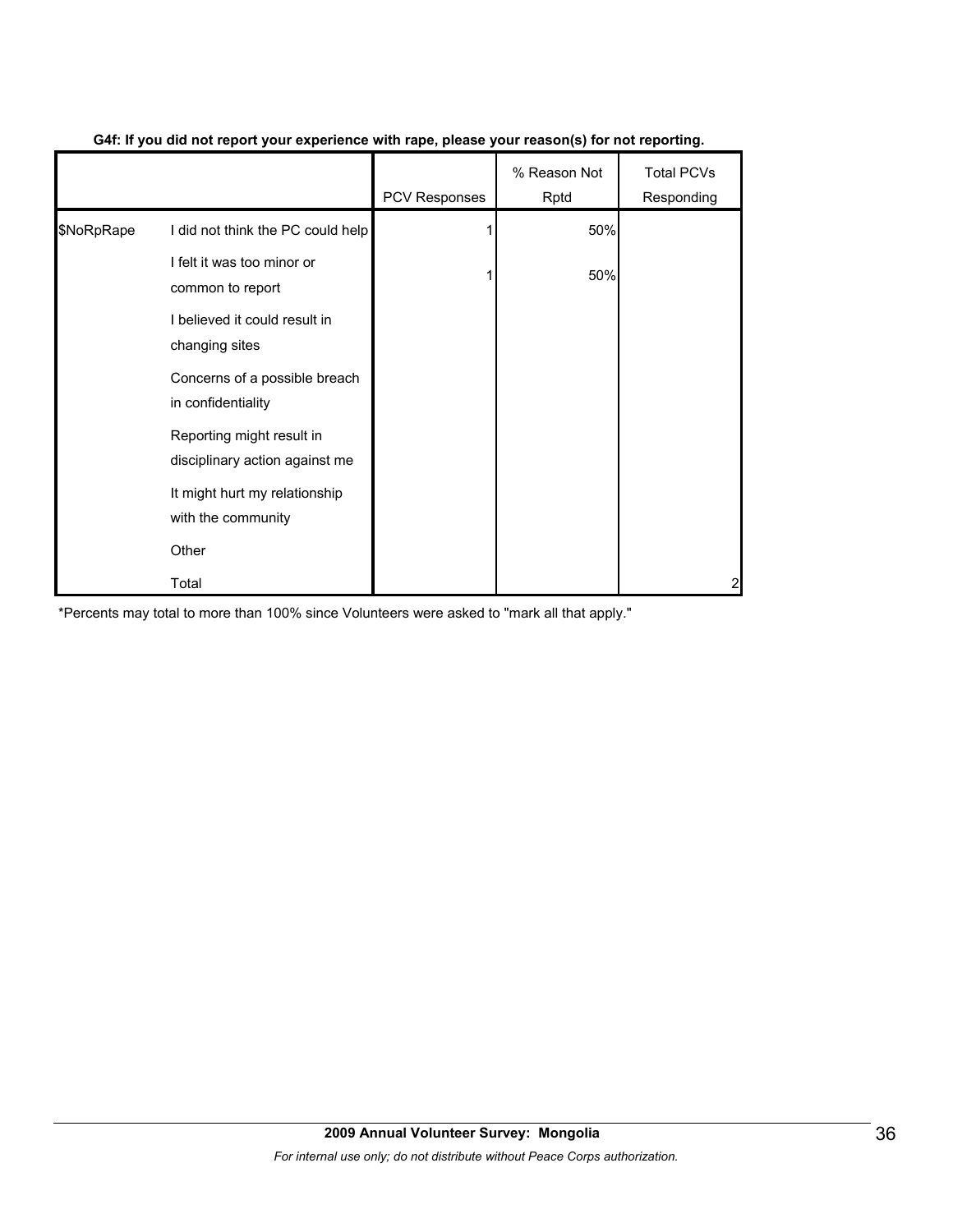**G4f: If you did not report your experience with rape, please your reason(s) for not reporting.**

| | | PCV Responses | % Reason Not Rptd | Total PCVs Responding |
|---|---|---|---|---|
| $NoRpRape | I did not think the PC could help | 1 | 50% | |
| | I felt it was too minor or common to report | 1 | 50% | |
| | I believed it could result in changing sites | | | |
| | Concerns of a possible breach in confidentiality | | | |
| | Reporting might result in disciplinary action against me | | | |
| | It might hurt my relationship with the community | | | |
| | Other | | | |
| | Total | | | 2 |

*Percents may total to more than 100% since Volunteers were asked to "mark all that apply."

**2009 Annual Volunteer Survey: Mongolia**

*For internal use only; do not distribute without Peace Corps authorization.*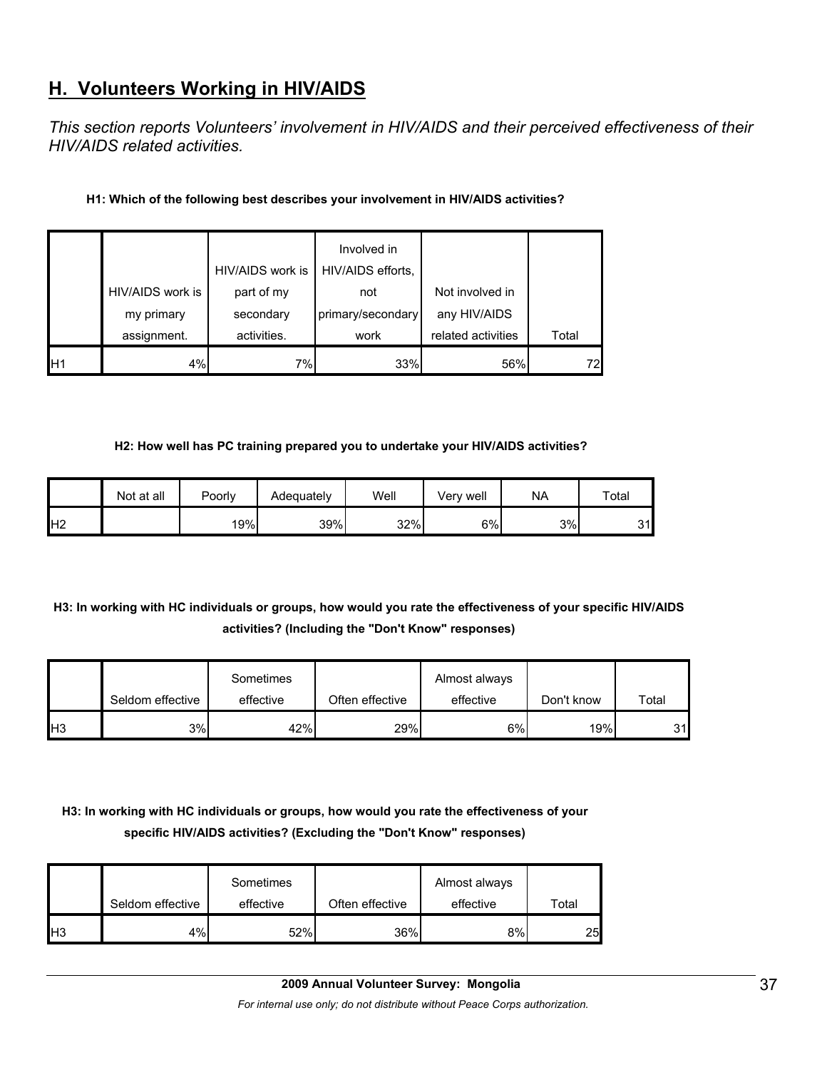## H. Volunteers Working in HIV/AIDS

*This section reports Volunteers' involvement in HIV/AIDS and their perceived effectiveness of their HIV/AIDS related activities.*

**H1: Which of the following best describes your involvement in HIV/AIDS activities?**

| | HIV/AIDS work is my primary assignment. | HIV/AIDS work is part of my secondary activities. | Involved in HIV/AIDS efforts, not primary/secondary work | Not involved in any HIV/AIDS related activities | Total |
|---|---|---|---|---|---|
| H1 | 4% | 7% | 33% | 56% | 72 |

**H2: How well has PC training prepared you to undertake your HIV/AIDS activities?**

| | Not at all | Poorly | Adequately | Well | Very well | NA | Total |
|---|---|---|---|---|---|---|---|
| H2 | | 19% | 39% | 32% | 6% | 3% | 31 |

**H3: In working with HC individuals or groups, how would you rate the effectiveness of your specific HIV/AIDS activities? (Including the "Don't Know" responses)**

| | Seldom effective | Sometimes effective | Often effective | Almost always effective | Don't know | Total |
|---|---|---|---|---|---|---|
| H3 | 3% | 42% | 29% | 6% | 19% | 31 |

**H3: In working with HC individuals or groups, how would you rate the effectiveness of your specific HIV/AIDS activities? (Excluding the "Don't Know" responses)**

| | Seldom effective | Sometimes effective | Often effective | Almost always effective | Total |
|---|---|---|---|---|---|
| H3 | 4% | 52% | 36% | 8% | 25 |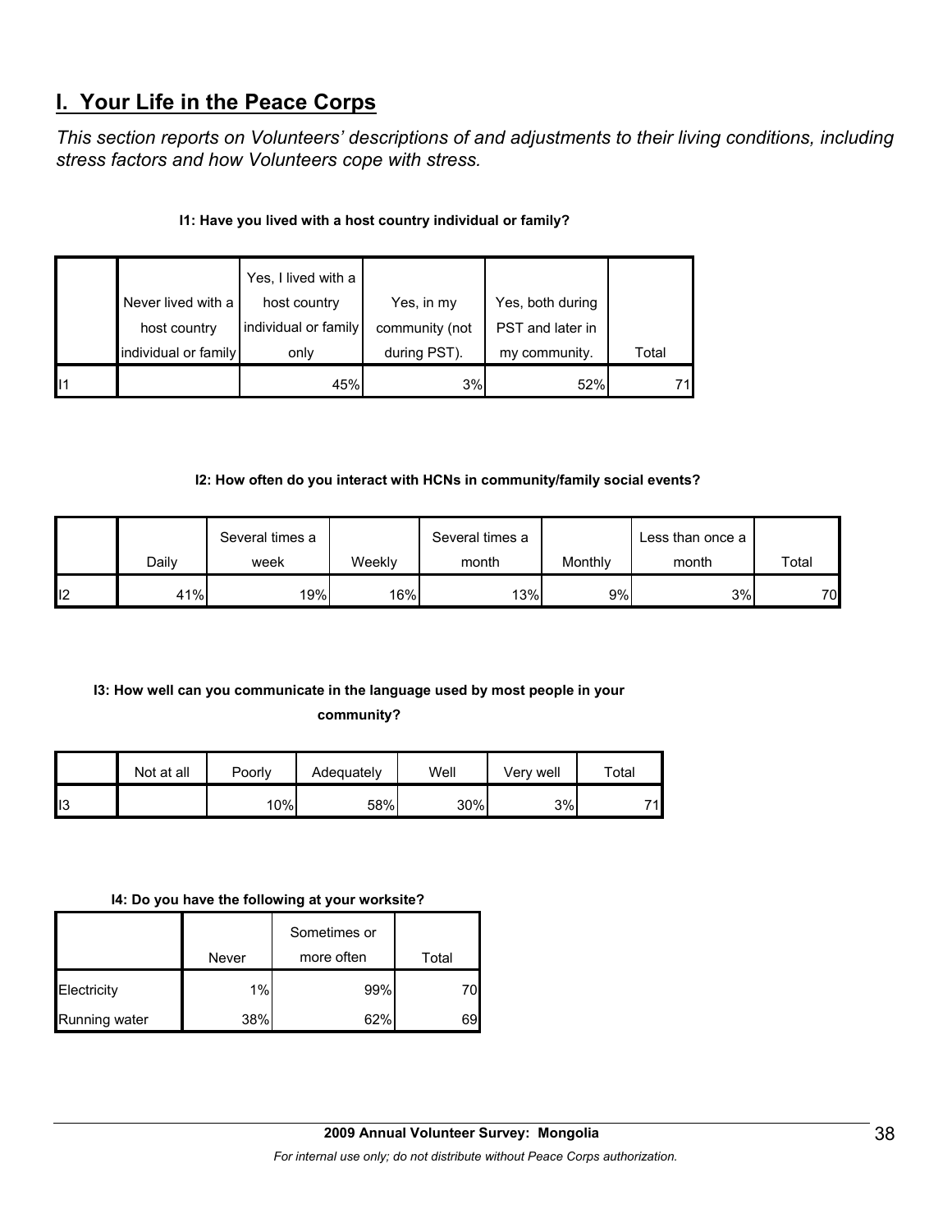## I. Your Life in the Peace Corps

*This section reports on Volunteers' descriptions of and adjustments to their living conditions, including stress factors and how Volunteers cope with stress.*

**I1: Have you lived with a host country individual or family?**

| | Never lived with a host country individual or family | Yes, I lived with a host country individual or family only | Yes, in my community (not during PST). | Yes, both during PST and later in my community. | Total |
|---|---|---|---|---|---|
| I1 | | 45% | 3% | 52% | 71 |

**I2: How often do you interact with HCNs in community/family social events?**

| | Daily | Several times a week | Weekly | Several times a month | Monthly | Less than once a month | Total |
|---|---|---|---|---|---|---|---|
| I2 | 41% | 19% | 16% | 13% | 9% | 3% | 70 |

**I3: How well can you communicate in the language used by most people in your community?**

| | Not at all | Poorly | Adequately | Well | Very well | Total |
|---|---|---|---|---|---|---|
| I3 | | 10% | 58% | 30% | 3% | 71 |

**I4: Do you have the following at your worksite?**

| | Never | Sometimes or more often | Total |
|---|---|---|---|
| Electricity | 1% | 99% | 70 |
| Running water | 38% | 62% | 69 |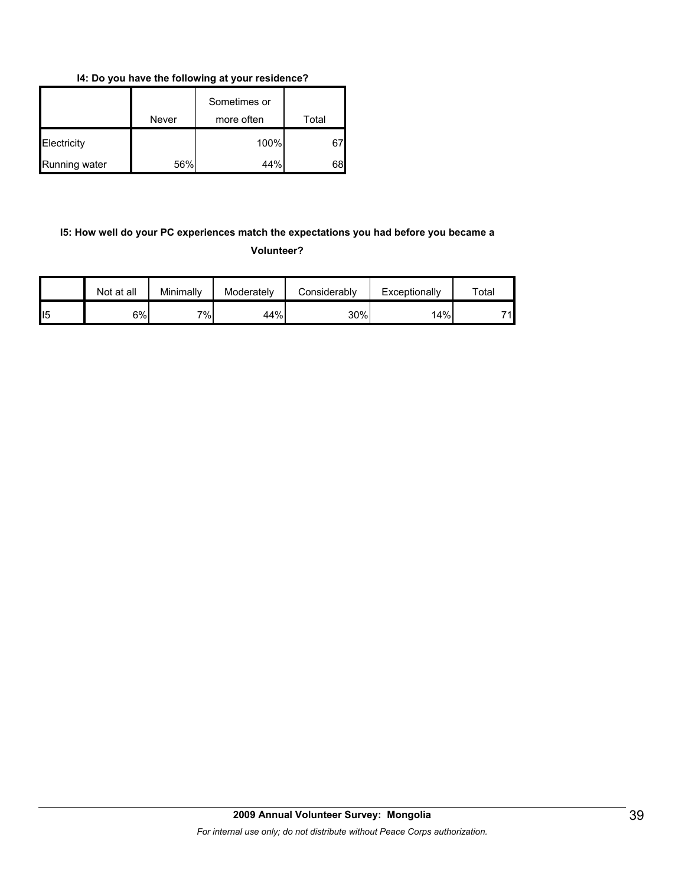**I4: Do you have the following at your residence?**

| | Never | Sometimes or more often | Total |
|---|---|---|---|
| Electricity | | 100% | 67 |
| Running water | 56% | 44% | 68 |

**I5: How well do your PC experiences match the expectations you had before you became a Volunteer?**

| | Not at all | Minimally | Moderately | Considerably | Exceptionally | Total |
|---|---|---|---|---|---|---|
| I5 | 6% | 7% | 44% | 30% | 14% | 71 |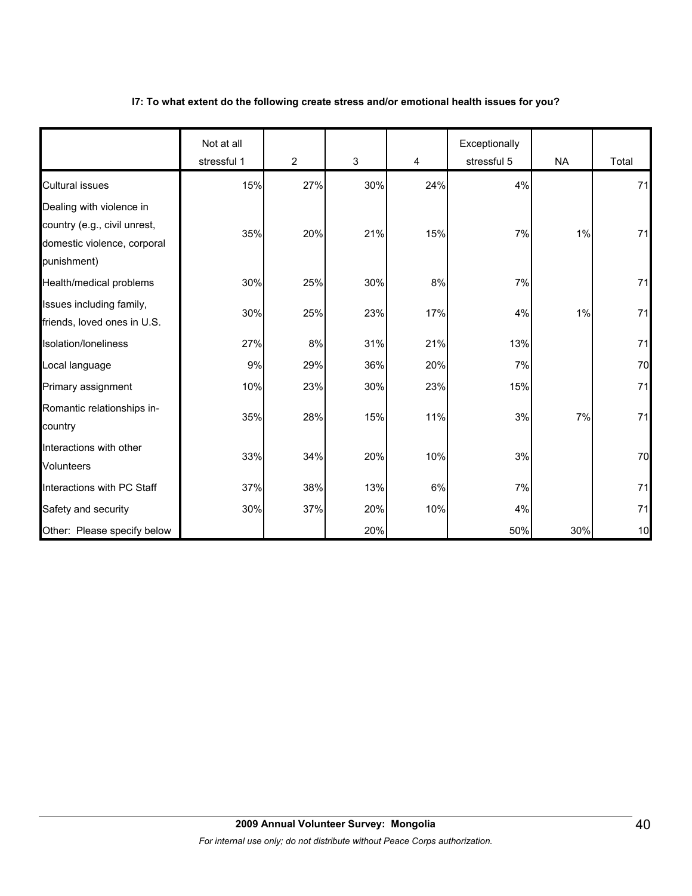**I7: To what extent do the following create stress and/or emotional health issues for you?**

| | Not at all stressful 1 | 2 | 3 | 4 | Exceptionally stressful 5 | NA | Total |
|---|---|---|---|---|---|---|---|
| Cultural issues | 15% | 27% | 30% | 24% | 4% | | 71 |
| Dealing with violence in country (e.g., civil unrest, domestic violence, corporal punishment) | 35% | 20% | 21% | 15% | 7% | 1% | 71 |
| Health/medical problems | 30% | 25% | 30% | 8% | 7% | | 71 |
| Issues including family, friends, loved ones in U.S. | 30% | 25% | 23% | 17% | 4% | 1% | 71 |
| Isolation/loneliness | 27% | 8% | 31% | 21% | 13% | | 71 |
| Local language | 9% | 29% | 36% | 20% | 7% | | 70 |
| Primary assignment | 10% | 23% | 30% | 23% | 15% | | 71 |
| Romantic relationships in-country | 35% | 28% | 15% | 11% | 3% | 7% | 71 |
| Interactions with other Volunteers | 33% | 34% | 20% | 10% | 3% | | 70 |
| Interactions with PC Staff | 37% | 38% | 13% | 6% | 7% | | 71 |
| Safety and security | 30% | 37% | 20% | 10% | 4% | | 71 |
| Other: Please specify below | | | 20% | | 50% | 30% | 10 |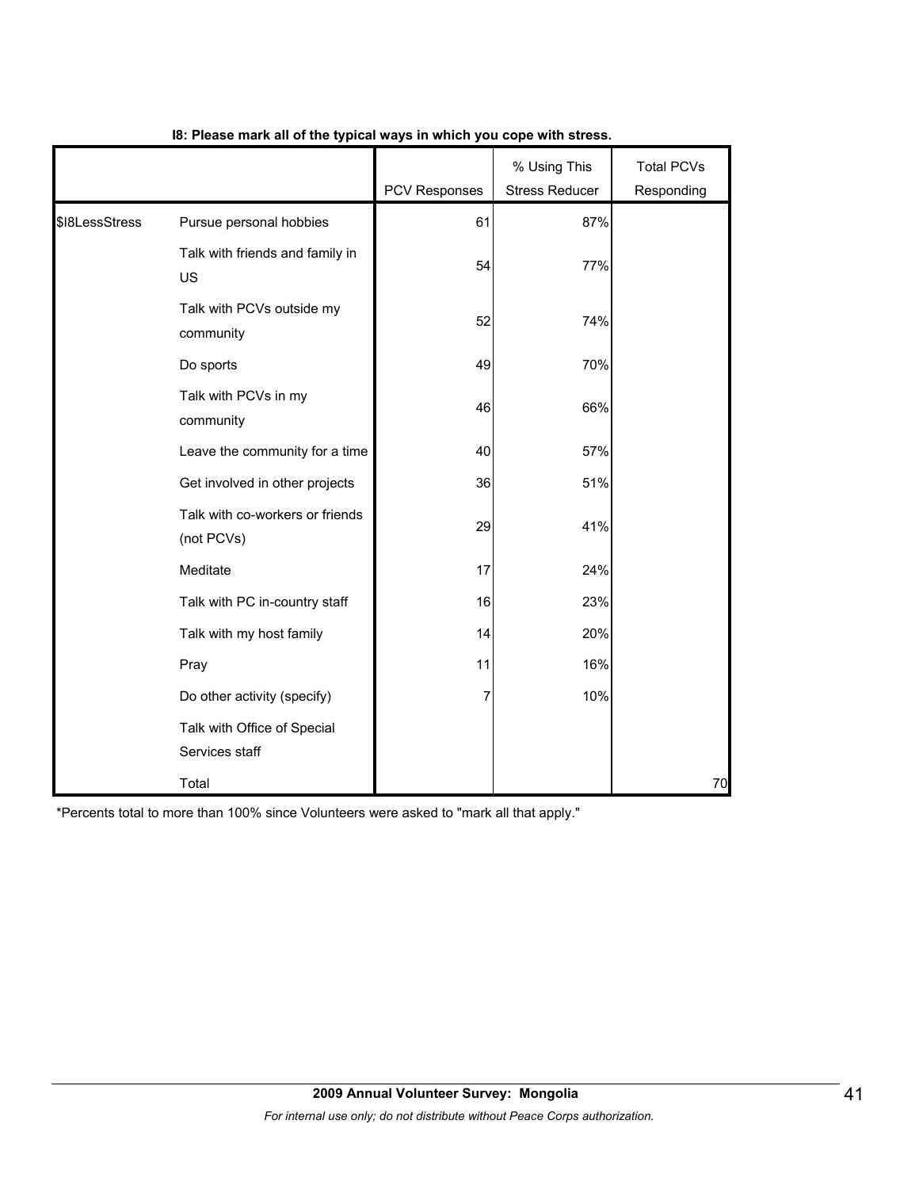**I8: Please mark all of the typical ways in which you cope with stress.**

| | | PCV Responses | % Using This Stress Reducer | Total PCVs Responding |
|---|---|---|---|---|
| $I8LessStress | Pursue personal hobbies | 61 | 87% | |
| | Talk with friends and family in US | 54 | 77% | |
| | Talk with PCVs outside my community | 52 | 74% | |
| | Do sports | 49 | 70% | |
| | Talk with PCVs in my community | 46 | 66% | |
| | Leave the community for a time | 40 | 57% | |
| | Get involved in other projects | 36 | 51% | |
| | Talk with co-workers or friends (not PCVs) | 29 | 41% | |
| | Meditate | 17 | 24% | |
| | Talk with PC in-country staff | 16 | 23% | |
| | Talk with my host family | 14 | 20% | |
| | Pray | 11 | 16% | |
| | Do other activity (specify) | 7 | 10% | |
| | Talk with Office of Special Services staff | | | |
| | Total | | | 70 |

*Percents total to more than 100% since Volunteers were asked to "mark all that apply."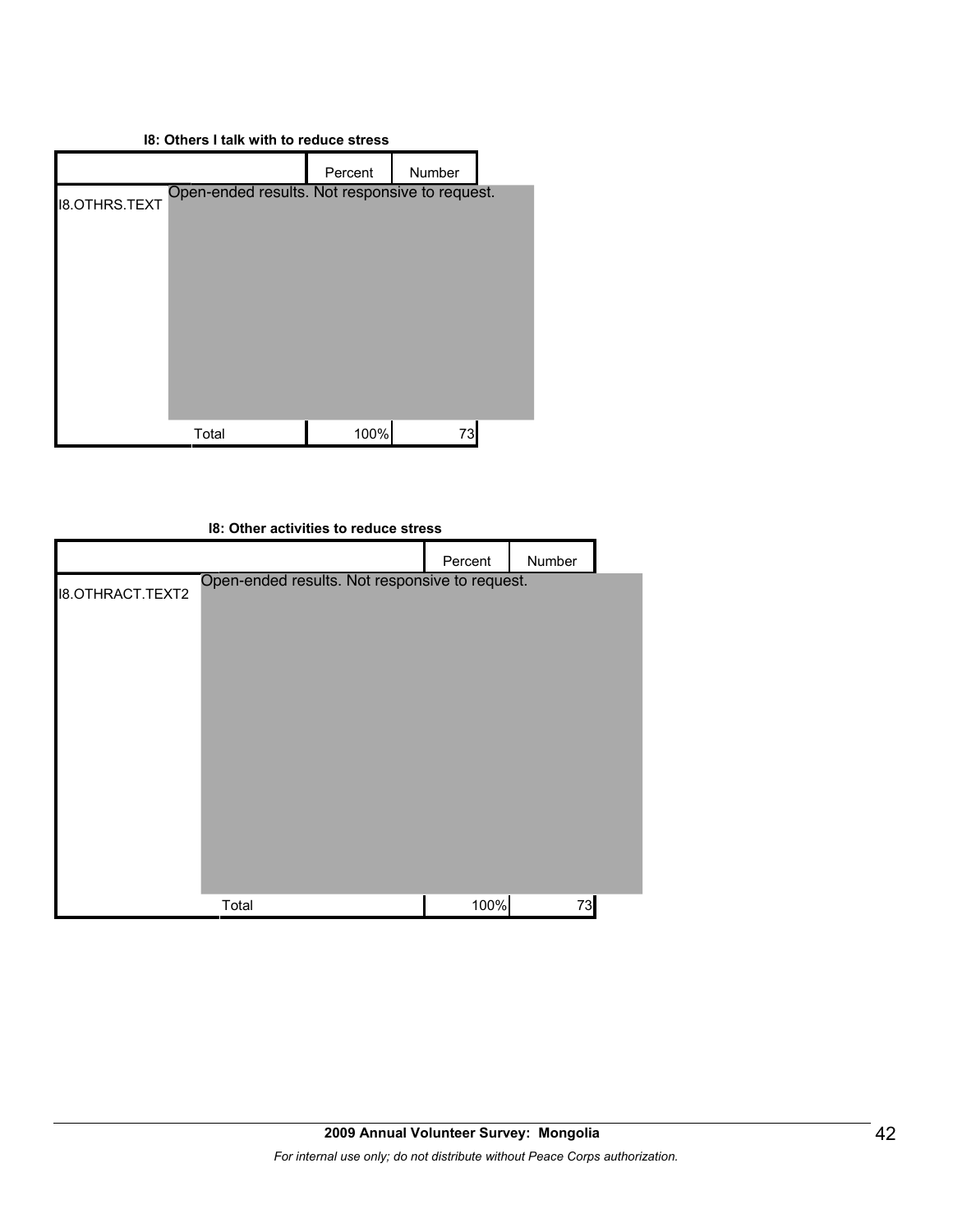**I8: Others I talk with to reduce stress**

| | | Percent | Number |
|---|---|---|---|
| I8.OTHRS.TEXT | Open-ended results. Not responsive to request. | | |
| | Total | 100% | 73 |

**I8: Other activities to reduce stress**

| | | Percent | Number |
|---|---|---|---|
| I8.OTHRACT.TEXT2 | Open-ended results. Not responsive to request. | | |
| | Total | 100% | 73 |

**2009 Annual Volunteer Survey: Mongolia**

*For internal use only; do not distribute without Peace Corps authorization.*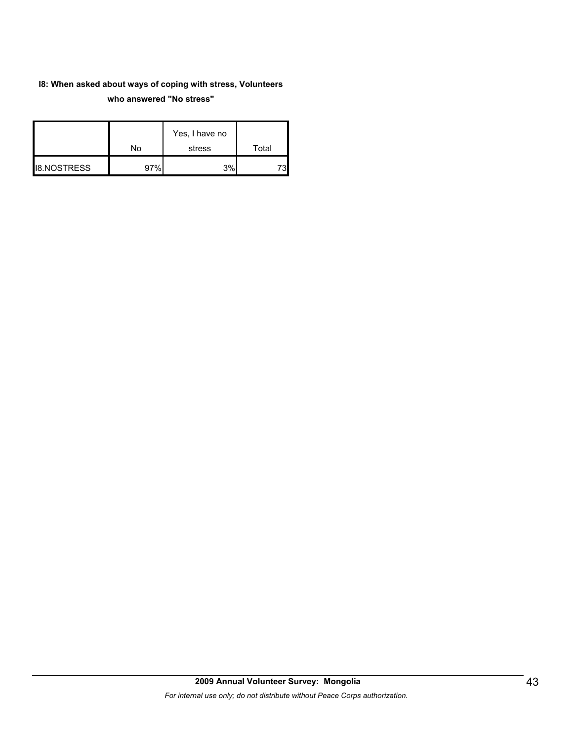**I8: When asked about ways of coping with stress, Volunteers who answered "No stress"**

| | No | Yes, I have no stress | Total |
|---|---|---|---|
| I8.NOSTRESS | 97% | 3% | 73 |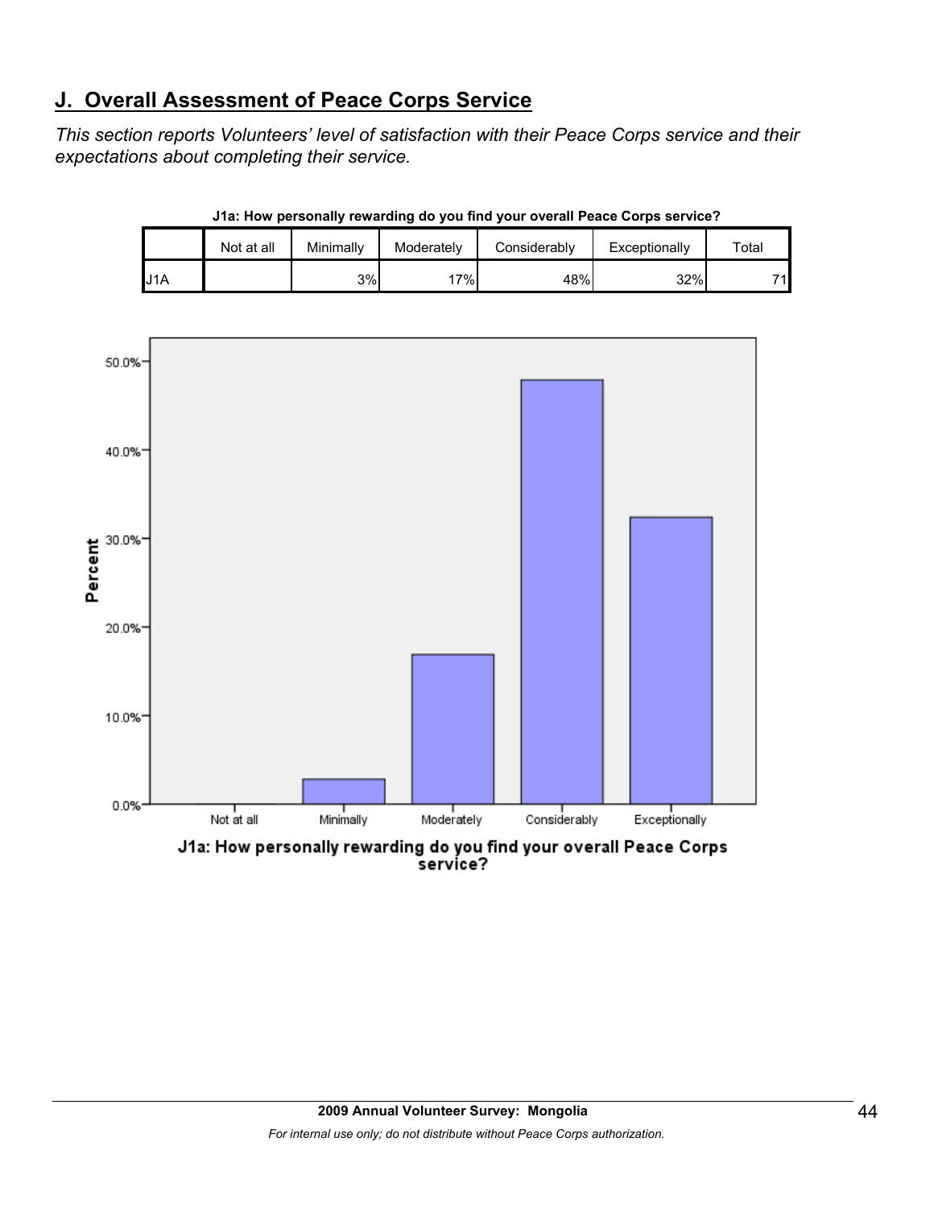## J. Overall Assessment of Peace Corps Service

*This section reports Volunteers' level of satisfaction with their Peace Corps service and their expectations about completing their service.*

**J1a: How personally rewarding do you find your overall Peace Corps service?**

| | Not at all | Minimally | Moderately | Considerably | Exceptionally | Total |
|---|---|---|---|---|---|---|
| J1A | | 3% | 17% | 48% | 32% | 71 |

J1a: How personally rewarding do you find your overall Peace Corps service?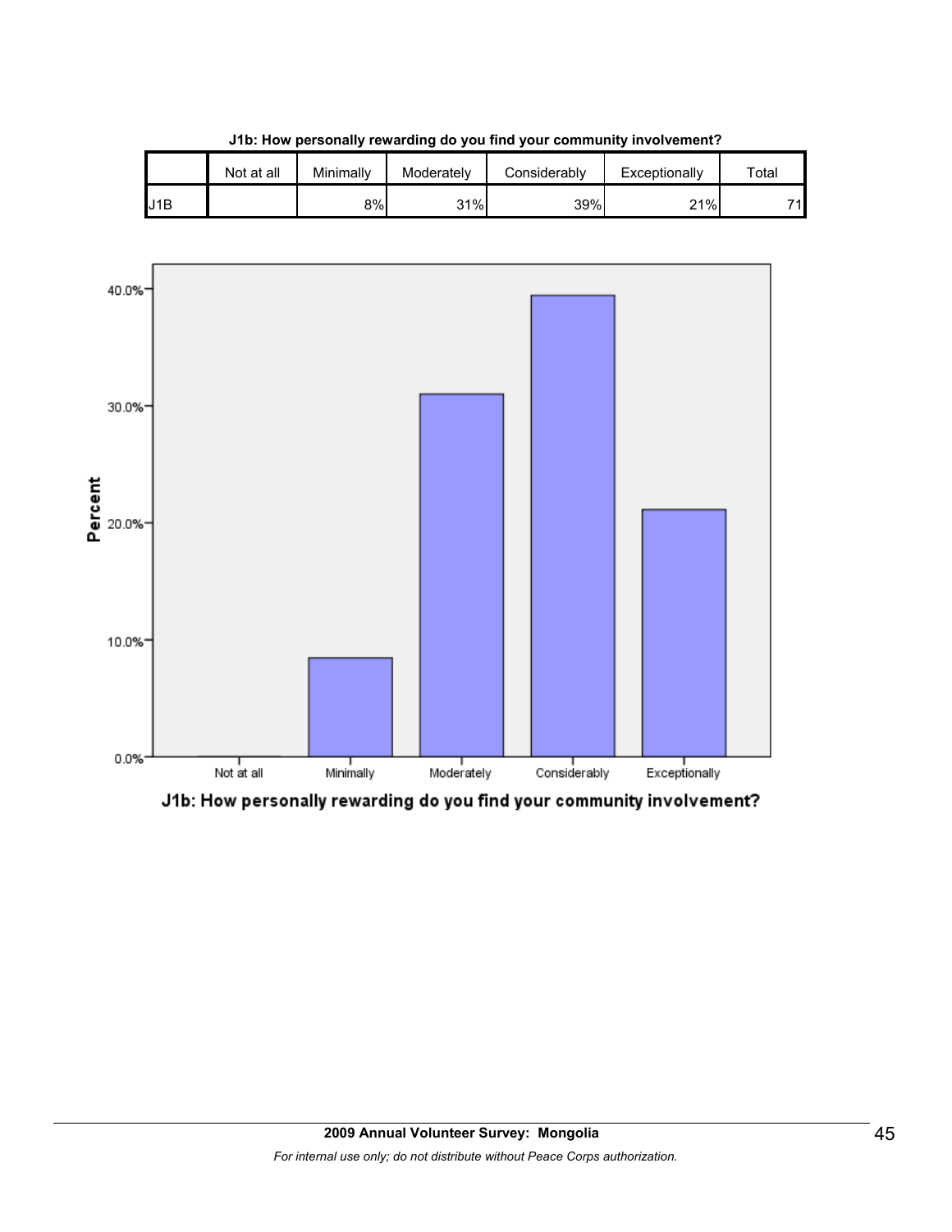**J1b: How personally rewarding do you find your community involvement?**

| | Not at all | Minimally | Moderately | Considerably | Exceptionally | Total |
|---|---|---|---|---|---|---|
| J1B | | 8% | 31% | 39% | 21% | 71 |

J1b: How personally rewarding do you find your community involvement?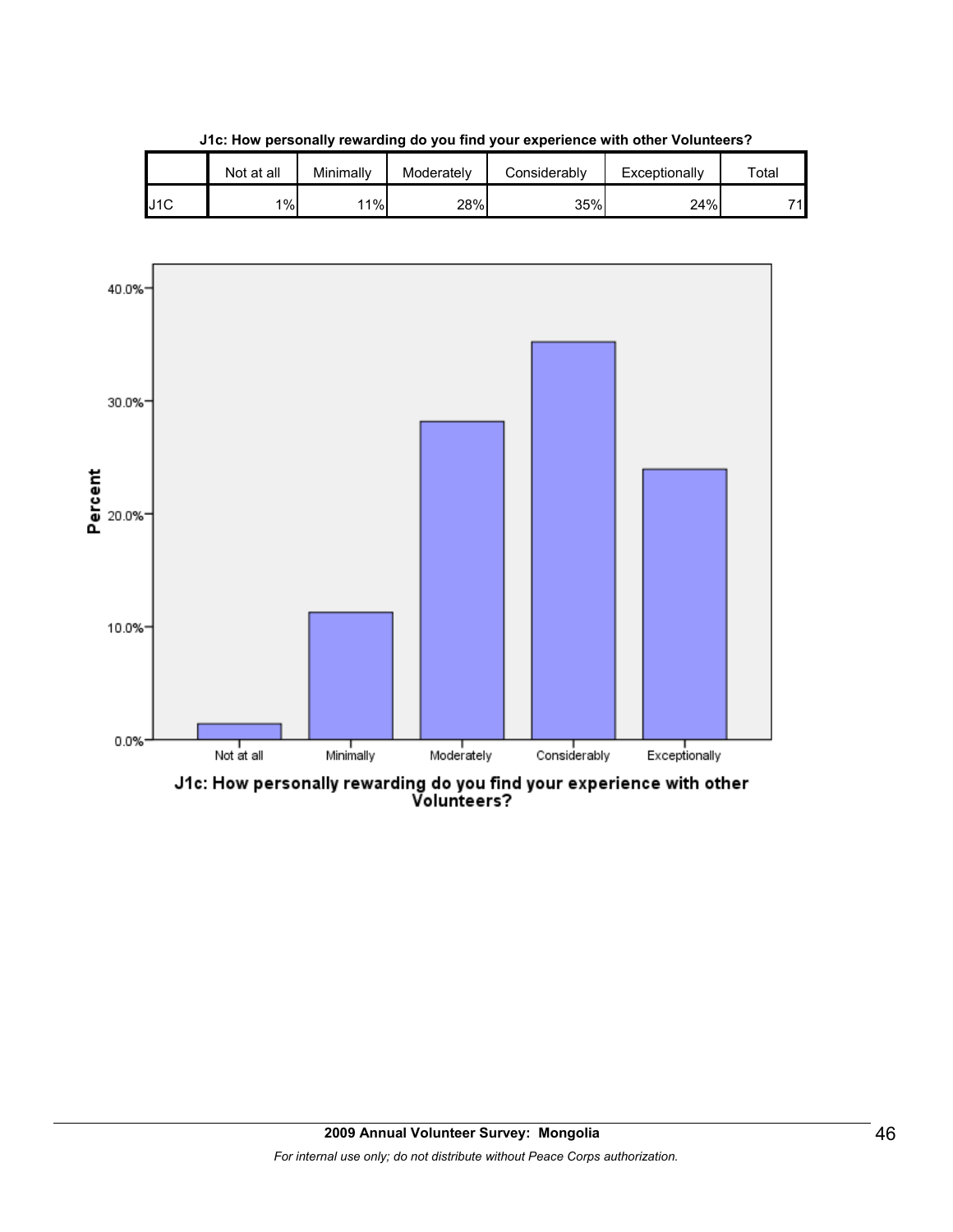**J1c: How personally rewarding do you find your experience with other Volunteers?**

| | Not at all | Minimally | Moderately | Considerably | Exceptionally | Total |
|---|---|---|---|---|---|---|
| J1C | 1% | 11% | 28% | 35% | 24% | 71 |

J1c: How personally rewarding do you find your experience with other Volunteers?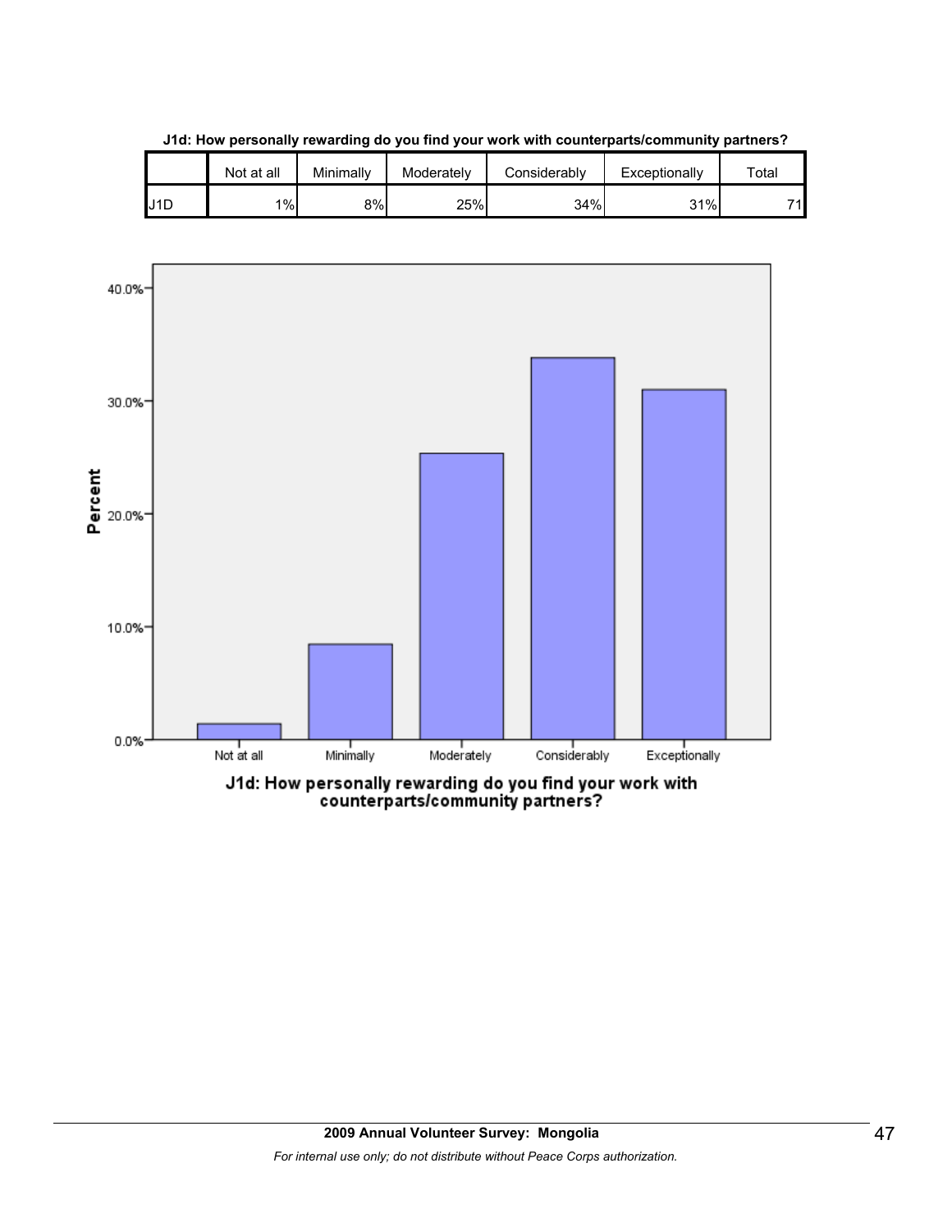**J1d: How personally rewarding do you find your work with counterparts/community partners?**

| | Not at all | Minimally | Moderately | Considerably | Exceptionally | Total |
|---|---|---|---|---|---|---|
| J1D | 1% | 8% | 25% | 34% | 31% | 71 |

J1d: How personally rewarding do you find your work with counterparts/community partners?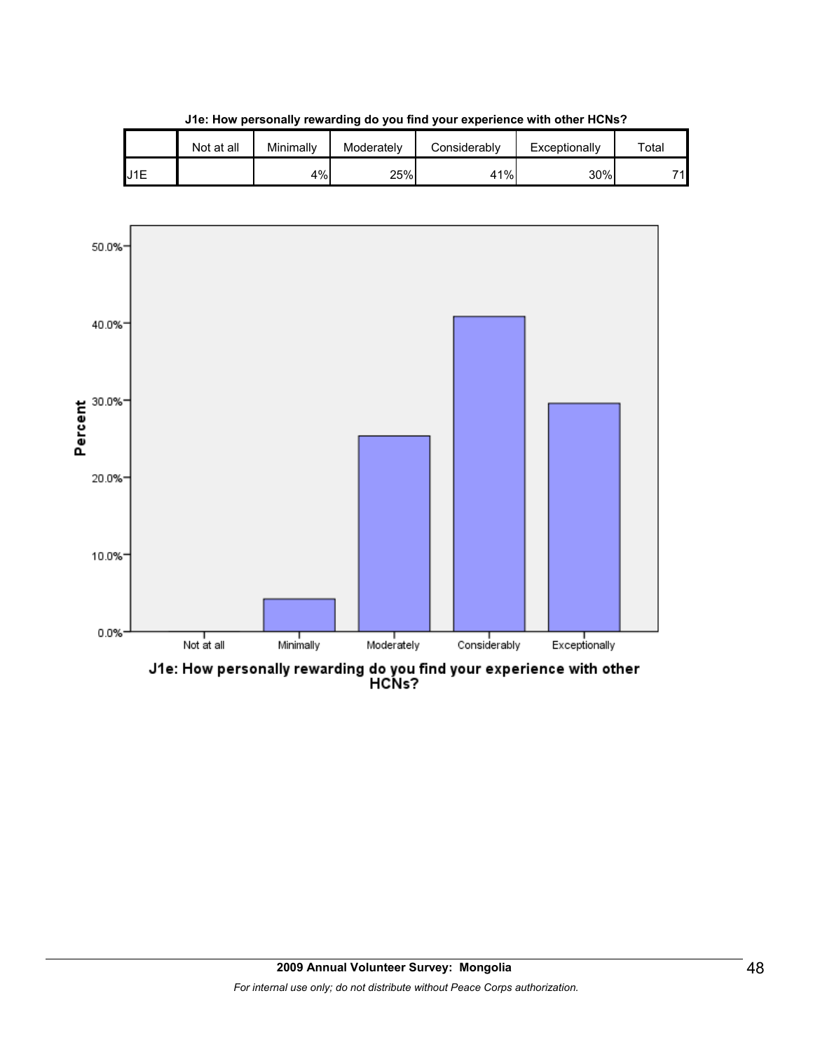**J1e: How personally rewarding do you find your experience with other HCNs?**

| | Not at all | Minimally | Moderately | Considerably | Exceptionally | Total |
|---|---|---|---|---|---|---|
| J1E | | 4% | 25% | 41% | 30% | 71 |

J1e: How personally rewarding do you find your experience with other HCNs?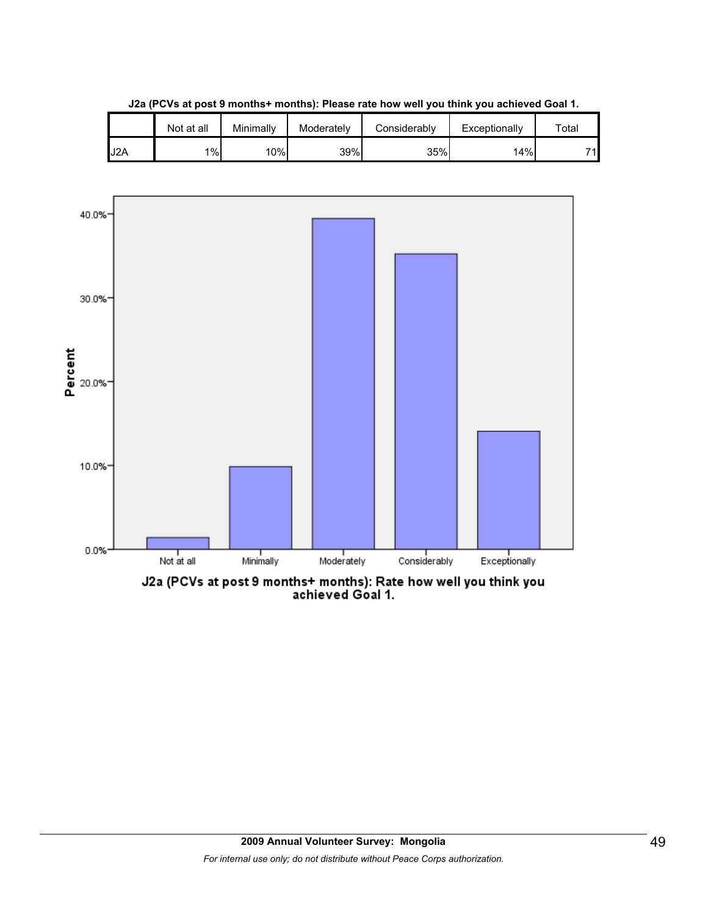**J2a (PCVs at post 9 months+ months): Please rate how well you think you achieved Goal 1.**

| | Not at all | Minimally | Moderately | Considerably | Exceptionally | Total |
|---|---|---|---|---|---|---|
| J2A | 1% | 10% | 39% | 35% | 14% | 71 |

J2a (PCVs at post 9 months+ months): Rate how well you think you achieved Goal 1.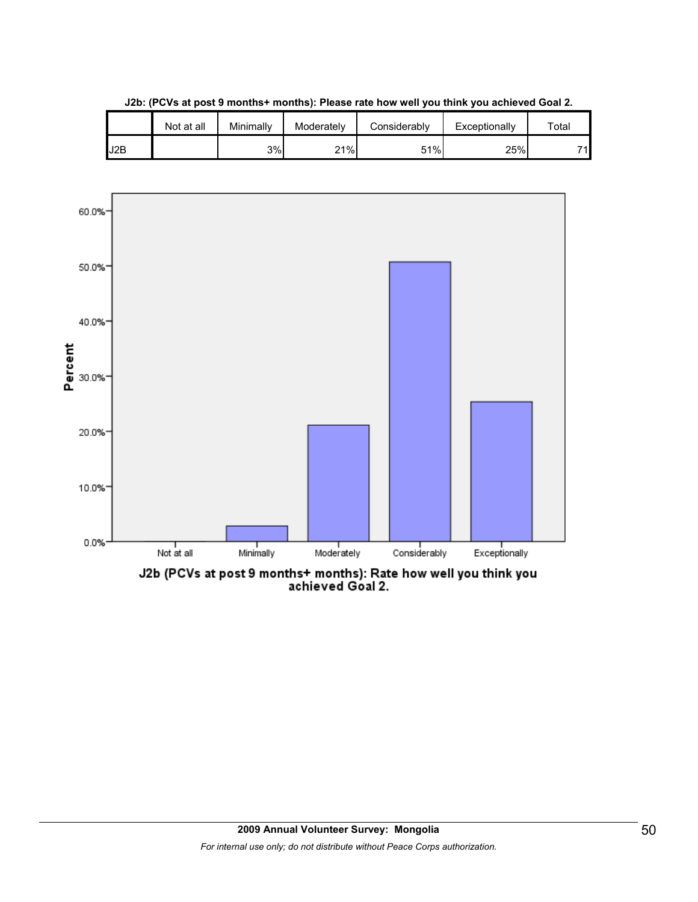**J2b: (PCVs at post 9 months+ months): Please rate how well you think you achieved Goal 2.**

| | Not at all | Minimally | Moderately | Considerably | Exceptionally | Total |
|---|---|---|---|---|---|---|
| J2B | | 3% | 21% | 51% | 25% | 71 |

J2b (PCVs at post 9 months+ months): Rate how well you think you achieved Goal 2.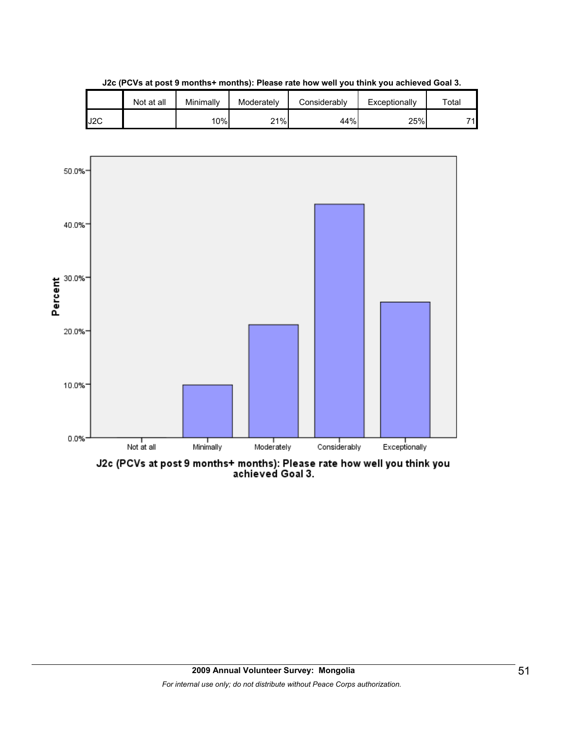**J2c (PCVs at post 9 months+ months): Please rate how well you think you achieved Goal 3.**

| | Not at all | Minimally | Moderately | Considerably | Exceptionally | Total |
|---|---|---|---|---|---|---|
| J2C | | 10% | 21% | 44% | 25% | 71 |

J2c (PCVs at post 9 months+ months): Please rate how well you think you achieved Goal 3.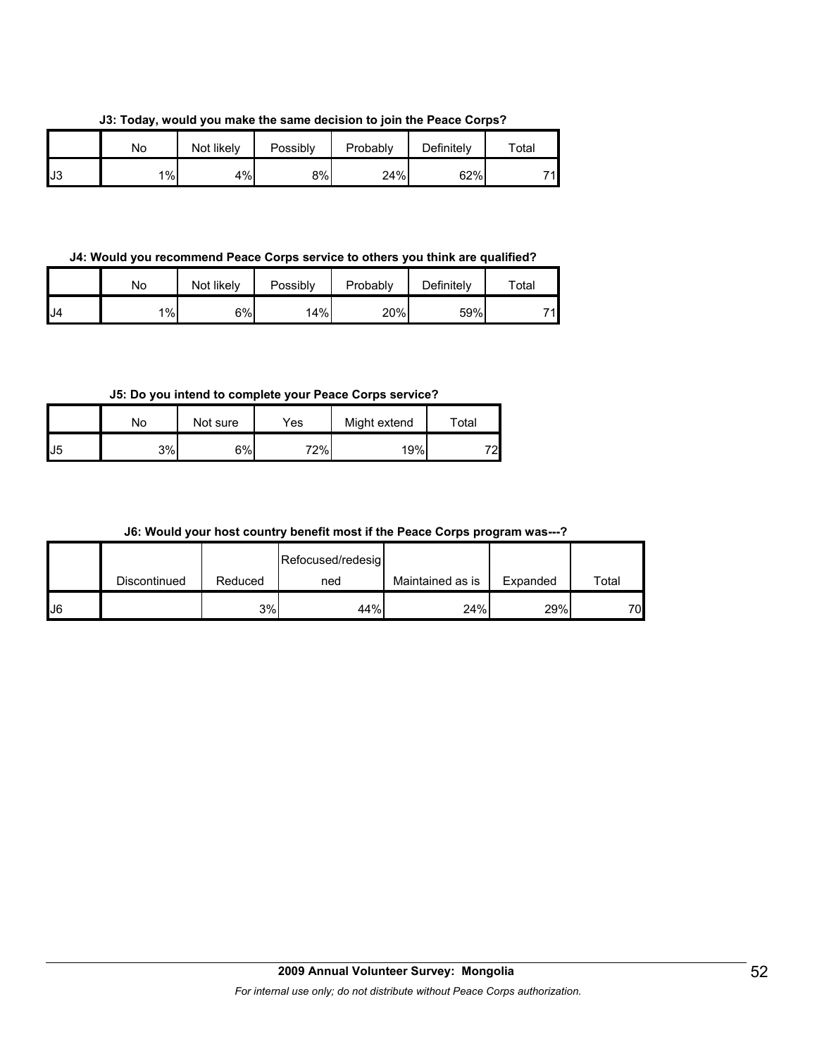**J3: Today, would you make the same decision to join the Peace Corps?**

| | No | Not likely | Possibly | Probably | Definitely | Total |
|---|---|---|---|---|---|---|
| J3 | 1% | 4% | 8% | 24% | 62% | 71 |

**J4: Would you recommend Peace Corps service to others you think are qualified?**

| | No | Not likely | Possibly | Probably | Definitely | Total |
|---|---|---|---|---|---|---|
| J4 | 1% | 6% | 14% | 20% | 59% | 71 |

**J5: Do you intend to complete your Peace Corps service?**

| | No | Not sure | Yes | Might extend | Total |
|---|---|---|---|---|---|
| J5 | 3% | 6% | 72% | 19% | 72 |

**J6: Would your host country benefit most if the Peace Corps program was---?**

| | Discontinued | Reduced | Refocused/redesigned | Maintained as is | Expanded | Total |
|---|---|---|---|---|---|---|
| J6 | | 3% | 44% | 24% | 29% | 70 |

2009 Annual Volunteer Survey: Mongolia

*For internal use only; do not distribute without Peace Corps authorization.*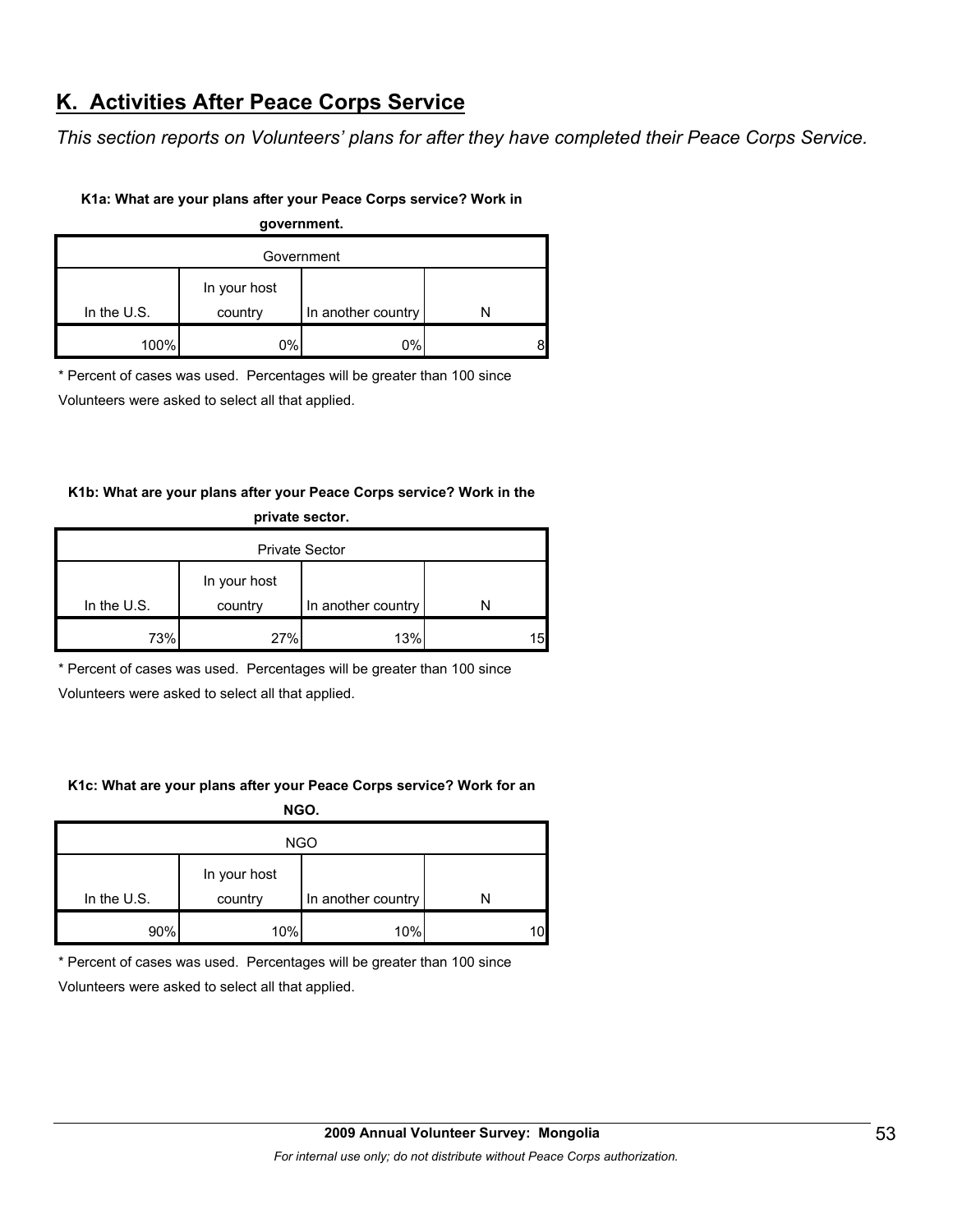## K. Activities After Peace Corps Service

*This section reports on Volunteers' plans for after they have completed their Peace Corps Service.*

**K1a: What are your plans after your Peace Corps service? Work in government.**

| Government | | | |
|---|---|---|---|
| In the U.S. | In your host country | In another country | N |
| 100% | 0% | 0% | 8 |

\* Percent of cases was used. Percentages will be greater than 100 since Volunteers were asked to select all that applied.

**K1b: What are your plans after your Peace Corps service? Work in the private sector.**

| Private Sector | | | |
|---|---|---|---|
| In the U.S. | In your host country | In another country | N |
| 73% | 27% | 13% | 15 |

\* Percent of cases was used. Percentages will be greater than 100 since Volunteers were asked to select all that applied.

**K1c: What are your plans after your Peace Corps service? Work for an NGO.**

| NGO | | | |
|---|---|---|---|
| In the U.S. | In your host country | In another country | N |
| 90% | 10% | 10% | 10 |

\* Percent of cases was used. Percentages will be greater than 100 since Volunteers were asked to select all that applied.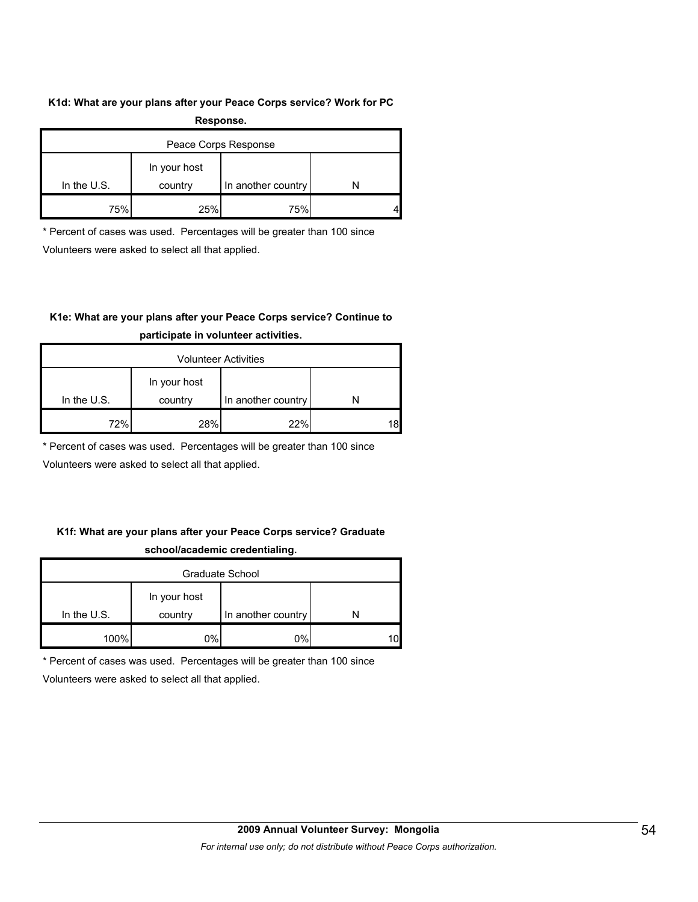**K1d: What are your plans after your Peace Corps service? Work for PC Response.**

| Peace Corps Response | | | |
|---|---|---|---|
| In the U.S. | In your host country | In another country | N |
| 75% | 25% | 75% | 4 |

* Percent of cases was used. Percentages will be greater than 100 since Volunteers were asked to select all that applied.

**K1e: What are your plans after your Peace Corps service? Continue to participate in volunteer activities.**

| Volunteer Activities | | | |
|---|---|---|---|
| In the U.S. | In your host country | In another country | N |
| 72% | 28% | 22% | 18 |

* Percent of cases was used. Percentages will be greater than 100 since Volunteers were asked to select all that applied.

**K1f: What are your plans after your Peace Corps service? Graduate school/academic credentialing.**

| Graduate School | | | |
|---|---|---|---|
| In the U.S. | In your host country | In another country | N |
| 100% | 0% | 0% | 10 |

* Percent of cases was used. Percentages will be greater than 100 since Volunteers were asked to select all that applied.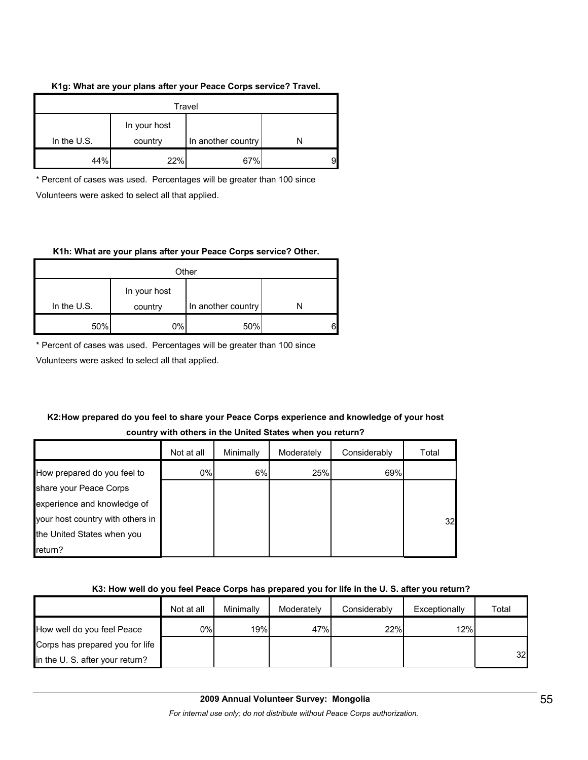**K1g: What are your plans after your Peace Corps service? Travel.**

| Travel | | | |
|---|---|---|---|
| In the U.S. | In your host country | In another country | N |
| 44% | 22% | 67% | 9 |

* Percent of cases was used. Percentages will be greater than 100 since Volunteers were asked to select all that applied.

**K1h: What are your plans after your Peace Corps service? Other.**

| Other | | | |
|---|---|---|---|
| In the U.S. | In your host country | In another country | N |
| 50% | 0% | 50% | 6 |

* Percent of cases was used. Percentages will be greater than 100 since Volunteers were asked to select all that applied.

**K2:How prepared do you feel to share your Peace Corps experience and knowledge of your host country with others in the United States when you return?**

| | Not at all | Minimally | Moderately | Considerably | Total |
|---|---|---|---|---|---|
| How prepared do you feel to share your Peace Corps experience and knowledge of your host country with others in the United States when you return? | 0% | 6% | 25% | 69% | 32 |

**K3: How well do you feel Peace Corps has prepared you for life in the U. S. after you return?**

| | Not at all | Minimally | Moderately | Considerably | Exceptionally | Total |
|---|---|---|---|---|---|---|
| How well do you feel Peace Corps has prepared you for life in the U. S. after your return? | 0% | 19% | 47% | 22% | 12% | 32 |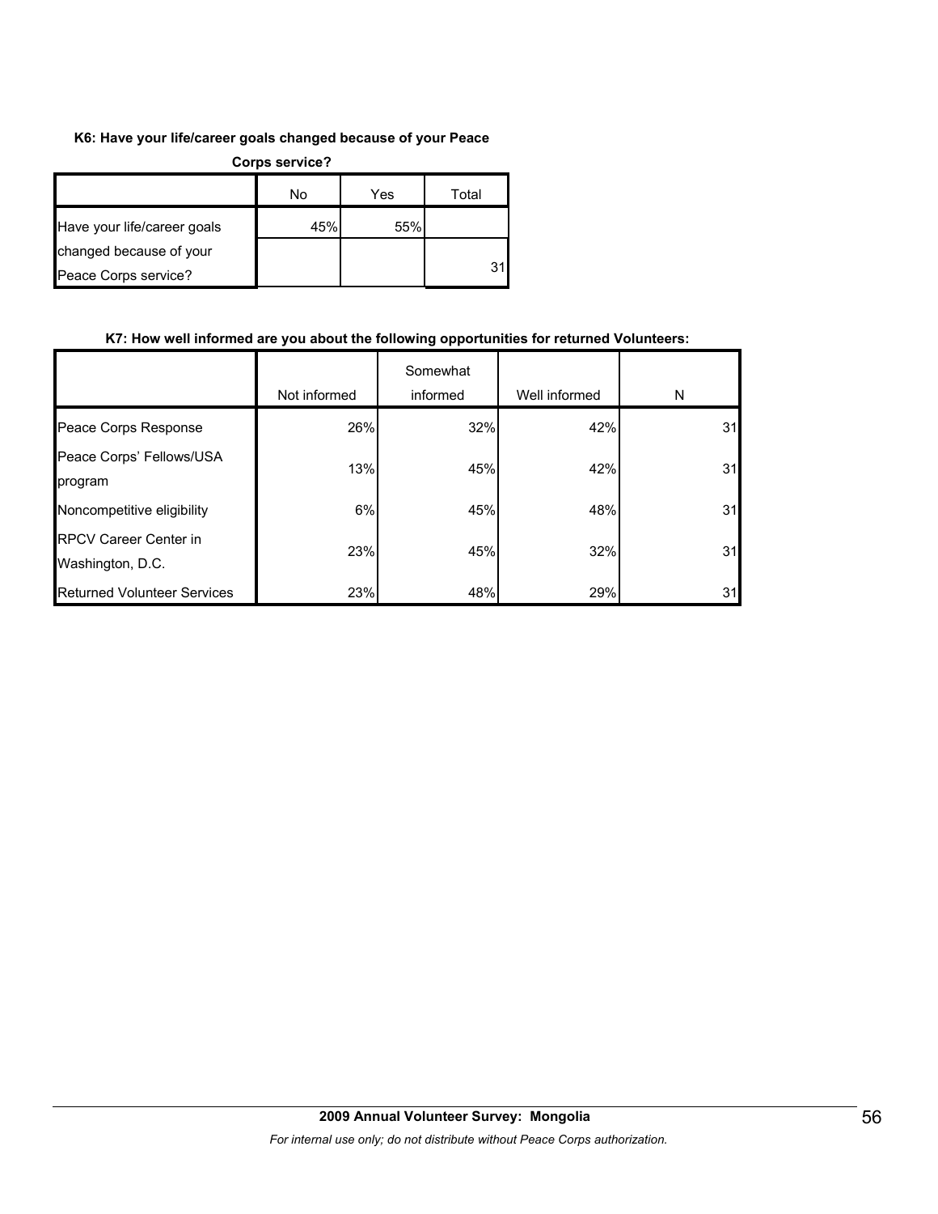**K6: Have your life/career goals changed because of your Peace Corps service?**

| | No | Yes | Total |
|---|---|---|---|
| Have your life/career goals changed because of your Peace Corps service? | 45% | 55% | 31 |

**K7: How well informed are you about the following opportunities for returned Volunteers:**

| | Not informed | Somewhat informed | Well informed | N |
|---|---|---|---|---|
| Peace Corps Response | 26% | 32% | 42% | 31 |
| Peace Corps' Fellows/USA program | 13% | 45% | 42% | 31 |
| Noncompetitive eligibility | 6% | 45% | 48% | 31 |
| RPCV Career Center in Washington, D.C. | 23% | 45% | 32% | 31 |
| Returned Volunteer Services | 23% | 48% | 29% | 31 |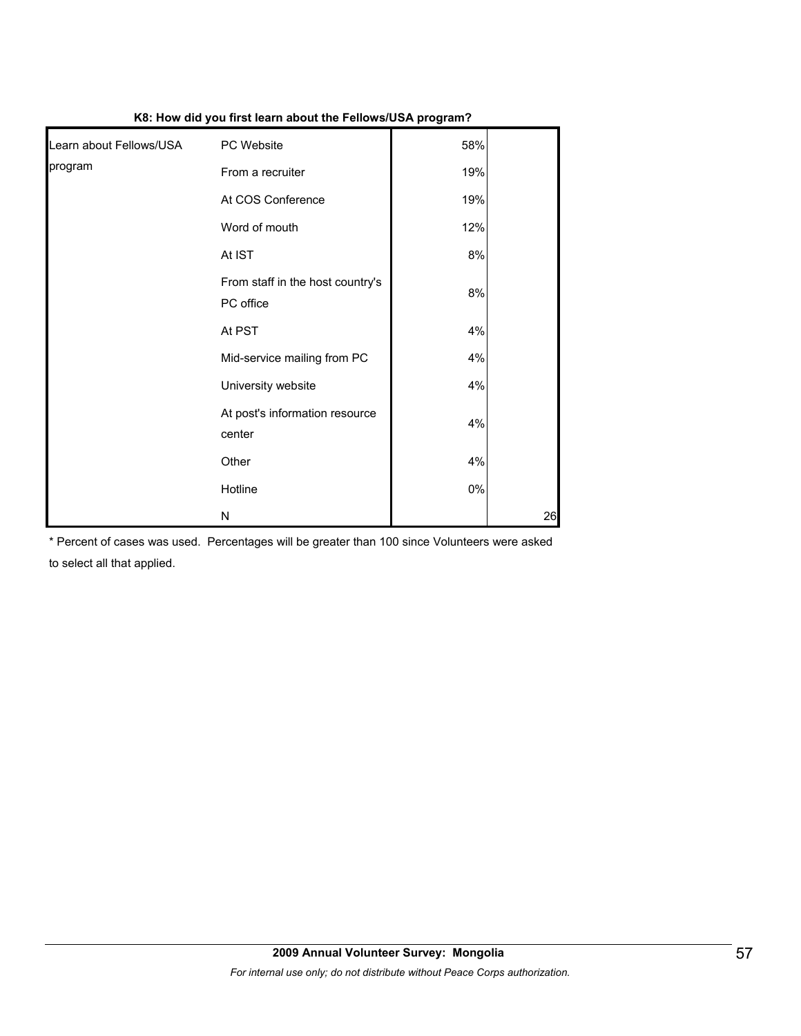**K8: How did you first learn about the Fellows/USA program?**

| | | | |
|---|---|---|---|
| Learn about Fellows/USA program | PC Website | 58% | |
| | From a recruiter | 19% | |
| | At COS Conference | 19% | |
| | Word of mouth | 12% | |
| | At IST | 8% | |
| | From staff in the host country's PC office | 8% | |
| | At PST | 4% | |
| | Mid-service mailing from PC | 4% | |
| | University website | 4% | |
| | At post's information resource center | 4% | |
| | Other | 4% | |
| | Hotline | 0% | |
| | N | | 26 |

* Percent of cases was used. Percentages will be greater than 100 since Volunteers were asked to select all that applied.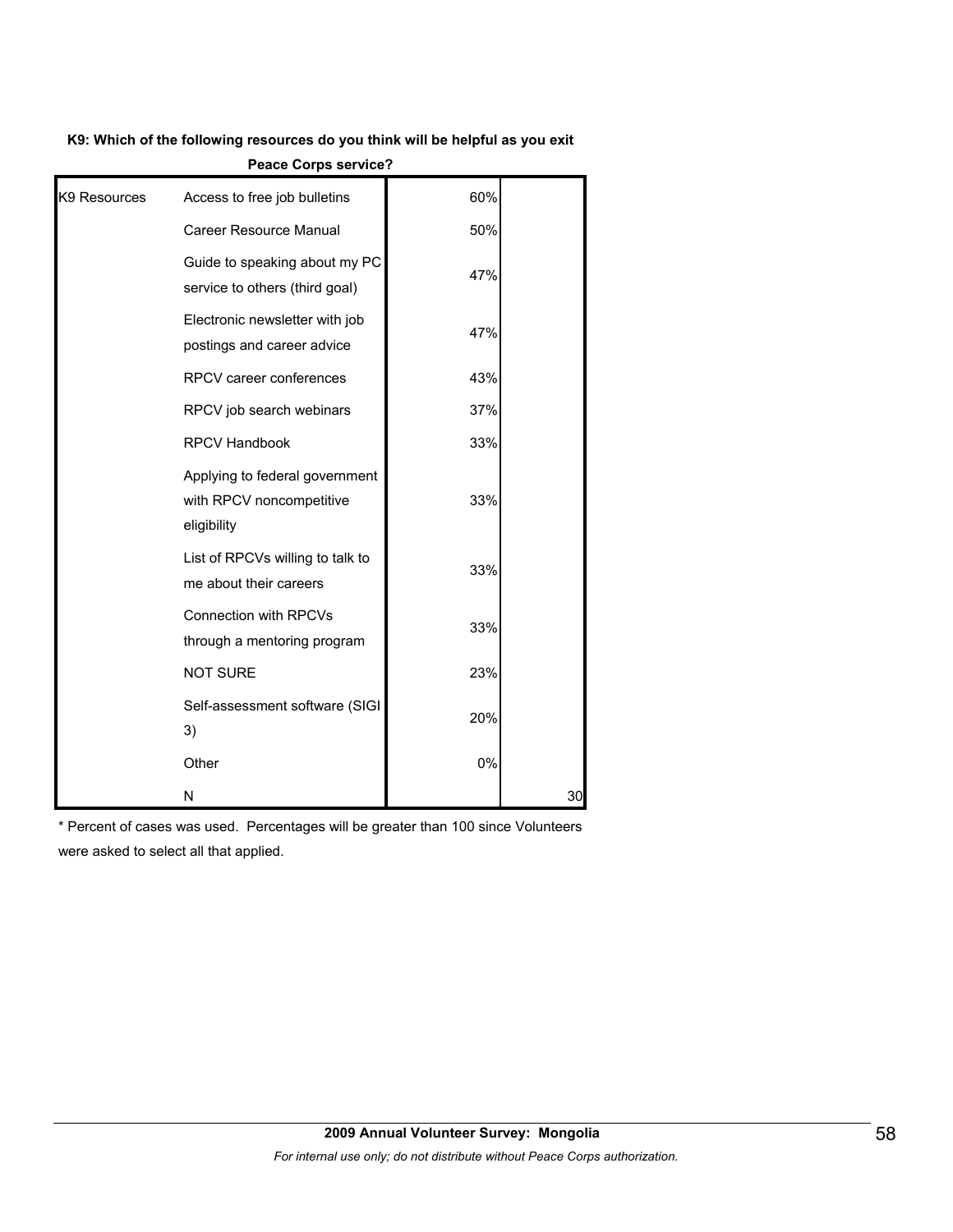**K9: Which of the following resources do you think will be helpful as you exit Peace Corps service?**

| | | | |
|---|---|---|---|
| K9 Resources | Access to free job bulletins | 60% | |
| | Career Resource Manual | 50% | |
| | Guide to speaking about my PC service to others (third goal) | 47% | |
| | Electronic newsletter with job postings and career advice | 47% | |
| | RPCV career conferences | 43% | |
| | RPCV job search webinars | 37% | |
| | RPCV Handbook | 33% | |
| | Applying to federal government with RPCV noncompetitive eligibility | 33% | |
| | List of RPCVs willing to talk to me about their careers | 33% | |
| | Connection with RPCVs through a mentoring program | 33% | |
| | NOT SURE | 23% | |
| | Self-assessment software (SIGI 3) | 20% | |
| | Other | 0% | |
| | N | | 30 |

* Percent of cases was used. Percentages will be greater than 100 since Volunteers were asked to select all that applied.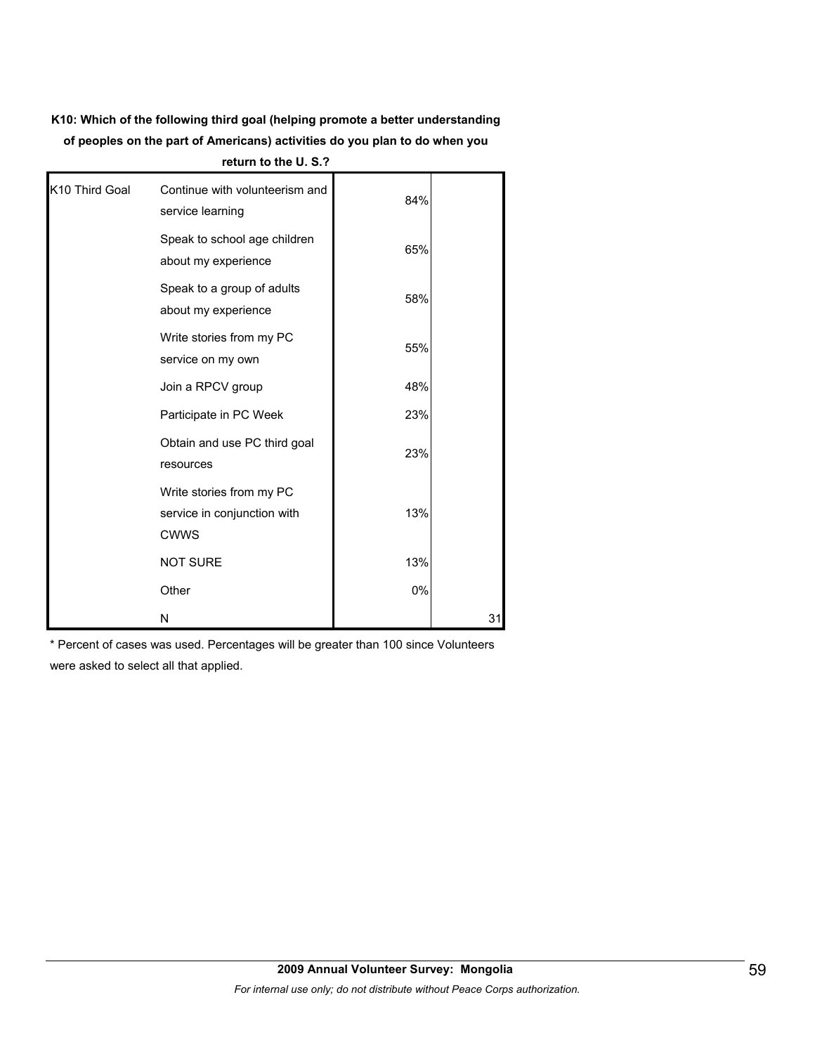**K10: Which of the following third goal (helping promote a better understanding of peoples on the part of Americans) activities do you plan to do when you return to the U. S.?**

| | | | |
|---|---|---|---|
| K10 Third Goal | Continue with volunteerism and service learning | 84% | |
| | Speak to school age children about my experience | 65% | |
| | Speak to a group of adults about my experience | 58% | |
| | Write stories from my PC service on my own | 55% | |
| | Join a RPCV group | 48% | |
| | Participate in PC Week | 23% | |
| | Obtain and use PC third goal resources | 23% | |
| | Write stories from my PC service in conjunction with CWWS | 13% | |
| | NOT SURE | 13% | |
| | Other | 0% | |
| | N | | 31 |

* Percent of cases was used. Percentages will be greater than 100 since Volunteers were asked to select all that applied.